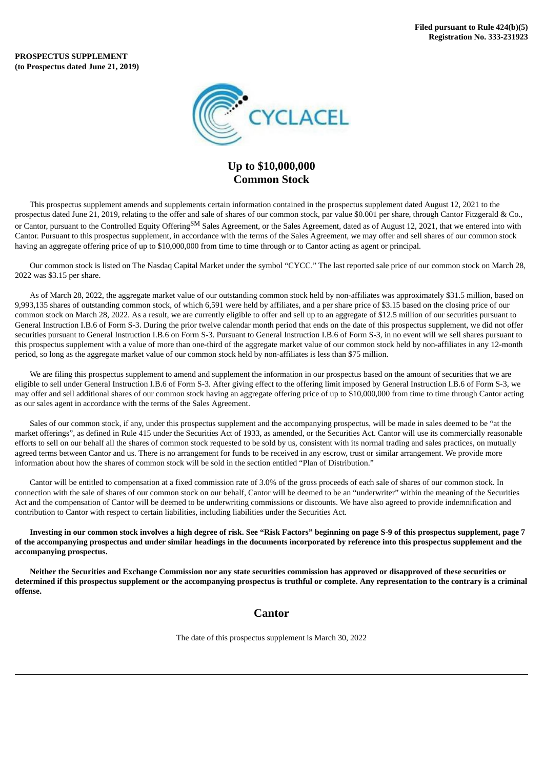**Filed pursuant to Rule 424(b)(5)**
**Registration No. 333-231923**

**PROSPECTUS SUPPLEMENT**
**(to Prospectus dated June 21, 2019)**

CYCLACEL

# Up to $10,000,000
# Common Stock

This prospectus supplement amends and supplements certain information contained in the prospectus supplement dated August 12, 2021 to the prospectus dated June 21, 2019, relating to the offer and sale of shares of our common stock, par value $0.001 per share, through Cantor Fitzgerald & Co., or Cantor, pursuant to the Controlled Equity Offering[SM] Sales Agreement, or the Sales Agreement, dated as of August 12, 2021, that we entered into with Cantor. Pursuant to this prospectus supplement, in accordance with the terms of the Sales Agreement, we may offer and sell shares of our common stock having an aggregate offering price of up to $10,000,000 from time to time through or to Cantor acting as agent or principal.

Our common stock is listed on The Nasdaq Capital Market under the symbol "CYCC." The last reported sale price of our common stock on March 28, 2022 was $3.15 per share.

As of March 28, 2022, the aggregate market value of our outstanding common stock held by non-affiliates was approximately $31.5 million, based on 9,993,135 shares of outstanding common stock, of which 6,591 were held by affiliates, and a per share price of $3.15 based on the closing price of our common stock on March 28, 2022. As a result, we are currently eligible to offer and sell up to an aggregate of $12.5 million of our securities pursuant to General Instruction I.B.6 of Form S-3. During the prior twelve calendar month period that ends on the date of this prospectus supplement, we did not offer securities pursuant to General Instruction I.B.6 on Form S-3. Pursuant to General Instruction I.B.6 of Form S-3, in no event will we sell shares pursuant to this prospectus supplement with a value of more than one-third of the aggregate market value of our common stock held by non-affiliates in any 12-month period, so long as the aggregate market value of our common stock held by non-affiliates is less than $75 million.

We are filing this prospectus supplement to amend and supplement the information in our prospectus based on the amount of securities that we are eligible to sell under General Instruction I.B.6 of Form S-3. After giving effect to the offering limit imposed by General Instruction I.B.6 of Form S-3, we may offer and sell additional shares of our common stock having an aggregate offering price of up to $10,000,000 from time to time through Cantor acting as our sales agent in accordance with the terms of the Sales Agreement.

Sales of our common stock, if any, under this prospectus supplement and the accompanying prospectus, will be made in sales deemed to be "at the market offerings", as defined in Rule 415 under the Securities Act of 1933, as amended, or the Securities Act. Cantor will use its commercially reasonable efforts to sell on our behalf all the shares of common stock requested to be sold by us, consistent with its normal trading and sales practices, on mutually agreed terms between Cantor and us. There is no arrangement for funds to be received in any escrow, trust or similar arrangement. We provide more information about how the shares of common stock will be sold in the section entitled "Plan of Distribution."

Cantor will be entitled to compensation at a fixed commission rate of 3.0% of the gross proceeds of each sale of shares of our common stock. In connection with the sale of shares of our common stock on our behalf, Cantor will be deemed to be an "underwriter" within the meaning of the Securities Act and the compensation of Cantor will be deemed to be underwriting commissions or discounts. We have also agreed to provide indemnification and contribution to Cantor with respect to certain liabilities, including liabilities under the Securities Act.

**Investing in our common stock involves a high degree of risk. See "Risk Factors" beginning on page S-9 of this prospectus supplement, page 7 of the accompanying prospectus and under similar headings in the documents incorporated by reference into this prospectus supplement and the accompanying prospectus.**

**Neither the Securities and Exchange Commission nor any state securities commission has approved or disapproved of these securities or determined if this prospectus supplement or the accompanying prospectus is truthful or complete. Any representation to the contrary is a criminal offense.**

## Cantor

The date of this prospectus supplement is March 30, 2022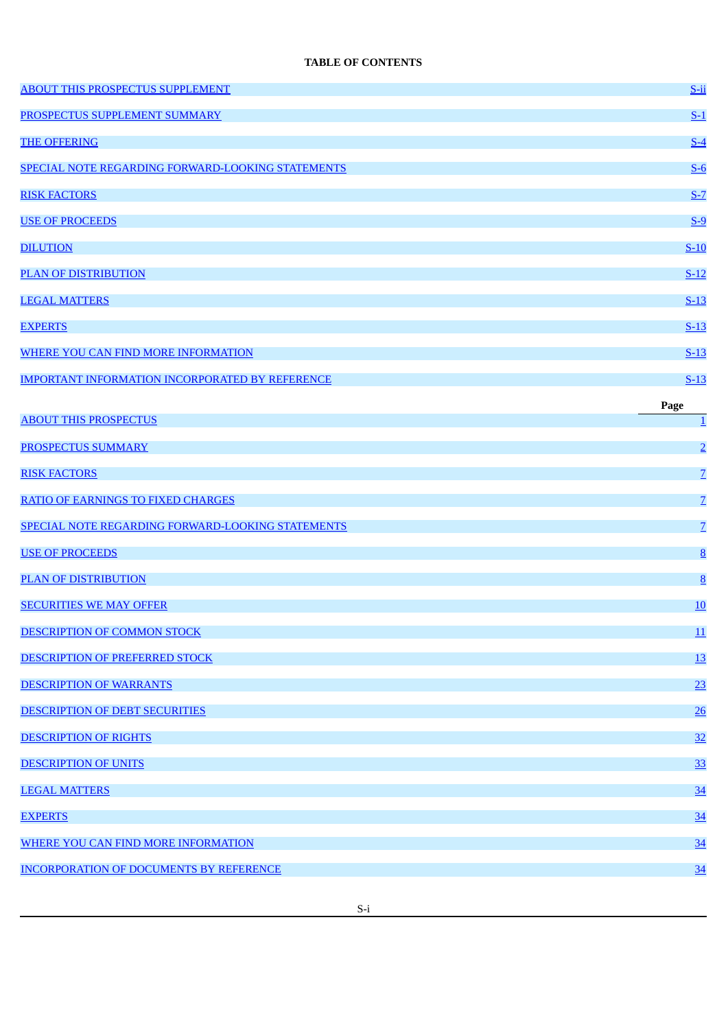**TABLE OF CONTENTS**

| | |
|---|---|
| ABOUT THIS PROSPECTUS SUPPLEMENT | S-ii |
| PROSPECTUS SUPPLEMENT SUMMARY | S-1 |
| THE OFFERING | S-4 |
| SPECIAL NOTE REGARDING FORWARD-LOOKING STATEMENTS | S-6 |
| RISK FACTORS | S-7 |
| USE OF PROCEEDS | S-9 |
| DILUTION | S-10 |
| PLAN OF DISTRIBUTION | S-12 |
| LEGAL MATTERS | S-13 |
| EXPERTS | S-13 |
| WHERE YOU CAN FIND MORE INFORMATION | S-13 |
| IMPORTANT INFORMATION INCORPORATED BY REFERENCE | S-13 |

| | Page |
|---|---|
| ABOUT THIS PROSPECTUS | 1 |
| PROSPECTUS SUMMARY | 2 |
| RISK FACTORS | 7 |
| RATIO OF EARNINGS TO FIXED CHARGES | 7 |
| SPECIAL NOTE REGARDING FORWARD-LOOKING STATEMENTS | 7 |
| USE OF PROCEEDS | 8 |
| PLAN OF DISTRIBUTION | 8 |
| SECURITIES WE MAY OFFER | 10 |
| DESCRIPTION OF COMMON STOCK | 11 |
| DESCRIPTION OF PREFERRED STOCK | 13 |
| DESCRIPTION OF WARRANTS | 23 |
| DESCRIPTION OF DEBT SECURITIES | 26 |
| DESCRIPTION OF RIGHTS | 32 |
| DESCRIPTION OF UNITS | 33 |
| LEGAL MATTERS | 34 |
| EXPERTS | 34 |
| WHERE YOU CAN FIND MORE INFORMATION | 34 |
| INCORPORATION OF DOCUMENTS BY REFERENCE | 34 |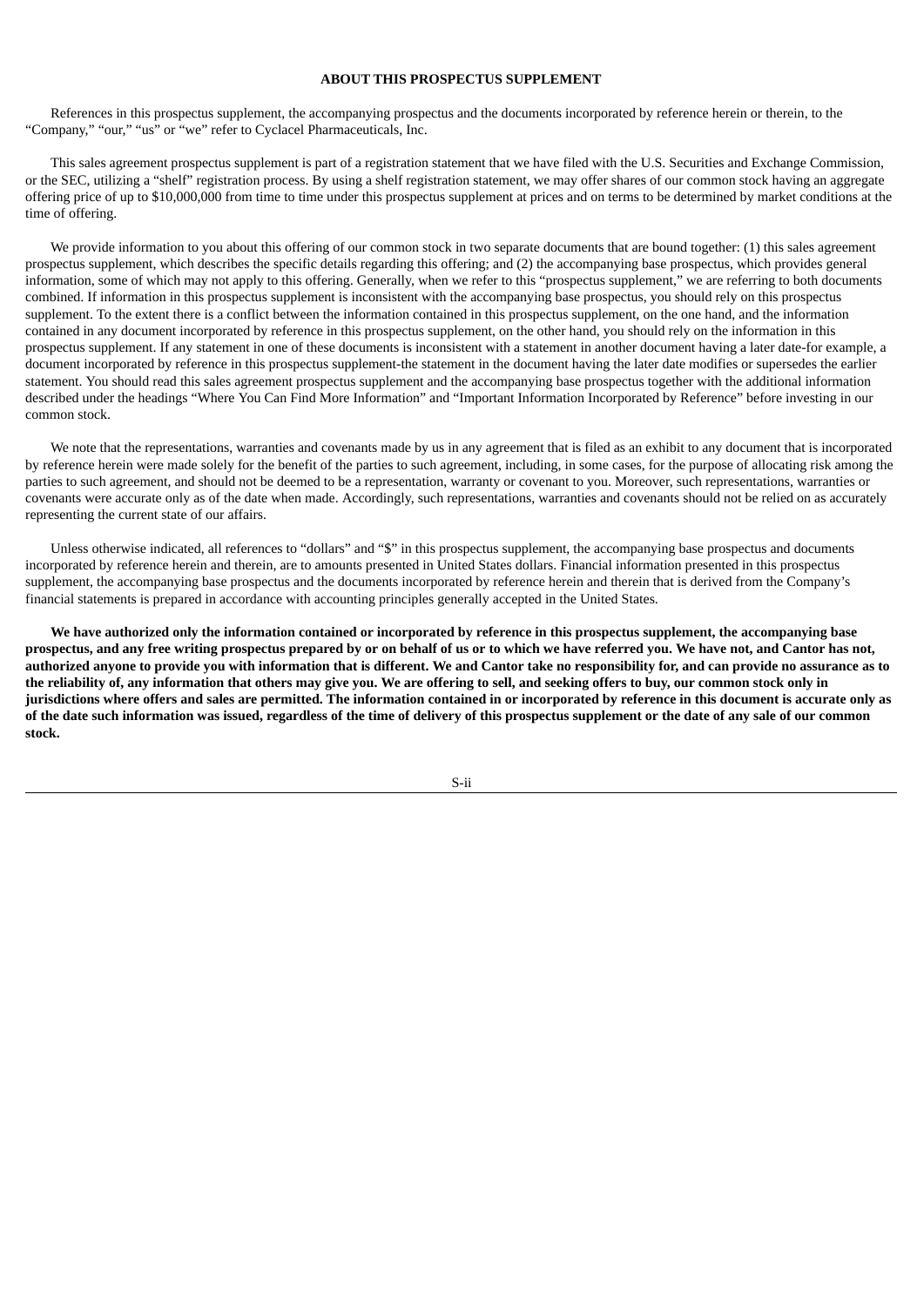## ABOUT THIS PROSPECTUS SUPPLEMENT

References in this prospectus supplement, the accompanying prospectus and the documents incorporated by reference herein or therein, to the "Company," "our," "us" or "we" refer to Cyclacel Pharmaceuticals, Inc.

This sales agreement prospectus supplement is part of a registration statement that we have filed with the U.S. Securities and Exchange Commission, or the SEC, utilizing a "shelf" registration process. By using a shelf registration statement, we may offer shares of our common stock having an aggregate offering price of up to $10,000,000 from time to time under this prospectus supplement at prices and on terms to be determined by market conditions at the time of offering.

We provide information to you about this offering of our common stock in two separate documents that are bound together: (1) this sales agreement prospectus supplement, which describes the specific details regarding this offering; and (2) the accompanying base prospectus, which provides general information, some of which may not apply to this offering. Generally, when we refer to this "prospectus supplement," we are referring to both documents combined. If information in this prospectus supplement is inconsistent with the accompanying base prospectus, you should rely on this prospectus supplement. To the extent there is a conflict between the information contained in this prospectus supplement, on the one hand, and the information contained in any document incorporated by reference in this prospectus supplement, on the other hand, you should rely on the information in this prospectus supplement. If any statement in one of these documents is inconsistent with a statement in another document having a later date-for example, a document incorporated by reference in this prospectus supplement-the statement in the document having the later date modifies or supersedes the earlier statement. You should read this sales agreement prospectus supplement and the accompanying base prospectus together with the additional information described under the headings "Where You Can Find More Information" and "Important Information Incorporated by Reference" before investing in our common stock.

We note that the representations, warranties and covenants made by us in any agreement that is filed as an exhibit to any document that is incorporated by reference herein were made solely for the benefit of the parties to such agreement, including, in some cases, for the purpose of allocating risk among the parties to such agreement, and should not be deemed to be a representation, warranty or covenant to you. Moreover, such representations, warranties or covenants were accurate only as of the date when made. Accordingly, such representations, warranties and covenants should not be relied on as accurately representing the current state of our affairs.

Unless otherwise indicated, all references to "dollars" and "$" in this prospectus supplement, the accompanying base prospectus and documents incorporated by reference herein and therein, are to amounts presented in United States dollars. Financial information presented in this prospectus supplement, the accompanying base prospectus and the documents incorporated by reference herein and therein that is derived from the Company's financial statements is prepared in accordance with accounting principles generally accepted in the United States.

**We have authorized only the information contained or incorporated by reference in this prospectus supplement, the accompanying base prospectus, and any free writing prospectus prepared by or on behalf of us or to which we have referred you. We have not, and Cantor has not, authorized anyone to provide you with information that is different. We and Cantor take no responsibility for, and can provide no assurance as to the reliability of, any information that others may give you. We are offering to sell, and seeking offers to buy, our common stock only in jurisdictions where offers and sales are permitted. The information contained in or incorporated by reference in this document is accurate only as of the date such information was issued, regardless of the time of delivery of this prospectus supplement or the date of any sale of our common stock.**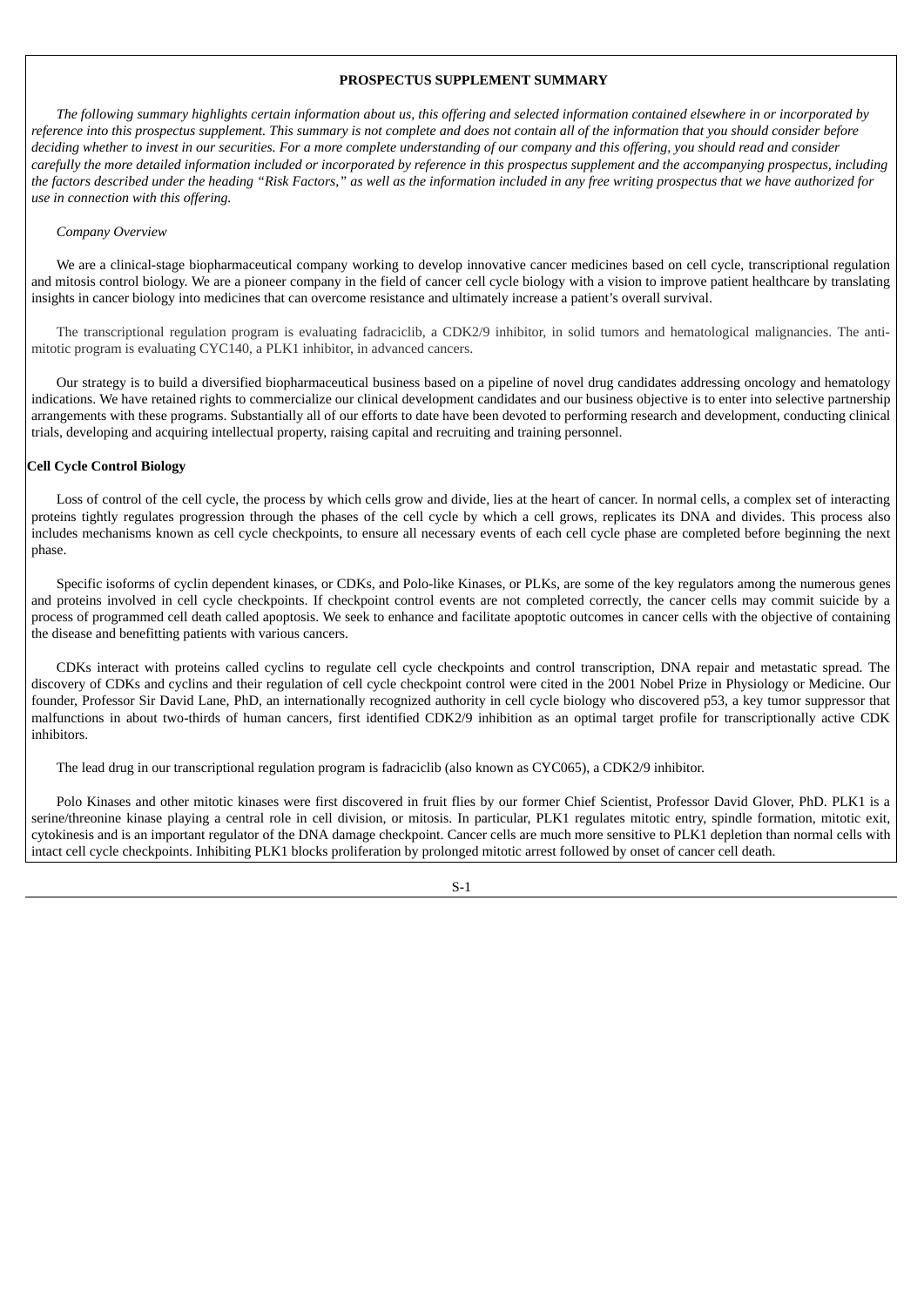## PROSPECTUS SUPPLEMENT SUMMARY

*The following summary highlights certain information about us, this offering and selected information contained elsewhere in or incorporated by reference into this prospectus supplement. This summary is not complete and does not contain all of the information that you should consider before deciding whether to invest in our securities. For a more complete understanding of our company and this offering, you should read and consider carefully the more detailed information included or incorporated by reference in this prospectus supplement and the accompanying prospectus, including the factors described under the heading "Risk Factors," as well as the information included in any free writing prospectus that we have authorized for use in connection with this offering.*

*Company Overview*

We are a clinical-stage biopharmaceutical company working to develop innovative cancer medicines based on cell cycle, transcriptional regulation and mitosis control biology. We are a pioneer company in the field of cancer cell cycle biology with a vision to improve patient healthcare by translating insights in cancer biology into medicines that can overcome resistance and ultimately increase a patient's overall survival.

The transcriptional regulation program is evaluating fadraciclib, a CDK2/9 inhibitor, in solid tumors and hematological malignancies. The anti-mitotic program is evaluating CYC140, a PLK1 inhibitor, in advanced cancers.

Our strategy is to build a diversified biopharmaceutical business based on a pipeline of novel drug candidates addressing oncology and hematology indications. We have retained rights to commercialize our clinical development candidates and our business objective is to enter into selective partnership arrangements with these programs. Substantially all of our efforts to date have been devoted to performing research and development, conducting clinical trials, developing and acquiring intellectual property, raising capital and recruiting and training personnel.

**Cell Cycle Control Biology**

Loss of control of the cell cycle, the process by which cells grow and divide, lies at the heart of cancer. In normal cells, a complex set of interacting proteins tightly regulates progression through the phases of the cell cycle by which a cell grows, replicates its DNA and divides. This process also includes mechanisms known as cell cycle checkpoints, to ensure all necessary events of each cell cycle phase are completed before beginning the next phase.

Specific isoforms of cyclin dependent kinases, or CDKs, and Polo-like Kinases, or PLKs, are some of the key regulators among the numerous genes and proteins involved in cell cycle checkpoints. If checkpoint control events are not completed correctly, the cancer cells may commit suicide by a process of programmed cell death called apoptosis. We seek to enhance and facilitate apoptotic outcomes in cancer cells with the objective of containing the disease and benefitting patients with various cancers.

CDKs interact with proteins called cyclins to regulate cell cycle checkpoints and control transcription, DNA repair and metastatic spread. The discovery of CDKs and cyclins and their regulation of cell cycle checkpoint control were cited in the 2001 Nobel Prize in Physiology or Medicine. Our founder, Professor Sir David Lane, PhD, an internationally recognized authority in cell cycle biology who discovered p53, a key tumor suppressor that malfunctions in about two-thirds of human cancers, first identified CDK2/9 inhibition as an optimal target profile for transcriptionally active CDK inhibitors.

The lead drug in our transcriptional regulation program is fadraciclib (also known as CYC065), a CDK2/9 inhibitor.

Polo Kinases and other mitotic kinases were first discovered in fruit flies by our former Chief Scientist, Professor David Glover, PhD. PLK1 is a serine/threonine kinase playing a central role in cell division, or mitosis. In particular, PLK1 regulates mitotic entry, spindle formation, mitotic exit, cytokinesis and is an important regulator of the DNA damage checkpoint. Cancer cells are much more sensitive to PLK1 depletion than normal cells with intact cell cycle checkpoints. Inhibiting PLK1 blocks proliferation by prolonged mitotic arrest followed by onset of cancer cell death.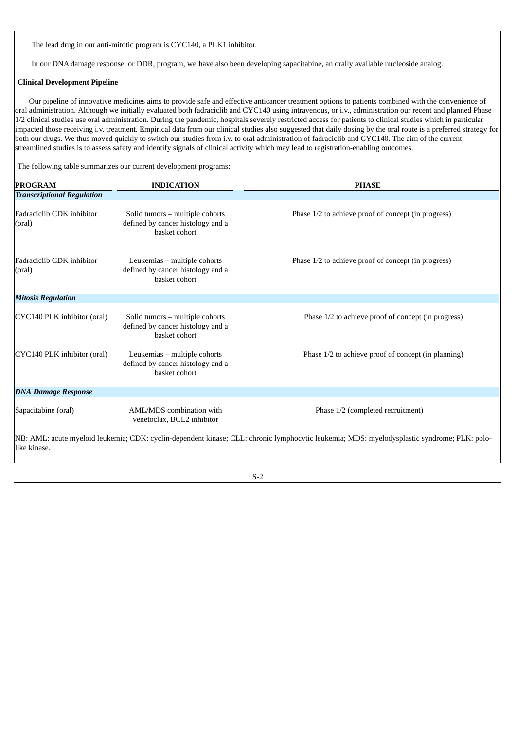The lead drug in our anti-mitotic program is CYC140, a PLK1 inhibitor.

In our DNA damage response, or DDR, program, we have also been developing sapacitabine, an orally available nucleoside analog.

**Clinical Development Pipeline**

Our pipeline of innovative medicines aims to provide safe and effective anticancer treatment options to patients combined with the convenience of oral administration. Although we initially evaluated both fadraciclib and CYC140 using intravenous, or i.v., administration our recent and planned Phase 1/2 clinical studies use oral administration. During the pandemic, hospitals severely restricted access for patients to clinical studies which in particular impacted those receiving i.v. treatment. Empirical data from our clinical studies also suggested that daily dosing by the oral route is a preferred strategy for both our drugs. We thus moved quickly to switch our studies from i.v. to oral administration of fadraciclib and CYC140. The aim of the current streamlined studies is to assess safety and identify signals of clinical activity which may lead to registration-enabling outcomes.

The following table summarizes our current development programs:

| PROGRAM | INDICATION | PHASE |
|---|---|---|
| ***Transcriptional Regulation*** | | |
| Fadraciclib CDK inhibitor (oral) | Solid tumors – multiple cohorts defined by cancer histology and a basket cohort | Phase 1/2 to achieve proof of concept (in progress) |
| Fadraciclib CDK inhibitor (oral) | Leukemias – multiple cohorts defined by cancer histology and a basket cohort | Phase 1/2 to achieve proof of concept (in progress) |
| ***Mitosis Regulation*** | | |
| CYC140 PLK inhibitor (oral) | Solid tumors – multiple cohorts defined by cancer histology and a basket cohort | Phase 1/2 to achieve proof of concept (in progress) |
| CYC140 PLK inhibitor (oral) | Leukemias – multiple cohorts defined by cancer histology and a basket cohort | Phase 1/2 to achieve proof of concept (in planning) |
| ***DNA Damage Response*** | | |
| Sapacitabine (oral) | AML/MDS combination with venetoclax, BCL2 inhibitor | Phase 1/2 (completed recruitment) |

NB: AML: acute myeloid leukemia; CDK: cyclin-dependent kinase; CLL: chronic lymphocytic leukemia; MDS: myelodysplastic syndrome; PLK: polo-like kinase.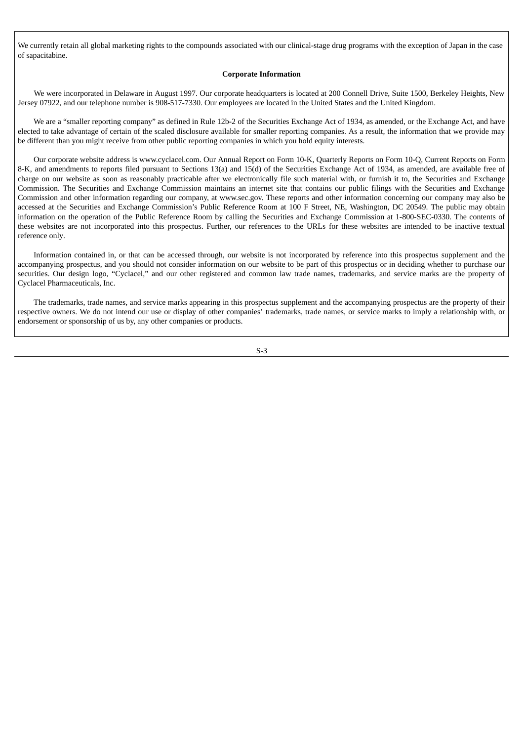We currently retain all global marketing rights to the compounds associated with our clinical-stage drug programs with the exception of Japan in the case of sapacitabine.

**Corporate Information**

We were incorporated in Delaware in August 1997. Our corporate headquarters is located at 200 Connell Drive, Suite 1500, Berkeley Heights, New Jersey 07922, and our telephone number is 908-517-7330. Our employees are located in the United States and the United Kingdom.

We are a "smaller reporting company" as defined in Rule 12b-2 of the Securities Exchange Act of 1934, as amended, or the Exchange Act, and have elected to take advantage of certain of the scaled disclosure available for smaller reporting companies. As a result, the information that we provide may be different than you might receive from other public reporting companies in which you hold equity interests.

Our corporate website address is www.cyclacel.com. Our Annual Report on Form 10-K, Quarterly Reports on Form 10-Q, Current Reports on Form 8-K, and amendments to reports filed pursuant to Sections 13(a) and 15(d) of the Securities Exchange Act of 1934, as amended, are available free of charge on our website as soon as reasonably practicable after we electronically file such material with, or furnish it to, the Securities and Exchange Commission. The Securities and Exchange Commission maintains an internet site that contains our public filings with the Securities and Exchange Commission and other information regarding our company, at www.sec.gov. These reports and other information concerning our company may also be accessed at the Securities and Exchange Commission's Public Reference Room at 100 F Street, NE, Washington, DC 20549. The public may obtain information on the operation of the Public Reference Room by calling the Securities and Exchange Commission at 1-800-SEC-0330. The contents of these websites are not incorporated into this prospectus. Further, our references to the URLs for these websites are intended to be inactive textual reference only.

Information contained in, or that can be accessed through, our website is not incorporated by reference into this prospectus supplement and the accompanying prospectus, and you should not consider information on our website to be part of this prospectus or in deciding whether to purchase our securities. Our design logo, "Cyclacel," and our other registered and common law trade names, trademarks, and service marks are the property of Cyclacel Pharmaceuticals, Inc.

The trademarks, trade names, and service marks appearing in this prospectus supplement and the accompanying prospectus are the property of their respective owners. We do not intend our use or display of other companies' trademarks, trade names, or service marks to imply a relationship with, or endorsement or sponsorship of us by, any other companies or products.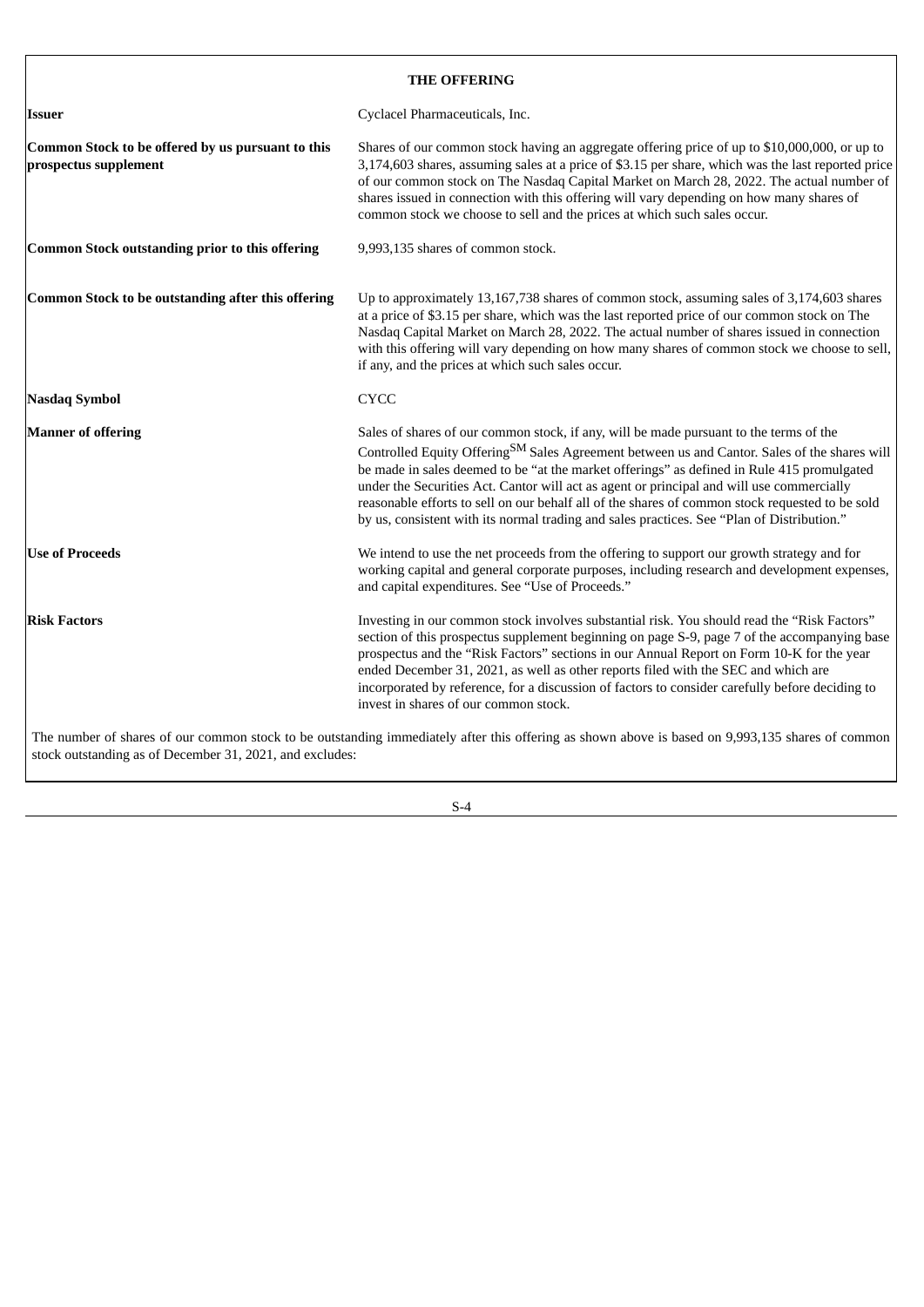## THE OFFERING

| | |
|---|---|
| **Issuer** | Cyclacel Pharmaceuticals, Inc. |
| **Common Stock to be offered by us pursuant to this prospectus supplement** | Shares of our common stock having an aggregate offering price of up to $10,000,000, or up to 3,174,603 shares, assuming sales at a price of $3.15 per share, which was the last reported price of our common stock on The Nasdaq Capital Market on March 28, 2022. The actual number of shares issued in connection with this offering will vary depending on how many shares of common stock we choose to sell and the prices at which such sales occur. |
| **Common Stock outstanding prior to this offering** | 9,993,135 shares of common stock. |
| **Common Stock to be outstanding after this offering** | Up to approximately 13,167,738 shares of common stock, assuming sales of 3,174,603 shares at a price of $3.15 per share, which was the last reported price of our common stock on The Nasdaq Capital Market on March 28, 2022. The actual number of shares issued in connection with this offering will vary depending on how many shares of common stock we choose to sell, if any, and the prices at which such sales occur. |
| **Nasdaq Symbol** | CYCC |
| **Manner of offering** | Sales of shares of our common stock, if any, will be made pursuant to the terms of the Controlled Equity Offering[SM] Sales Agreement between us and Cantor. Sales of the shares will be made in sales deemed to be "at the market offerings" as defined in Rule 415 promulgated under the Securities Act. Cantor will act as agent or principal and will use commercially reasonable efforts to sell on our behalf all of the shares of common stock requested to be sold by us, consistent with its normal trading and sales practices. See "Plan of Distribution." |
| **Use of Proceeds** | We intend to use the net proceeds from the offering to support our growth strategy and for working capital and general corporate purposes, including research and development expenses, and capital expenditures. See "Use of Proceeds." |
| **Risk Factors** | Investing in our common stock involves substantial risk. You should read the "Risk Factors" section of this prospectus supplement beginning on page S-9, page 7 of the accompanying base prospectus and the "Risk Factors" sections in our Annual Report on Form 10-K for the year ended December 31, 2021, as well as other reports filed with the SEC and which are incorporated by reference, for a discussion of factors to consider carefully before deciding to invest in shares of our common stock. |

The number of shares of our common stock to be outstanding immediately after this offering as shown above is based on 9,993,135 shares of common stock outstanding as of December 31, 2021, and excludes: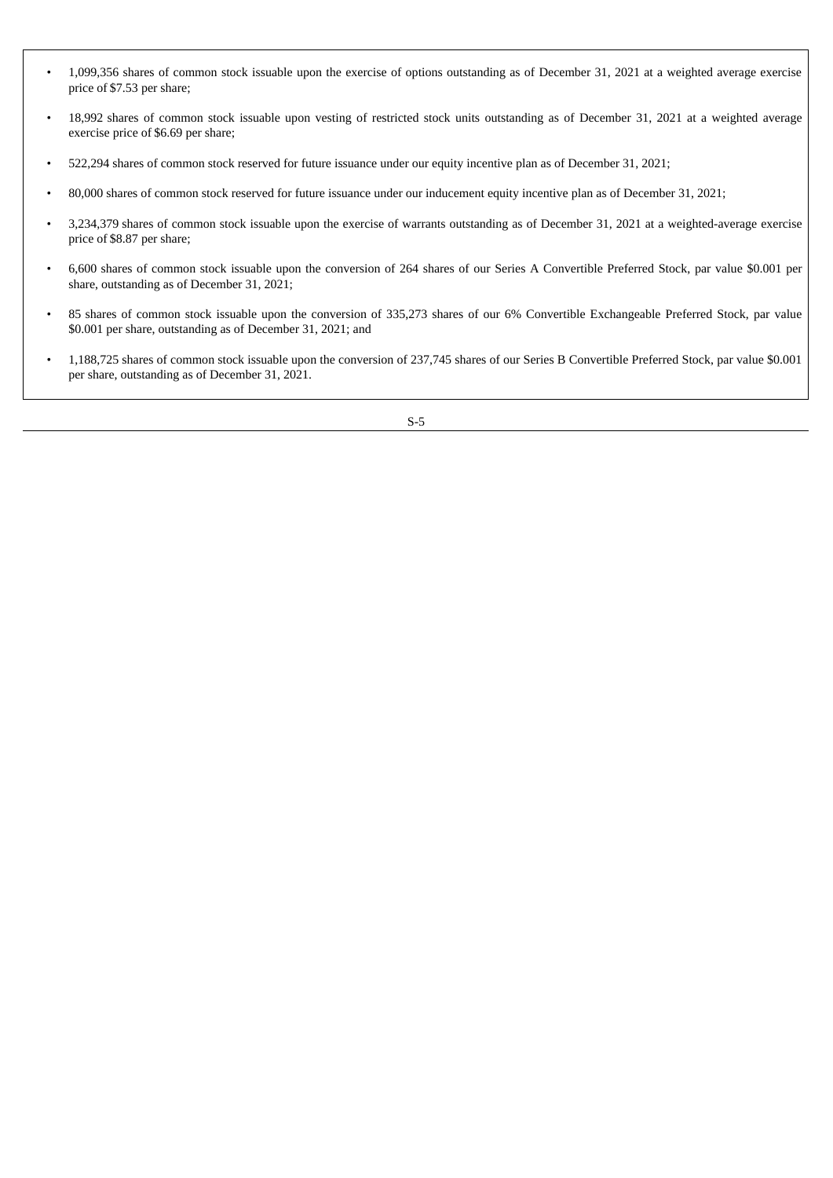- 1,099,356 shares of common stock issuable upon the exercise of options outstanding as of December 31, 2021 at a weighted average exercise price of $7.53 per share;
- 18,992 shares of common stock issuable upon vesting of restricted stock units outstanding as of December 31, 2021 at a weighted average exercise price of $6.69 per share;
- 522,294 shares of common stock reserved for future issuance under our equity incentive plan as of December 31, 2021;
- 80,000 shares of common stock reserved for future issuance under our inducement equity incentive plan as of December 31, 2021;
- 3,234,379 shares of common stock issuable upon the exercise of warrants outstanding as of December 31, 2021 at a weighted-average exercise price of $8.87 per share;
- 6,600 shares of common stock issuable upon the conversion of 264 shares of our Series A Convertible Preferred Stock, par value $0.001 per share, outstanding as of December 31, 2021;
- 85 shares of common stock issuable upon the conversion of 335,273 shares of our 6% Convertible Exchangeable Preferred Stock, par value $0.001 per share, outstanding as of December 31, 2021; and
- 1,188,725 shares of common stock issuable upon the conversion of 237,745 shares of our Series B Convertible Preferred Stock, par value $0.001 per share, outstanding as of December 31, 2021.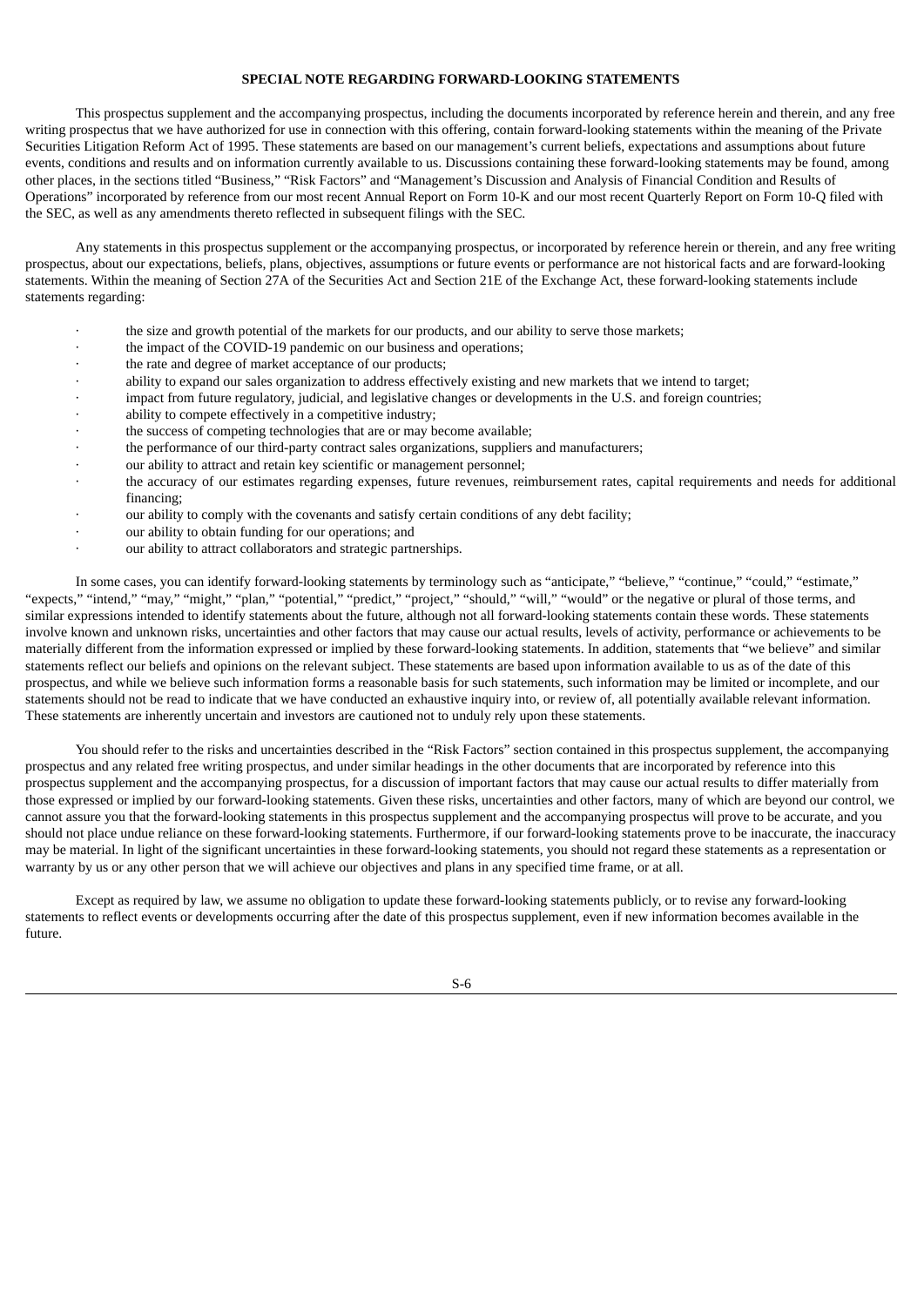## SPECIAL NOTE REGARDING FORWARD-LOOKING STATEMENTS

This prospectus supplement and the accompanying prospectus, including the documents incorporated by reference herein and therein, and any free writing prospectus that we have authorized for use in connection with this offering, contain forward-looking statements within the meaning of the Private Securities Litigation Reform Act of 1995. These statements are based on our management's current beliefs, expectations and assumptions about future events, conditions and results and on information currently available to us. Discussions containing these forward-looking statements may be found, among other places, in the sections titled "Business," "Risk Factors" and "Management's Discussion and Analysis of Financial Condition and Results of Operations" incorporated by reference from our most recent Annual Report on Form 10-K and our most recent Quarterly Report on Form 10-Q filed with the SEC, as well as any amendments thereto reflected in subsequent filings with the SEC.

Any statements in this prospectus supplement or the accompanying prospectus, or incorporated by reference herein or therein, and any free writing prospectus, about our expectations, beliefs, plans, objectives, assumptions or future events or performance are not historical facts and are forward-looking statements. Within the meaning of Section 27A of the Securities Act and Section 21E of the Exchange Act, these forward-looking statements include statements regarding:

- the size and growth potential of the markets for our products, and our ability to serve those markets;
- the impact of the COVID-19 pandemic on our business and operations;
- the rate and degree of market acceptance of our products;
- ability to expand our sales organization to address effectively existing and new markets that we intend to target;
- impact from future regulatory, judicial, and legislative changes or developments in the U.S. and foreign countries;
- ability to compete effectively in a competitive industry;
- the success of competing technologies that are or may become available;
- the performance of our third-party contract sales organizations, suppliers and manufacturers;
- our ability to attract and retain key scientific or management personnel;
- the accuracy of our estimates regarding expenses, future revenues, reimbursement rates, capital requirements and needs for additional financing;
- our ability to comply with the covenants and satisfy certain conditions of any debt facility;
- our ability to obtain funding for our operations; and
- our ability to attract collaborators and strategic partnerships.

In some cases, you can identify forward-looking statements by terminology such as "anticipate," "believe," "continue," "could," "estimate," "expects," "intend," "may," "might," "plan," "potential," "predict," "project," "should," "will," "would" or the negative or plural of those terms, and similar expressions intended to identify statements about the future, although not all forward-looking statements contain these words. These statements involve known and unknown risks, uncertainties and other factors that may cause our actual results, levels of activity, performance or achievements to be materially different from the information expressed or implied by these forward-looking statements. In addition, statements that "we believe" and similar statements reflect our beliefs and opinions on the relevant subject. These statements are based upon information available to us as of the date of this prospectus, and while we believe such information forms a reasonable basis for such statements, such information may be limited or incomplete, and our statements should not be read to indicate that we have conducted an exhaustive inquiry into, or review of, all potentially available relevant information. These statements are inherently uncertain and investors are cautioned not to unduly rely upon these statements.

You should refer to the risks and uncertainties described in the "Risk Factors" section contained in this prospectus supplement, the accompanying prospectus and any related free writing prospectus, and under similar headings in the other documents that are incorporated by reference into this prospectus supplement and the accompanying prospectus, for a discussion of important factors that may cause our actual results to differ materially from those expressed or implied by our forward-looking statements. Given these risks, uncertainties and other factors, many of which are beyond our control, we cannot assure you that the forward-looking statements in this prospectus supplement and the accompanying prospectus will prove to be accurate, and you should not place undue reliance on these forward-looking statements. Furthermore, if our forward-looking statements prove to be inaccurate, the inaccuracy may be material. In light of the significant uncertainties in these forward-looking statements, you should not regard these statements as a representation or warranty by us or any other person that we will achieve our objectives and plans in any specified time frame, or at all.

Except as required by law, we assume no obligation to update these forward-looking statements publicly, or to revise any forward-looking statements to reflect events or developments occurring after the date of this prospectus supplement, even if new information becomes available in the future.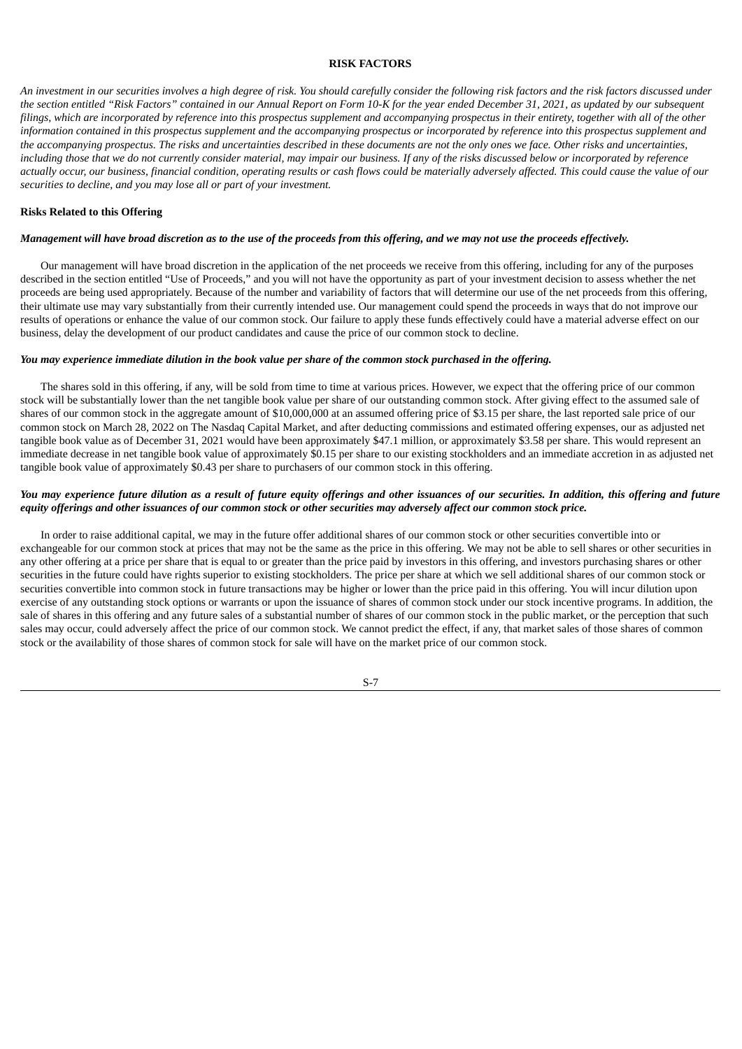## RISK FACTORS

*An investment in our securities involves a high degree of risk. You should carefully consider the following risk factors and the risk factors discussed under the section entitled "Risk Factors" contained in our Annual Report on Form 10-K for the year ended December 31, 2021, as updated by our subsequent filings, which are incorporated by reference into this prospectus supplement and accompanying prospectus in their entirety, together with all of the other information contained in this prospectus supplement and the accompanying prospectus or incorporated by reference into this prospectus supplement and the accompanying prospectus. The risks and uncertainties described in these documents are not the only ones we face. Other risks and uncertainties, including those that we do not currently consider material, may impair our business. If any of the risks discussed below or incorporated by reference actually occur, our business, financial condition, operating results or cash flows could be materially adversely affected. This could cause the value of our securities to decline, and you may lose all or part of your investment.*

### Risks Related to this Offering

***Management will have broad discretion as to the use of the proceeds from this offering, and we may not use the proceeds effectively.***

Our management will have broad discretion in the application of the net proceeds we receive from this offering, including for any of the purposes described in the section entitled "Use of Proceeds," and you will not have the opportunity as part of your investment decision to assess whether the net proceeds are being used appropriately. Because of the number and variability of factors that will determine our use of the net proceeds from this offering, their ultimate use may vary substantially from their currently intended use. Our management could spend the proceeds in ways that do not improve our results of operations or enhance the value of our common stock. Our failure to apply these funds effectively could have a material adverse effect on our business, delay the development of our product candidates and cause the price of our common stock to decline.

***You may experience immediate dilution in the book value per share of the common stock purchased in the offering.***

The shares sold in this offering, if any, will be sold from time to time at various prices. However, we expect that the offering price of our common stock will be substantially lower than the net tangible book value per share of our outstanding common stock. After giving effect to the assumed sale of shares of our common stock in the aggregate amount of $10,000,000 at an assumed offering price of $3.15 per share, the last reported sale price of our common stock on March 28, 2022 on The Nasdaq Capital Market, and after deducting commissions and estimated offering expenses, our as adjusted net tangible book value as of December 31, 2021 would have been approximately $47.1 million, or approximately $3.58 per share. This would represent an immediate decrease in net tangible book value of approximately $0.15 per share to our existing stockholders and an immediate accretion in as adjusted net tangible book value of approximately $0.43 per share to purchasers of our common stock in this offering.

***You may experience future dilution as a result of future equity offerings and other issuances of our securities. In addition, this offering and future equity offerings and other issuances of our common stock or other securities may adversely affect our common stock price.***

In order to raise additional capital, we may in the future offer additional shares of our common stock or other securities convertible into or exchangeable for our common stock at prices that may not be the same as the price in this offering. We may not be able to sell shares or other securities in any other offering at a price per share that is equal to or greater than the price paid by investors in this offering, and investors purchasing shares or other securities in the future could have rights superior to existing stockholders. The price per share at which we sell additional shares of our common stock or securities convertible into common stock in future transactions may be higher or lower than the price paid in this offering. You will incur dilution upon exercise of any outstanding stock options or warrants or upon the issuance of shares of common stock under our stock incentive programs. In addition, the sale of shares in this offering and any future sales of a substantial number of shares of our common stock in the public market, or the perception that such sales may occur, could adversely affect the price of our common stock. We cannot predict the effect, if any, that market sales of those shares of common stock or the availability of those shares of common stock for sale will have on the market price of our common stock.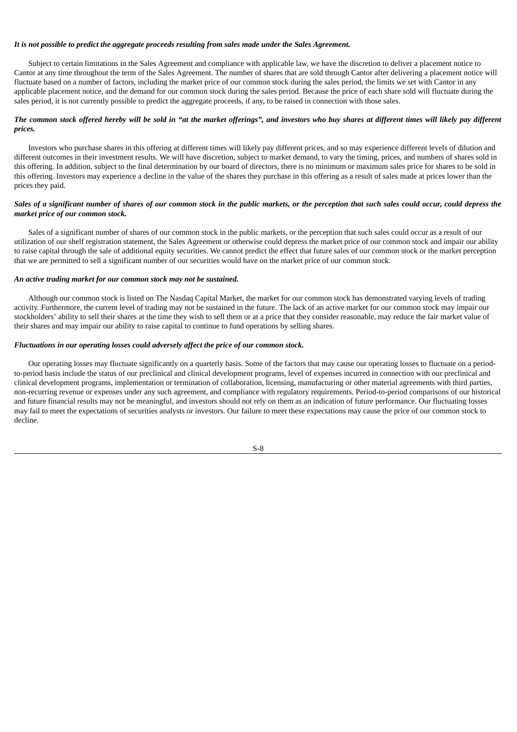***It is not possible to predict the aggregate proceeds resulting from sales made under the Sales Agreement.***

Subject to certain limitations in the Sales Agreement and compliance with applicable law, we have the discretion to deliver a placement notice to Cantor at any time throughout the term of the Sales Agreement. The number of shares that are sold through Cantor after delivering a placement notice will fluctuate based on a number of factors, including the market price of our common stock during the sales period, the limits we set with Cantor in any applicable placement notice, and the demand for our common stock during the sales period. Because the price of each share sold will fluctuate during the sales period, it is not currently possible to predict the aggregate proceeds, if any, to be raised in connection with those sales.

***The common stock offered hereby will be sold in "at the market offerings", and investors who buy shares at different times will likely pay different prices.***

Investors who purchase shares in this offering at different times will likely pay different prices, and so may experience different levels of dilution and different outcomes in their investment results. We will have discretion, subject to market demand, to vary the timing, prices, and numbers of shares sold in this offering. In addition, subject to the final determination by our board of directors, there is no minimum or maximum sales price for shares to be sold in this offering. Investors may experience a decline in the value of the shares they purchase in this offering as a result of sales made at prices lower than the prices they paid.

***Sales of a significant number of shares of our common stock in the public markets, or the perception that such sales could occur, could depress the market price of our common stock.***

Sales of a significant number of shares of our common stock in the public markets, or the perception that such sales could occur as a result of our utilization of our shelf registration statement, the Sales Agreement or otherwise could depress the market price of our common stock and impair our ability to raise capital through the sale of additional equity securities. We cannot predict the effect that future sales of our common stock or the market perception that we are permitted to sell a significant number of our securities would have on the market price of our common stock.

***An active trading market for our common stock may not be sustained.***

Although our common stock is listed on The Nasdaq Capital Market, the market for our common stock has demonstrated varying levels of trading activity. Furthermore, the current level of trading may not be sustained in the future. The lack of an active market for our common stock may impair our stockholders' ability to sell their shares at the time they wish to sell them or at a price that they consider reasonable, may reduce the fair market value of their shares and may impair our ability to raise capital to continue to fund operations by selling shares.

***Fluctuations in our operating losses could adversely affect the price of our common stock.***

Our operating losses may fluctuate significantly on a quarterly basis. Some of the factors that may cause our operating losses to fluctuate on a period-to-period basis include the status of our preclinical and clinical development programs, level of expenses incurred in connection with our preclinical and clinical development programs, implementation or termination of collaboration, licensing, manufacturing or other material agreements with third parties, non-recurring revenue or expenses under any such agreement, and compliance with regulatory requirements. Period-to-period comparisons of our historical and future financial results may not be meaningful, and investors should not rely on them as an indication of future performance. Our fluctuating losses may fail to meet the expectations of securities analysts or investors. Our failure to meet these expectations may cause the price of our common stock to decline.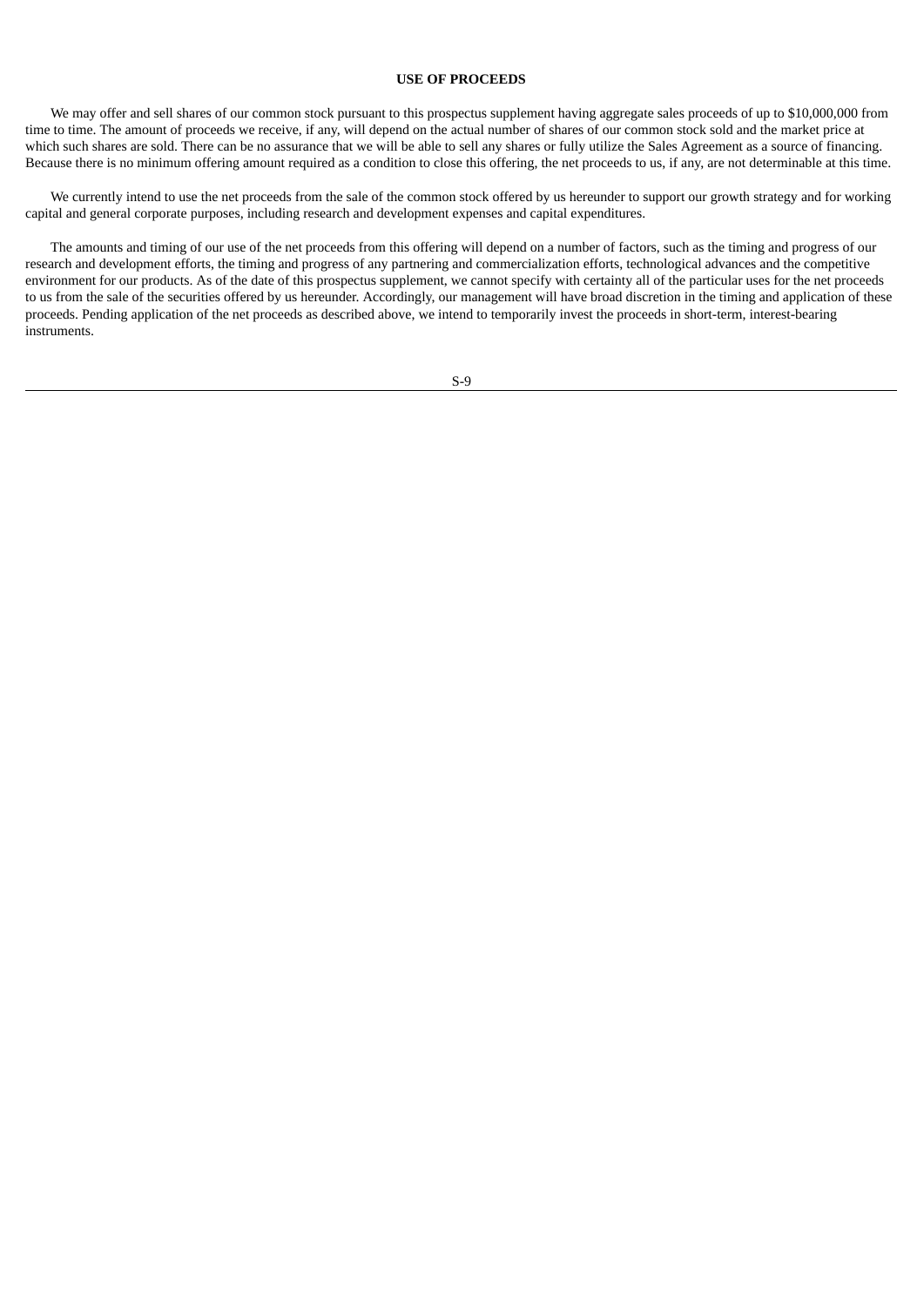## USE OF PROCEEDS

We may offer and sell shares of our common stock pursuant to this prospectus supplement having aggregate sales proceeds of up to $10,000,000 from time to time. The amount of proceeds we receive, if any, will depend on the actual number of shares of our common stock sold and the market price at which such shares are sold. There can be no assurance that we will be able to sell any shares or fully utilize the Sales Agreement as a source of financing. Because there is no minimum offering amount required as a condition to close this offering, the net proceeds to us, if any, are not determinable at this time.

We currently intend to use the net proceeds from the sale of the common stock offered by us hereunder to support our growth strategy and for working capital and general corporate purposes, including research and development expenses and capital expenditures.

The amounts and timing of our use of the net proceeds from this offering will depend on a number of factors, such as the timing and progress of our research and development efforts, the timing and progress of any partnering and commercialization efforts, technological advances and the competitive environment for our products. As of the date of this prospectus supplement, we cannot specify with certainty all of the particular uses for the net proceeds to us from the sale of the securities offered by us hereunder. Accordingly, our management will have broad discretion in the timing and application of these proceeds. Pending application of the net proceeds as described above, we intend to temporarily invest the proceeds in short-term, interest-bearing instruments.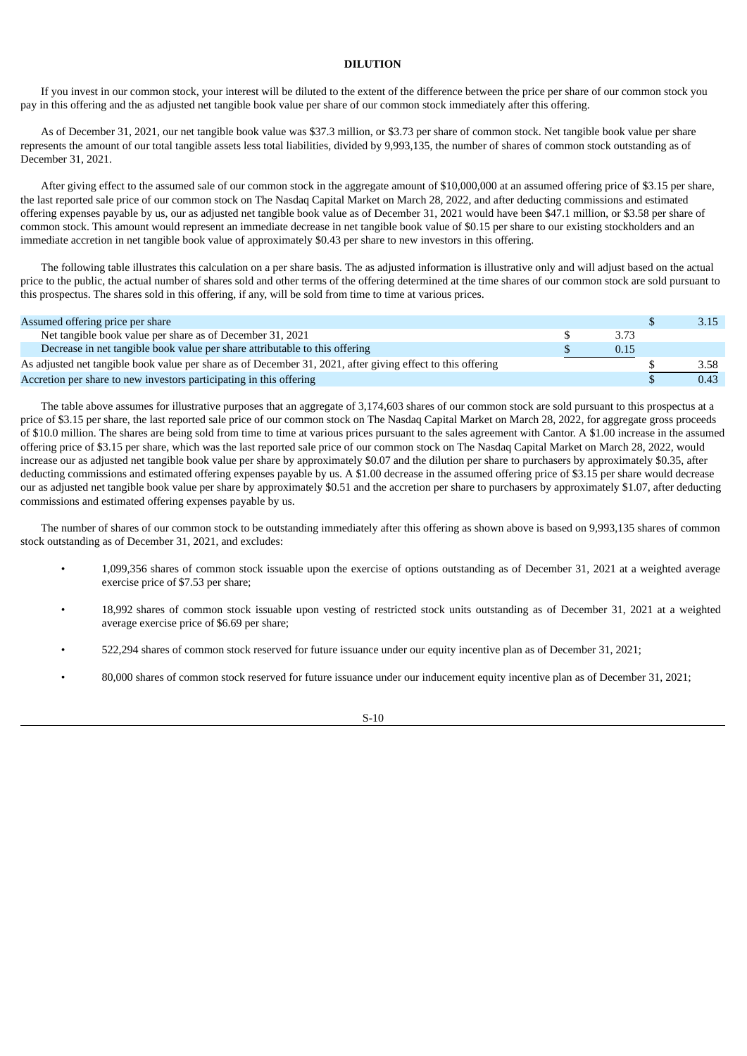## DILUTION

If you invest in our common stock, your interest will be diluted to the extent of the difference between the price per share of our common stock you pay in this offering and the as adjusted net tangible book value per share of our common stock immediately after this offering.

As of December 31, 2021, our net tangible book value was $37.3 million, or $3.73 per share of common stock. Net tangible book value per share represents the amount of our total tangible assets less total liabilities, divided by 9,993,135, the number of shares of common stock outstanding as of December 31, 2021.

After giving effect to the assumed sale of our common stock in the aggregate amount of $10,000,000 at an assumed offering price of $3.15 per share, the last reported sale price of our common stock on The Nasdaq Capital Market on March 28, 2022, and after deducting commissions and estimated offering expenses payable by us, our as adjusted net tangible book value as of December 31, 2021 would have been $47.1 million, or $3.58 per share of common stock. This amount would represent an immediate decrease in net tangible book value of $0.15 per share to our existing stockholders and an immediate accretion in net tangible book value of approximately $0.43 per share to new investors in this offering.

The following table illustrates this calculation on a per share basis. The as adjusted information is illustrative only and will adjust based on the actual price to the public, the actual number of shares sold and other terms of the offering determined at the time shares of our common stock are sold pursuant to this prospectus. The shares sold in this offering, if any, will be sold from time to time at various prices.

| | | |
|---|---|---|
| Assumed offering price per share | | $ 3.15 |
| Net tangible book value per share as of December 31, 2021 | $ 3.73 | |
| Decrease in net tangible book value per share attributable to this offering | $ 0.15 | |
| As adjusted net tangible book value per share as of December 31, 2021, after giving effect to this offering | | $ 3.58 |
| Accretion per share to new investors participating in this offering | | $ 0.43 |

The table above assumes for illustrative purposes that an aggregate of 3,174,603 shares of our common stock are sold pursuant to this prospectus at a price of $3.15 per share, the last reported sale price of our common stock on The Nasdaq Capital Market on March 28, 2022, for aggregate gross proceeds of $10.0 million. The shares are being sold from time to time at various prices pursuant to the sales agreement with Cantor. A $1.00 increase in the assumed offering price of $3.15 per share, which was the last reported sale price of our common stock on The Nasdaq Capital Market on March 28, 2022, would increase our as adjusted net tangible book value per share by approximately $0.07 and the dilution per share to purchasers by approximately $0.35, after deducting commissions and estimated offering expenses payable by us. A $1.00 decrease in the assumed offering price of $3.15 per share would decrease our as adjusted net tangible book value per share by approximately $0.51 and the accretion per share to purchasers by approximately $1.07, after deducting commissions and estimated offering expenses payable by us.

The number of shares of our common stock to be outstanding immediately after this offering as shown above is based on 9,993,135 shares of common stock outstanding as of December 31, 2021, and excludes:

- 1,099,356 shares of common stock issuable upon the exercise of options outstanding as of December 31, 2021 at a weighted average exercise price of $7.53 per share;
- 18,992 shares of common stock issuable upon vesting of restricted stock units outstanding as of December 31, 2021 at a weighted average exercise price of $6.69 per share;
- 522,294 shares of common stock reserved for future issuance under our equity incentive plan as of December 31, 2021;
- 80,000 shares of common stock reserved for future issuance under our inducement equity incentive plan as of December 31, 2021;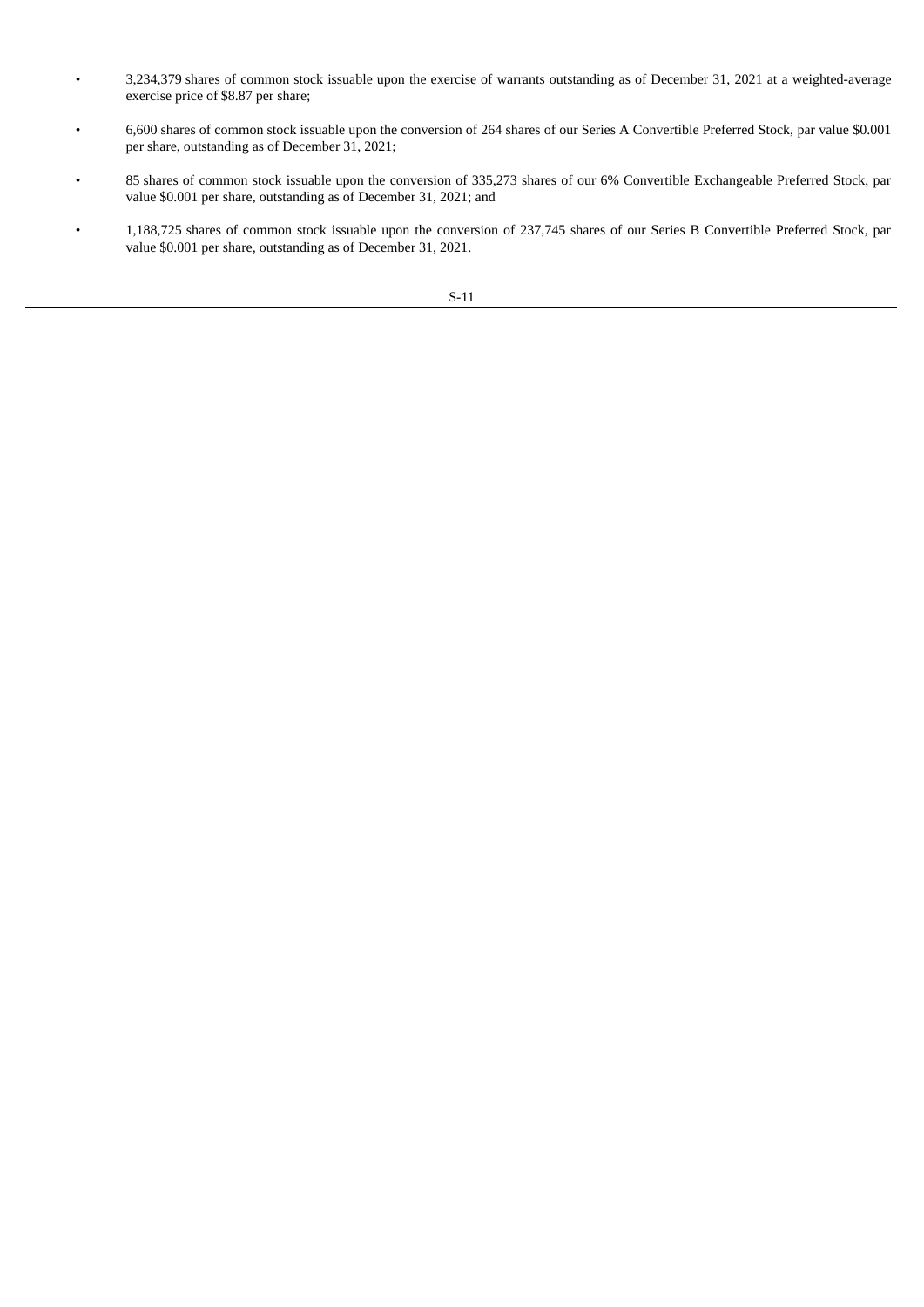- 3,234,379 shares of common stock issuable upon the exercise of warrants outstanding as of December 31, 2021 at a weighted-average exercise price of $8.87 per share;
- 6,600 shares of common stock issuable upon the conversion of 264 shares of our Series A Convertible Preferred Stock, par value $0.001 per share, outstanding as of December 31, 2021;
- 85 shares of common stock issuable upon the conversion of 335,273 shares of our 6% Convertible Exchangeable Preferred Stock, par value $0.001 per share, outstanding as of December 31, 2021; and
- 1,188,725 shares of common stock issuable upon the conversion of 237,745 shares of our Series B Convertible Preferred Stock, par value $0.001 per share, outstanding as of December 31, 2021.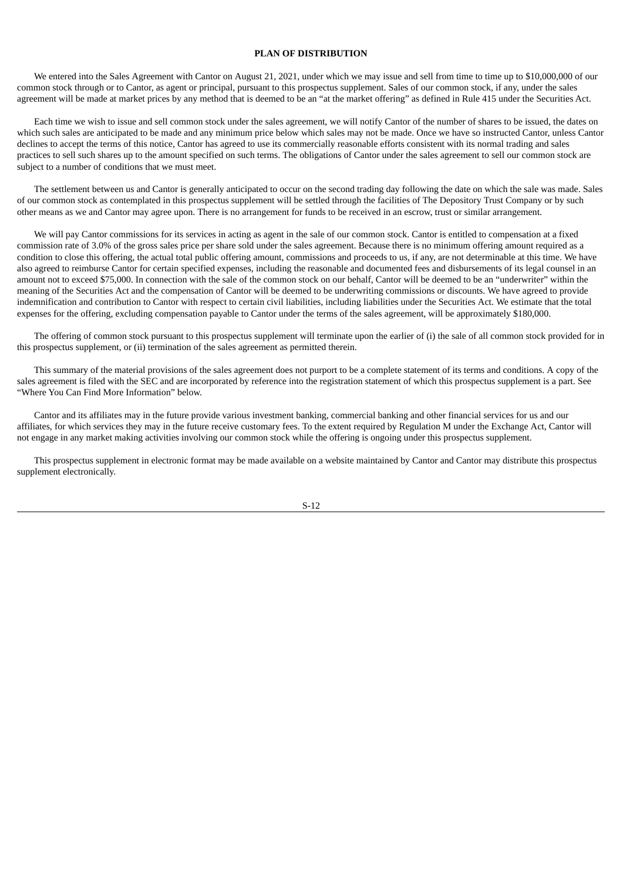## PLAN OF DISTRIBUTION

We entered into the Sales Agreement with Cantor on August 21, 2021, under which we may issue and sell from time to time up to $10,000,000 of our common stock through or to Cantor, as agent or principal, pursuant to this prospectus supplement. Sales of our common stock, if any, under the sales agreement will be made at market prices by any method that is deemed to be an "at the market offering" as defined in Rule 415 under the Securities Act.

Each time we wish to issue and sell common stock under the sales agreement, we will notify Cantor of the number of shares to be issued, the dates on which such sales are anticipated to be made and any minimum price below which sales may not be made. Once we have so instructed Cantor, unless Cantor declines to accept the terms of this notice, Cantor has agreed to use its commercially reasonable efforts consistent with its normal trading and sales practices to sell such shares up to the amount specified on such terms. The obligations of Cantor under the sales agreement to sell our common stock are subject to a number of conditions that we must meet.

The settlement between us and Cantor is generally anticipated to occur on the second trading day following the date on which the sale was made. Sales of our common stock as contemplated in this prospectus supplement will be settled through the facilities of The Depository Trust Company or by such other means as we and Cantor may agree upon. There is no arrangement for funds to be received in an escrow, trust or similar arrangement.

We will pay Cantor commissions for its services in acting as agent in the sale of our common stock. Cantor is entitled to compensation at a fixed commission rate of 3.0% of the gross sales price per share sold under the sales agreement. Because there is no minimum offering amount required as a condition to close this offering, the actual total public offering amount, commissions and proceeds to us, if any, are not determinable at this time. We have also agreed to reimburse Cantor for certain specified expenses, including the reasonable and documented fees and disbursements of its legal counsel in an amount not to exceed $75,000. In connection with the sale of the common stock on our behalf, Cantor will be deemed to be an "underwriter" within the meaning of the Securities Act and the compensation of Cantor will be deemed to be underwriting commissions or discounts. We have agreed to provide indemnification and contribution to Cantor with respect to certain civil liabilities, including liabilities under the Securities Act. We estimate that the total expenses for the offering, excluding compensation payable to Cantor under the terms of the sales agreement, will be approximately $180,000.

The offering of common stock pursuant to this prospectus supplement will terminate upon the earlier of (i) the sale of all common stock provided for in this prospectus supplement, or (ii) termination of the sales agreement as permitted therein.

This summary of the material provisions of the sales agreement does not purport to be a complete statement of its terms and conditions. A copy of the sales agreement is filed with the SEC and are incorporated by reference into the registration statement of which this prospectus supplement is a part. See "Where You Can Find More Information" below.

Cantor and its affiliates may in the future provide various investment banking, commercial banking and other financial services for us and our affiliates, for which services they may in the future receive customary fees. To the extent required by Regulation M under the Exchange Act, Cantor will not engage in any market making activities involving our common stock while the offering is ongoing under this prospectus supplement.

This prospectus supplement in electronic format may be made available on a website maintained by Cantor and Cantor may distribute this prospectus supplement electronically.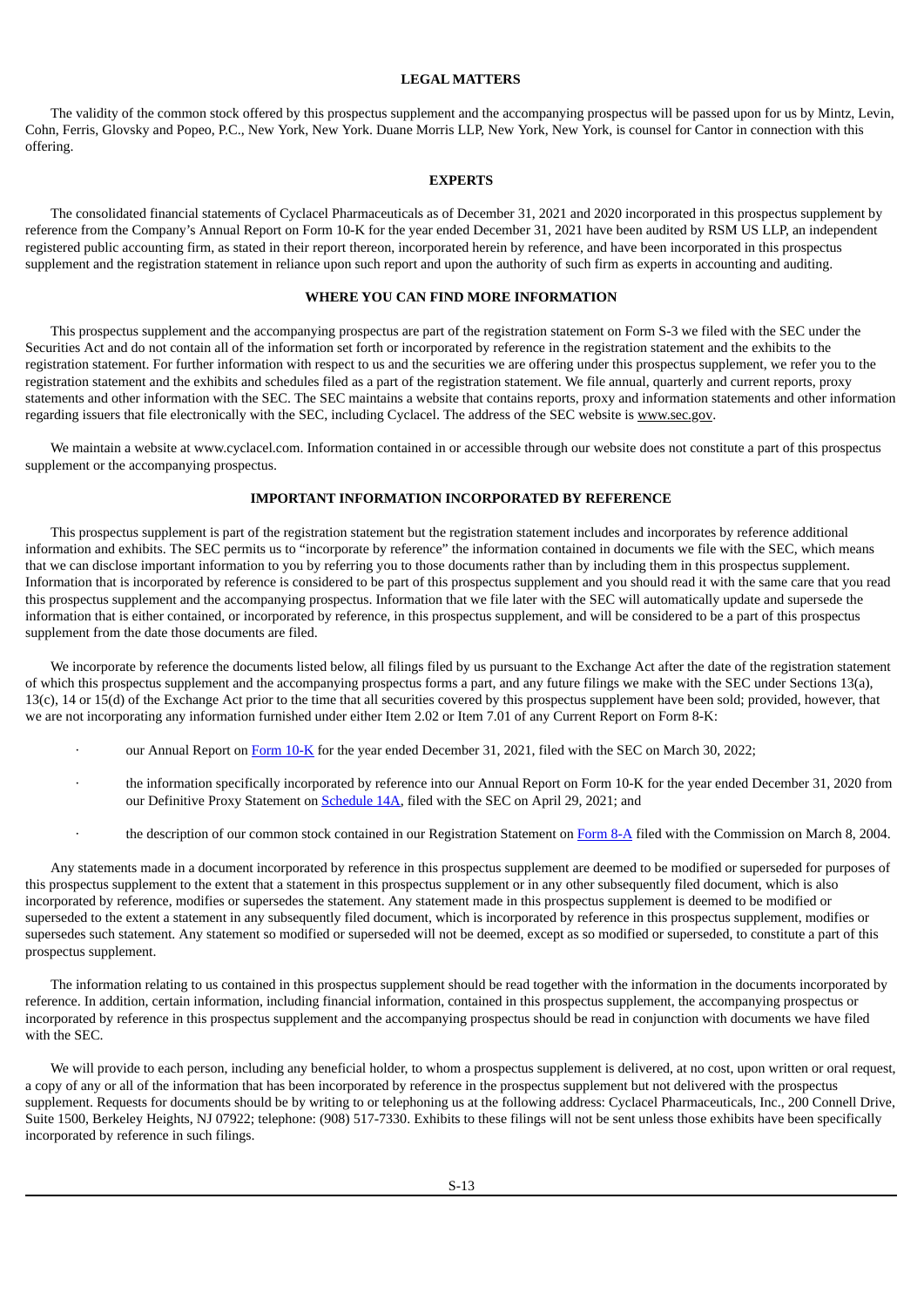## LEGAL MATTERS

The validity of the common stock offered by this prospectus supplement and the accompanying prospectus will be passed upon for us by Mintz, Levin, Cohn, Ferris, Glovsky and Popeo, P.C., New York, New York. Duane Morris LLP, New York, New York, is counsel for Cantor in connection with this offering.

## EXPERTS

The consolidated financial statements of Cyclacel Pharmaceuticals as of December 31, 2021 and 2020 incorporated in this prospectus supplement by reference from the Company's Annual Report on Form 10-K for the year ended December 31, 2021 have been audited by RSM US LLP, an independent registered public accounting firm, as stated in their report thereon, incorporated herein by reference, and have been incorporated in this prospectus supplement and the registration statement in reliance upon such report and upon the authority of such firm as experts in accounting and auditing.

## WHERE YOU CAN FIND MORE INFORMATION

This prospectus supplement and the accompanying prospectus are part of the registration statement on Form S-3 we filed with the SEC under the Securities Act and do not contain all of the information set forth or incorporated by reference in the registration statement and the exhibits to the registration statement. For further information with respect to us and the securities we are offering under this prospectus supplement, we refer you to the registration statement and the exhibits and schedules filed as a part of the registration statement. We file annual, quarterly and current reports, proxy statements and other information with the SEC. The SEC maintains a website that contains reports, proxy and information statements and other information regarding issuers that file electronically with the SEC, including Cyclacel. The address of the SEC website is www.sec.gov.

We maintain a website at www.cyclacel.com. Information contained in or accessible through our website does not constitute a part of this prospectus supplement or the accompanying prospectus.

## IMPORTANT INFORMATION INCORPORATED BY REFERENCE

This prospectus supplement is part of the registration statement but the registration statement includes and incorporates by reference additional information and exhibits. The SEC permits us to "incorporate by reference" the information contained in documents we file with the SEC, which means that we can disclose important information to you by referring you to those documents rather than by including them in this prospectus supplement. Information that is incorporated by reference is considered to be part of this prospectus supplement and you should read it with the same care that you read this prospectus supplement and the accompanying prospectus. Information that we file later with the SEC will automatically update and supersede the information that is either contained, or incorporated by reference, in this prospectus supplement, and will be considered to be a part of this prospectus supplement from the date those documents are filed.

We incorporate by reference the documents listed below, all filings filed by us pursuant to the Exchange Act after the date of the registration statement of which this prospectus supplement and the accompanying prospectus forms a part, and any future filings we make with the SEC under Sections 13(a), 13(c), 14 or 15(d) of the Exchange Act prior to the time that all securities covered by this prospectus supplement have been sold; provided, however, that we are not incorporating any information furnished under either Item 2.02 or Item 7.01 of any Current Report on Form 8-K:

- our Annual Report on Form 10-K for the year ended December 31, 2021, filed with the SEC on March 30, 2022;
- the information specifically incorporated by reference into our Annual Report on Form 10-K for the year ended December 31, 2020 from our Definitive Proxy Statement on Schedule 14A, filed with the SEC on April 29, 2021; and
- the description of our common stock contained in our Registration Statement on Form 8-A filed with the Commission on March 8, 2004.

Any statements made in a document incorporated by reference in this prospectus supplement are deemed to be modified or superseded for purposes of this prospectus supplement to the extent that a statement in this prospectus supplement or in any other subsequently filed document, which is also incorporated by reference, modifies or supersedes the statement. Any statement made in this prospectus supplement is deemed to be modified or superseded to the extent a statement in any subsequently filed document, which is incorporated by reference in this prospectus supplement, modifies or supersedes such statement. Any statement so modified or superseded will not be deemed, except as so modified or superseded, to constitute a part of this prospectus supplement.

The information relating to us contained in this prospectus supplement should be read together with the information in the documents incorporated by reference. In addition, certain information, including financial information, contained in this prospectus supplement, the accompanying prospectus or incorporated by reference in this prospectus supplement and the accompanying prospectus should be read in conjunction with documents we have filed with the SEC.

We will provide to each person, including any beneficial holder, to whom a prospectus supplement is delivered, at no cost, upon written or oral request, a copy of any or all of the information that has been incorporated by reference in the prospectus supplement but not delivered with the prospectus supplement. Requests for documents should be by writing to or telephoning us at the following address: Cyclacel Pharmaceuticals, Inc., 200 Connell Drive, Suite 1500, Berkeley Heights, NJ 07922; telephone: (908) 517-7330. Exhibits to these filings will not be sent unless those exhibits have been specifically incorporated by reference in such filings.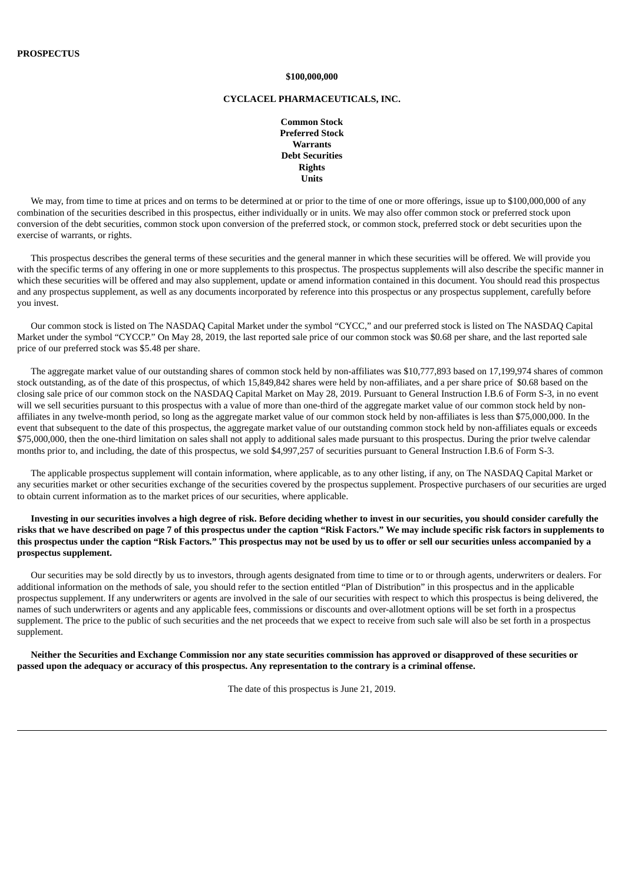**PROSPECTUS**

**$100,000,000**

**CYCLACEL PHARMACEUTICALS, INC.**

**Common Stock**
**Preferred Stock**
**Warrants**
**Debt Securities**
**Rights**
**Units**

We may, from time to time at prices and on terms to be determined at or prior to the time of one or more offerings, issue up to $100,000,000 of any combination of the securities described in this prospectus, either individually or in units. We may also offer common stock or preferred stock upon conversion of the debt securities, common stock upon conversion of the preferred stock, or common stock, preferred stock or debt securities upon the exercise of warrants, or rights.

This prospectus describes the general terms of these securities and the general manner in which these securities will be offered. We will provide you with the specific terms of any offering in one or more supplements to this prospectus. The prospectus supplements will also describe the specific manner in which these securities will be offered and may also supplement, update or amend information contained in this document. You should read this prospectus and any prospectus supplement, as well as any documents incorporated by reference into this prospectus or any prospectus supplement, carefully before you invest.

Our common stock is listed on The NASDAQ Capital Market under the symbol "CYCC," and our preferred stock is listed on The NASDAQ Capital Market under the symbol "CYCCP." On May 28, 2019, the last reported sale price of our common stock was $0.68 per share, and the last reported sale price of our preferred stock was $5.48 per share.

The aggregate market value of our outstanding shares of common stock held by non-affiliates was $10,777,893 based on 17,199,974 shares of common stock outstanding, as of the date of this prospectus, of which 15,849,842 shares were held by non-affiliates, and a per share price of $0.68 based on the closing sale price of our common stock on the NASDAQ Capital Market on May 28, 2019. Pursuant to General Instruction I.B.6 of Form S-3, in no event will we sell securities pursuant to this prospectus with a value of more than one-third of the aggregate market value of our common stock held by non-affiliates in any twelve-month period, so long as the aggregate market value of our common stock held by non-affiliates is less than $75,000,000. In the event that subsequent to the date of this prospectus, the aggregate market value of our outstanding common stock held by non-affiliates equals or exceeds $75,000,000, then the one-third limitation on sales shall not apply to additional sales made pursuant to this prospectus. During the prior twelve calendar months prior to, and including, the date of this prospectus, we sold $4,997,257 of securities pursuant to General Instruction I.B.6 of Form S-3.

The applicable prospectus supplement will contain information, where applicable, as to any other listing, if any, on The NASDAQ Capital Market or any securities market or other securities exchange of the securities covered by the prospectus supplement. Prospective purchasers of our securities are urged to obtain current information as to the market prices of our securities, where applicable.

**Investing in our securities involves a high degree of risk. Before deciding whether to invest in our securities, you should consider carefully the risks that we have described on page 7 of this prospectus under the caption "Risk Factors." We may include specific risk factors in supplements to this prospectus under the caption "Risk Factors." This prospectus may not be used by us to offer or sell our securities unless accompanied by a prospectus supplement.**

Our securities may be sold directly by us to investors, through agents designated from time to time or to or through agents, underwriters or dealers. For additional information on the methods of sale, you should refer to the section entitled "Plan of Distribution" in this prospectus and in the applicable prospectus supplement. If any underwriters or agents are involved in the sale of our securities with respect to which this prospectus is being delivered, the names of such underwriters or agents and any applicable fees, commissions or discounts and over-allotment options will be set forth in a prospectus supplement. The price to the public of such securities and the net proceeds that we expect to receive from such sale will also be set forth in a prospectus supplement.

**Neither the Securities and Exchange Commission nor any state securities commission has approved or disapproved of these securities or passed upon the adequacy or accuracy of this prospectus. Any representation to the contrary is a criminal offense.**

The date of this prospectus is June 21, 2019.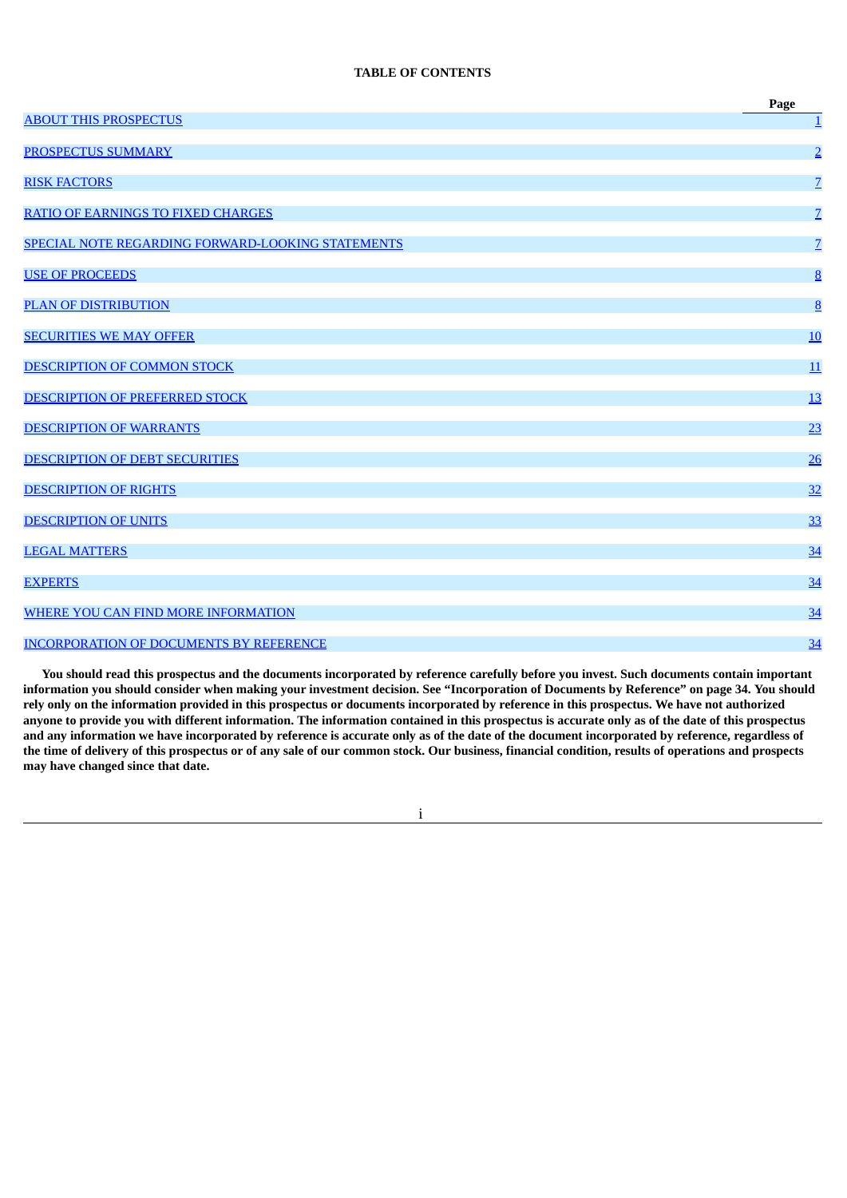**TABLE OF CONTENTS**

| | Page |
|---|---|
| ABOUT THIS PROSPECTUS | 1 |
| PROSPECTUS SUMMARY | 2 |
| RISK FACTORS | 7 |
| RATIO OF EARNINGS TO FIXED CHARGES | 7 |
| SPECIAL NOTE REGARDING FORWARD-LOOKING STATEMENTS | 7 |
| USE OF PROCEEDS | 8 |
| PLAN OF DISTRIBUTION | 8 |
| SECURITIES WE MAY OFFER | 10 |
| DESCRIPTION OF COMMON STOCK | 11 |
| DESCRIPTION OF PREFERRED STOCK | 13 |
| DESCRIPTION OF WARRANTS | 23 |
| DESCRIPTION OF DEBT SECURITIES | 26 |
| DESCRIPTION OF RIGHTS | 32 |
| DESCRIPTION OF UNITS | 33 |
| LEGAL MATTERS | 34 |
| EXPERTS | 34 |
| WHERE YOU CAN FIND MORE INFORMATION | 34 |
| INCORPORATION OF DOCUMENTS BY REFERENCE | 34 |

**You should read this prospectus and the documents incorporated by reference carefully before you invest. Such documents contain important information you should consider when making your investment decision. See "Incorporation of Documents by Reference" on page 34. You should rely only on the information provided in this prospectus or documents incorporated by reference in this prospectus. We have not authorized anyone to provide you with different information. The information contained in this prospectus is accurate only as of the date of this prospectus and any information we have incorporated by reference is accurate only as of the date of the document incorporated by reference, regardless of the time of delivery of this prospectus or of any sale of our common stock. Our business, financial condition, results of operations and prospects may have changed since that date.**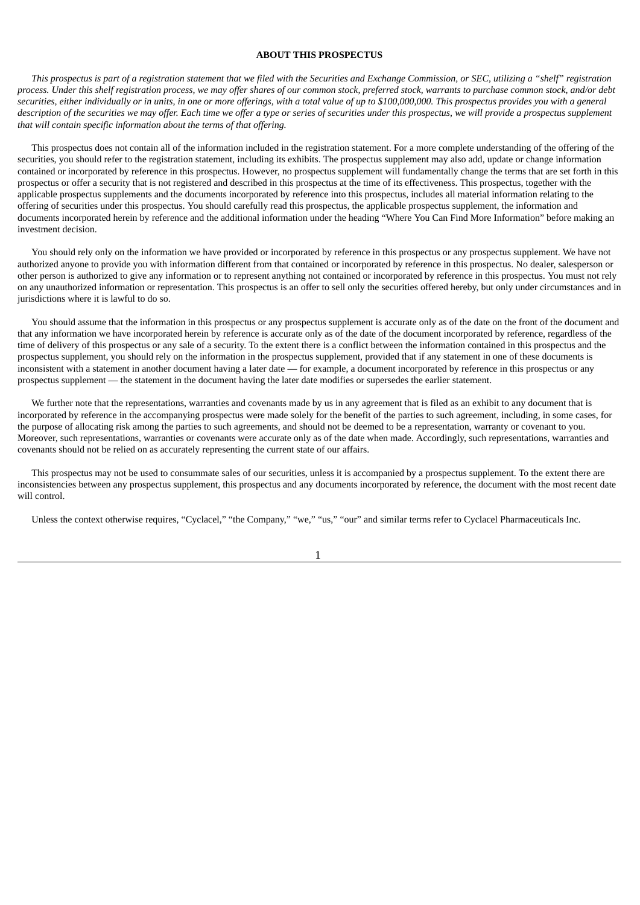## ABOUT THIS PROSPECTUS

*This prospectus is part of a registration statement that we filed with the Securities and Exchange Commission, or SEC, utilizing a "shelf" registration process. Under this shelf registration process, we may offer shares of our common stock, preferred stock, warrants to purchase common stock, and/or debt securities, either individually or in units, in one or more offerings, with a total value of up to $100,000,000. This prospectus provides you with a general description of the securities we may offer. Each time we offer a type or series of securities under this prospectus, we will provide a prospectus supplement that will contain specific information about the terms of that offering.*

This prospectus does not contain all of the information included in the registration statement. For a more complete understanding of the offering of the securities, you should refer to the registration statement, including its exhibits. The prospectus supplement may also add, update or change information contained or incorporated by reference in this prospectus. However, no prospectus supplement will fundamentally change the terms that are set forth in this prospectus or offer a security that is not registered and described in this prospectus at the time of its effectiveness. This prospectus, together with the applicable prospectus supplements and the documents incorporated by reference into this prospectus, includes all material information relating to the offering of securities under this prospectus. You should carefully read this prospectus, the applicable prospectus supplement, the information and documents incorporated herein by reference and the additional information under the heading "Where You Can Find More Information" before making an investment decision.

You should rely only on the information we have provided or incorporated by reference in this prospectus or any prospectus supplement. We have not authorized anyone to provide you with information different from that contained or incorporated by reference in this prospectus. No dealer, salesperson or other person is authorized to give any information or to represent anything not contained or incorporated by reference in this prospectus. You must not rely on any unauthorized information or representation. This prospectus is an offer to sell only the securities offered hereby, but only under circumstances and in jurisdictions where it is lawful to do so.

You should assume that the information in this prospectus or any prospectus supplement is accurate only as of the date on the front of the document and that any information we have incorporated herein by reference is accurate only as of the date of the document incorporated by reference, regardless of the time of delivery of this prospectus or any sale of a security. To the extent there is a conflict between the information contained in this prospectus and the prospectus supplement, you should rely on the information in the prospectus supplement, provided that if any statement in one of these documents is inconsistent with a statement in another document having a later date — for example, a document incorporated by reference in this prospectus or any prospectus supplement — the statement in the document having the later date modifies or supersedes the earlier statement.

We further note that the representations, warranties and covenants made by us in any agreement that is filed as an exhibit to any document that is incorporated by reference in the accompanying prospectus were made solely for the benefit of the parties to such agreement, including, in some cases, for the purpose of allocating risk among the parties to such agreements, and should not be deemed to be a representation, warranty or covenant to you. Moreover, such representations, warranties or covenants were accurate only as of the date when made. Accordingly, such representations, warranties and covenants should not be relied on as accurately representing the current state of our affairs.

This prospectus may not be used to consummate sales of our securities, unless it is accompanied by a prospectus supplement. To the extent there are inconsistencies between any prospectus supplement, this prospectus and any documents incorporated by reference, the document with the most recent date will control.

Unless the context otherwise requires, "Cyclacel," "the Company," "we," "us," "our" and similar terms refer to Cyclacel Pharmaceuticals Inc.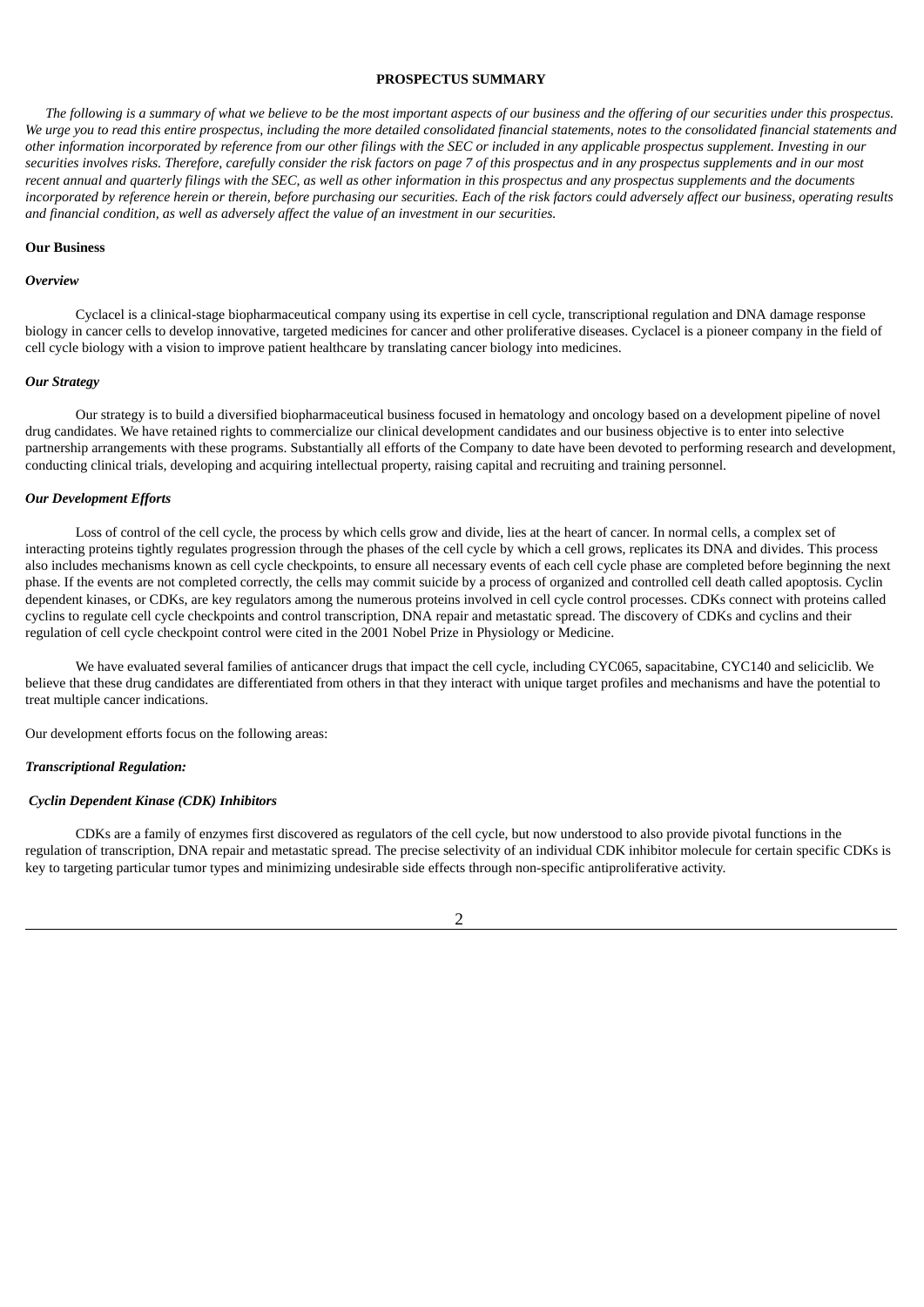**PROSPECTUS SUMMARY**

*The following is a summary of what we believe to be the most important aspects of our business and the offering of our securities under this prospectus. We urge you to read this entire prospectus, including the more detailed consolidated financial statements, notes to the consolidated financial statements and other information incorporated by reference from our other filings with the SEC or included in any applicable prospectus supplement. Investing in our securities involves risks. Therefore, carefully consider the risk factors on page 7 of this prospectus and in any prospectus supplements and in our most recent annual and quarterly filings with the SEC, as well as other information in this prospectus and any prospectus supplements and the documents incorporated by reference herein or therein, before purchasing our securities. Each of the risk factors could adversely affect our business, operating results and financial condition, as well as adversely affect the value of an investment in our securities.*

**Our Business**

***Overview***

Cyclacel is a clinical-stage biopharmaceutical company using its expertise in cell cycle, transcriptional regulation and DNA damage response biology in cancer cells to develop innovative, targeted medicines for cancer and other proliferative diseases. Cyclacel is a pioneer company in the field of cell cycle biology with a vision to improve patient healthcare by translating cancer biology into medicines.

***Our Strategy***

Our strategy is to build a diversified biopharmaceutical business focused in hematology and oncology based on a development pipeline of novel drug candidates. We have retained rights to commercialize our clinical development candidates and our business objective is to enter into selective partnership arrangements with these programs. Substantially all efforts of the Company to date have been devoted to performing research and development, conducting clinical trials, developing and acquiring intellectual property, raising capital and recruiting and training personnel.

***Our Development Efforts***

Loss of control of the cell cycle, the process by which cells grow and divide, lies at the heart of cancer. In normal cells, a complex set of interacting proteins tightly regulates progression through the phases of the cell cycle by which a cell grows, replicates its DNA and divides. This process also includes mechanisms known as cell cycle checkpoints, to ensure all necessary events of each cell cycle phase are completed before beginning the next phase. If the events are not completed correctly, the cells may commit suicide by a process of organized and controlled cell death called apoptosis. Cyclin dependent kinases, or CDKs, are key regulators among the numerous proteins involved in cell cycle control processes. CDKs connect with proteins called cyclins to regulate cell cycle checkpoints and control transcription, DNA repair and metastatic spread. The discovery of CDKs and cyclins and their regulation of cell cycle checkpoint control were cited in the 2001 Nobel Prize in Physiology or Medicine.

We have evaluated several families of anticancer drugs that impact the cell cycle, including CYC065, sapacitabine, CYC140 and seliciclib. We believe that these drug candidates are differentiated from others in that they interact with unique target profiles and mechanisms and have the potential to treat multiple cancer indications.

Our development efforts focus on the following areas:

***Transcriptional Regulation:***

***Cyclin Dependent Kinase (CDK) Inhibitors***

CDKs are a family of enzymes first discovered as regulators of the cell cycle, but now understood to also provide pivotal functions in the regulation of transcription, DNA repair and metastatic spread. The precise selectivity of an individual CDK inhibitor molecule for certain specific CDKs is key to targeting particular tumor types and minimizing undesirable side effects through non-specific antiproliferative activity.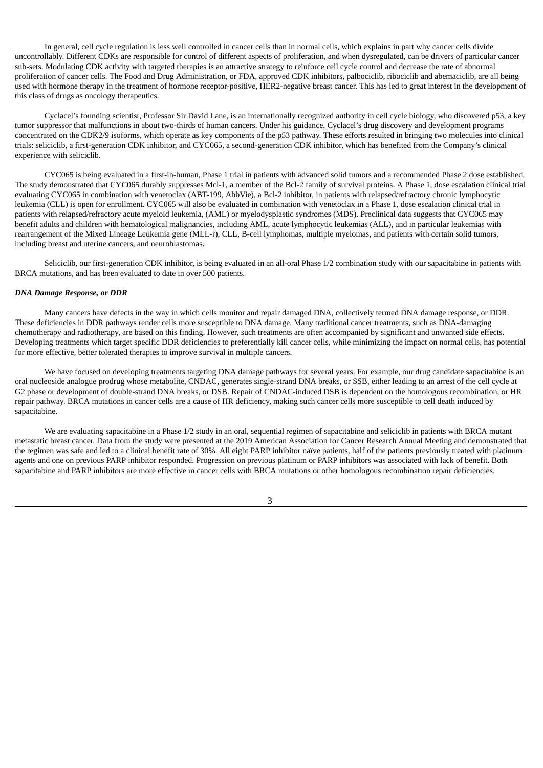In general, cell cycle regulation is less well controlled in cancer cells than in normal cells, which explains in part why cancer cells divide uncontrollably. Different CDKs are responsible for control of different aspects of proliferation, and when dysregulated, can be drivers of particular cancer sub-sets. Modulating CDK activity with targeted therapies is an attractive strategy to reinforce cell cycle control and decrease the rate of abnormal proliferation of cancer cells. The Food and Drug Administration, or FDA, approved CDK inhibitors, palbociclib, ribociclib and abemaciclib, are all being used with hormone therapy in the treatment of hormone receptor-positive, HER2-negative breast cancer. This has led to great interest in the development of this class of drugs as oncology therapeutics.

Cyclacel's founding scientist, Professor Sir David Lane, is an internationally recognized authority in cell cycle biology, who discovered p53, a key tumor suppressor that malfunctions in about two-thirds of human cancers. Under his guidance, Cyclacel's drug discovery and development programs concentrated on the CDK2/9 isoforms, which operate as key components of the p53 pathway. These efforts resulted in bringing two molecules into clinical trials: seliciclib, a first-generation CDK inhibitor, and CYC065, a second-generation CDK inhibitor, which has benefited from the Company's clinical experience with seliciclib.

CYC065 is being evaluated in a first-in-human, Phase 1 trial in patients with advanced solid tumors and a recommended Phase 2 dose established. The study demonstrated that CYC065 durably suppresses Mcl-1, a member of the Bcl-2 family of survival proteins. A Phase 1, dose escalation clinical trial evaluating CYC065 in combination with venetoclax (ABT-199, AbbVie), a Bcl-2 inhibitor, in patients with relapsed/refractory chronic lymphocytic leukemia (CLL) is open for enrollment. CYC065 will also be evaluated in combination with venetoclax in a Phase 1, dose escalation clinical trial in patients with relapsed/refractory acute myeloid leukemia, (AML) or myelodysplastic syndromes (MDS). Preclinical data suggests that CYC065 may benefit adults and children with hematological malignancies, including AML, acute lymphocytic leukemias (ALL), and in particular leukemias with rearrangement of the Mixed Lineage Leukemia gene (MLL-r), CLL, B-cell lymphomas, multiple myelomas, and patients with certain solid tumors, including breast and uterine cancers, and neuroblastomas.

Seliciclib, our first-generation CDK inhibitor, is being evaluated in an all-oral Phase 1/2 combination study with our sapacitabine in patients with BRCA mutations, and has been evaluated to date in over 500 patients.

***DNA Damage Response, or DDR***

Many cancers have defects in the way in which cells monitor and repair damaged DNA, collectively termed DNA damage response, or DDR. These deficiencies in DDR pathways render cells more susceptible to DNA damage. Many traditional cancer treatments, such as DNA-damaging chemotherapy and radiotherapy, are based on this finding. However, such treatments are often accompanied by significant and unwanted side effects. Developing treatments which target specific DDR deficiencies to preferentially kill cancer cells, while minimizing the impact on normal cells, has potential for more effective, better tolerated therapies to improve survival in multiple cancers.

We have focused on developing treatments targeting DNA damage pathways for several years. For example, our drug candidate sapacitabine is an oral nucleoside analogue prodrug whose metabolite, CNDAC, generates single-strand DNA breaks, or SSB, either leading to an arrest of the cell cycle at G2 phase or development of double-strand DNA breaks, or DSB. Repair of CNDAC-induced DSB is dependent on the homologous recombination, or HR repair pathway. BRCA mutations in cancer cells are a cause of HR deficiency, making such cancer cells more susceptible to cell death induced by sapacitabine.

We are evaluating sapacitabine in a Phase 1/2 study in an oral, sequential regimen of sapacitabine and seliciclib in patients with BRCA mutant metastatic breast cancer. Data from the study were presented at the 2019 American Association for Cancer Research Annual Meeting and demonstrated that the regimen was safe and led to a clinical benefit rate of 30%. All eight PARP inhibitor naïve patients, half of the patients previously treated with platinum agents and one on previous PARP inhibitor responded. Progression on previous platinum or PARP inhibitors was associated with lack of benefit. Both sapacitabine and PARP inhibitors are more effective in cancer cells with BRCA mutations or other homologous recombination repair deficiencies.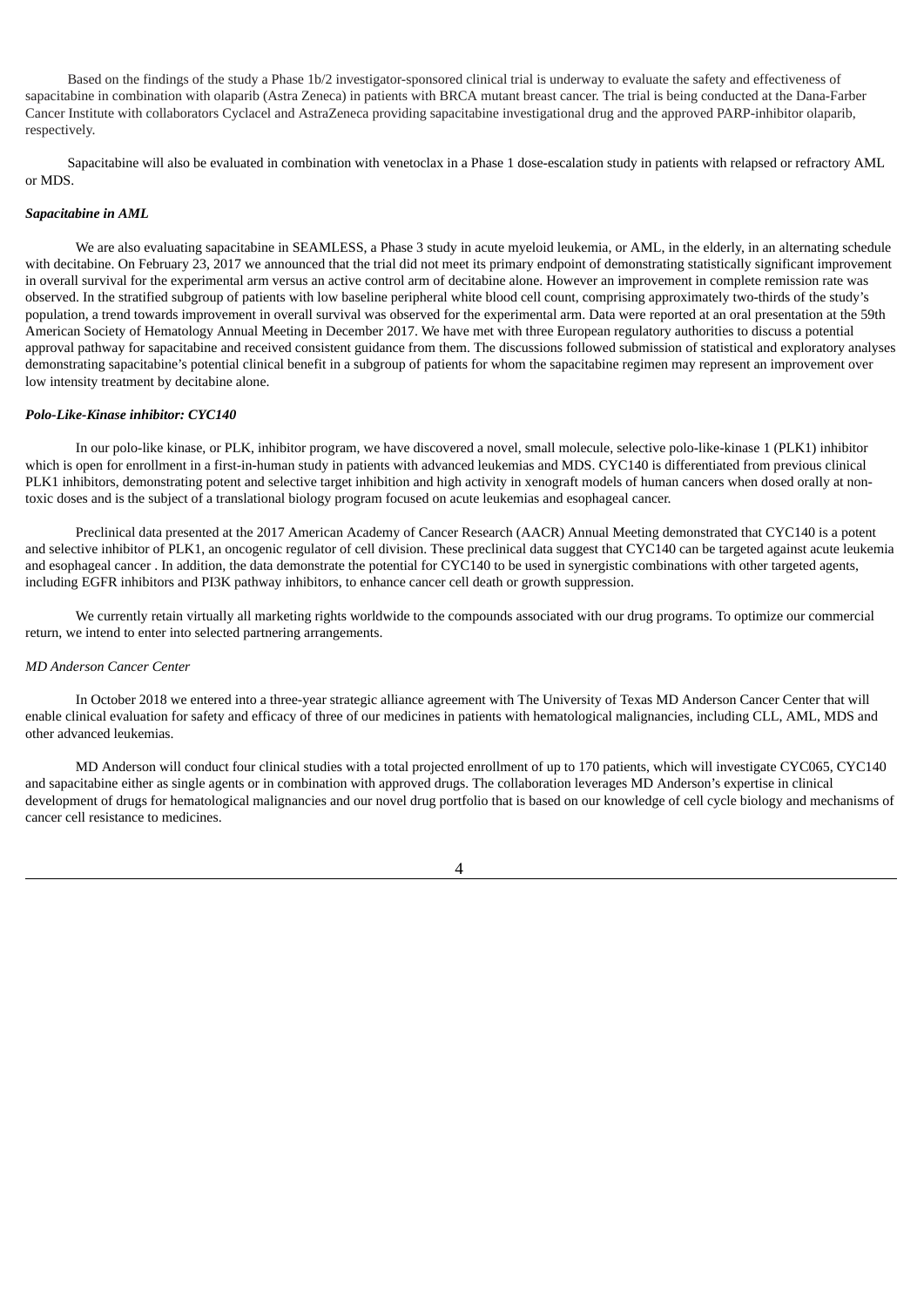Based on the findings of the study a Phase 1b/2 investigator-sponsored clinical trial is underway to evaluate the safety and effectiveness of sapacitabine in combination with olaparib (Astra Zeneca) in patients with BRCA mutant breast cancer. The trial is being conducted at the Dana-Farber Cancer Institute with collaborators Cyclacel and AstraZeneca providing sapacitabine investigational drug and the approved PARP-inhibitor olaparib, respectively.

Sapacitabine will also be evaluated in combination with venetoclax in a Phase 1 dose-escalation study in patients with relapsed or refractory AML or MDS.

***Sapacitabine in AML***

We are also evaluating sapacitabine in SEAMLESS, a Phase 3 study in acute myeloid leukemia, or AML, in the elderly, in an alternating schedule with decitabine. On February 23, 2017 we announced that the trial did not meet its primary endpoint of demonstrating statistically significant improvement in overall survival for the experimental arm versus an active control arm of decitabine alone. However an improvement in complete remission rate was observed. In the stratified subgroup of patients with low baseline peripheral white blood cell count, comprising approximately two-thirds of the study's population, a trend towards improvement in overall survival was observed for the experimental arm. Data were reported at an oral presentation at the 59th American Society of Hematology Annual Meeting in December 2017. We have met with three European regulatory authorities to discuss a potential approval pathway for sapacitabine and received consistent guidance from them. The discussions followed submission of statistical and exploratory analyses demonstrating sapacitabine's potential clinical benefit in a subgroup of patients for whom the sapacitabine regimen may represent an improvement over low intensity treatment by decitabine alone.

***Polo-Like-Kinase inhibitor: CYC140***

In our polo-like kinase, or PLK, inhibitor program, we have discovered a novel, small molecule, selective polo-like-kinase 1 (PLK1) inhibitor which is open for enrollment in a first-in-human study in patients with advanced leukemias and MDS. CYC140 is differentiated from previous clinical PLK1 inhibitors, demonstrating potent and selective target inhibition and high activity in xenograft models of human cancers when dosed orally at non-toxic doses and is the subject of a translational biology program focused on acute leukemias and esophageal cancer.

Preclinical data presented at the 2017 American Academy of Cancer Research (AACR) Annual Meeting demonstrated that CYC140 is a potent and selective inhibitor of PLK1, an oncogenic regulator of cell division. These preclinical data suggest that CYC140 can be targeted against acute leukemia and esophageal cancer . In addition, the data demonstrate the potential for CYC140 to be used in synergistic combinations with other targeted agents, including EGFR inhibitors and PI3K pathway inhibitors, to enhance cancer cell death or growth suppression.

We currently retain virtually all marketing rights worldwide to the compounds associated with our drug programs. To optimize our commercial return, we intend to enter into selected partnering arrangements.

*MD Anderson Cancer Center*

In October 2018 we entered into a three-year strategic alliance agreement with The University of Texas MD Anderson Cancer Center that will enable clinical evaluation for safety and efficacy of three of our medicines in patients with hematological malignancies, including CLL, AML, MDS and other advanced leukemias.

MD Anderson will conduct four clinical studies with a total projected enrollment of up to 170 patients, which will investigate CYC065, CYC140 and sapacitabine either as single agents or in combination with approved drugs. The collaboration leverages MD Anderson's expertise in clinical development of drugs for hematological malignancies and our novel drug portfolio that is based on our knowledge of cell cycle biology and mechanisms of cancer cell resistance to medicines.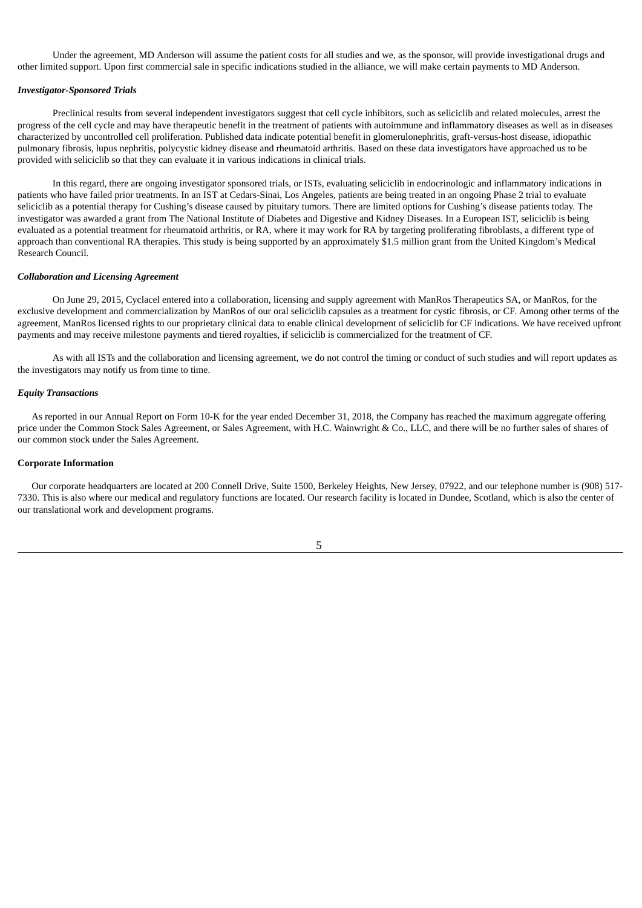Under the agreement, MD Anderson will assume the patient costs for all studies and we, as the sponsor, will provide investigational drugs and other limited support. Upon first commercial sale in specific indications studied in the alliance, we will make certain payments to MD Anderson.

### *Investigator-Sponsored Trials*

Preclinical results from several independent investigators suggest that cell cycle inhibitors, such as seliciclib and related molecules, arrest the progress of the cell cycle and may have therapeutic benefit in the treatment of patients with autoimmune and inflammatory diseases as well as in diseases characterized by uncontrolled cell proliferation. Published data indicate potential benefit in glomerulonephritis, graft-versus-host disease, idiopathic pulmonary fibrosis, lupus nephritis, polycystic kidney disease and rheumatoid arthritis. Based on these data investigators have approached us to be provided with seliciclib so that they can evaluate it in various indications in clinical trials.

In this regard, there are ongoing investigator sponsored trials, or ISTs, evaluating seliciclib in endocrinologic and inflammatory indications in patients who have failed prior treatments. In an IST at Cedars-Sinai, Los Angeles, patients are being treated in an ongoing Phase 2 trial to evaluate seliciclib as a potential therapy for Cushing's disease caused by pituitary tumors. There are limited options for Cushing's disease patients today. The investigator was awarded a grant from The National Institute of Diabetes and Digestive and Kidney Diseases. In a European IST, seliciclib is being evaluated as a potential treatment for rheumatoid arthritis, or RA, where it may work for RA by targeting proliferating fibroblasts, a different type of approach than conventional RA therapies. This study is being supported by an approximately $1.5 million grant from the United Kingdom's Medical Research Council.

### *Collaboration and Licensing Agreement*

On June 29, 2015, Cyclacel entered into a collaboration, licensing and supply agreement with ManRos Therapeutics SA, or ManRos, for the exclusive development and commercialization by ManRos of our oral seliciclib capsules as a treatment for cystic fibrosis, or CF. Among other terms of the agreement, ManRos licensed rights to our proprietary clinical data to enable clinical development of seliciclib for CF indications. We have received upfront payments and may receive milestone payments and tiered royalties, if seliciclib is commercialized for the treatment of CF.

As with all ISTs and the collaboration and licensing agreement, we do not control the timing or conduct of such studies and will report updates as the investigators may notify us from time to time.

### *Equity Transactions*

As reported in our Annual Report on Form 10-K for the year ended December 31, 2018, the Company has reached the maximum aggregate offering price under the Common Stock Sales Agreement, or Sales Agreement, with H.C. Wainwright & Co., LLC, and there will be no further sales of shares of our common stock under the Sales Agreement.

### **Corporate Information**

Our corporate headquarters are located at 200 Connell Drive, Suite 1500, Berkeley Heights, New Jersey, 07922, and our telephone number is (908) 517-7330. This is also where our medical and regulatory functions are located. Our research facility is located in Dundee, Scotland, which is also the center of our translational work and development programs.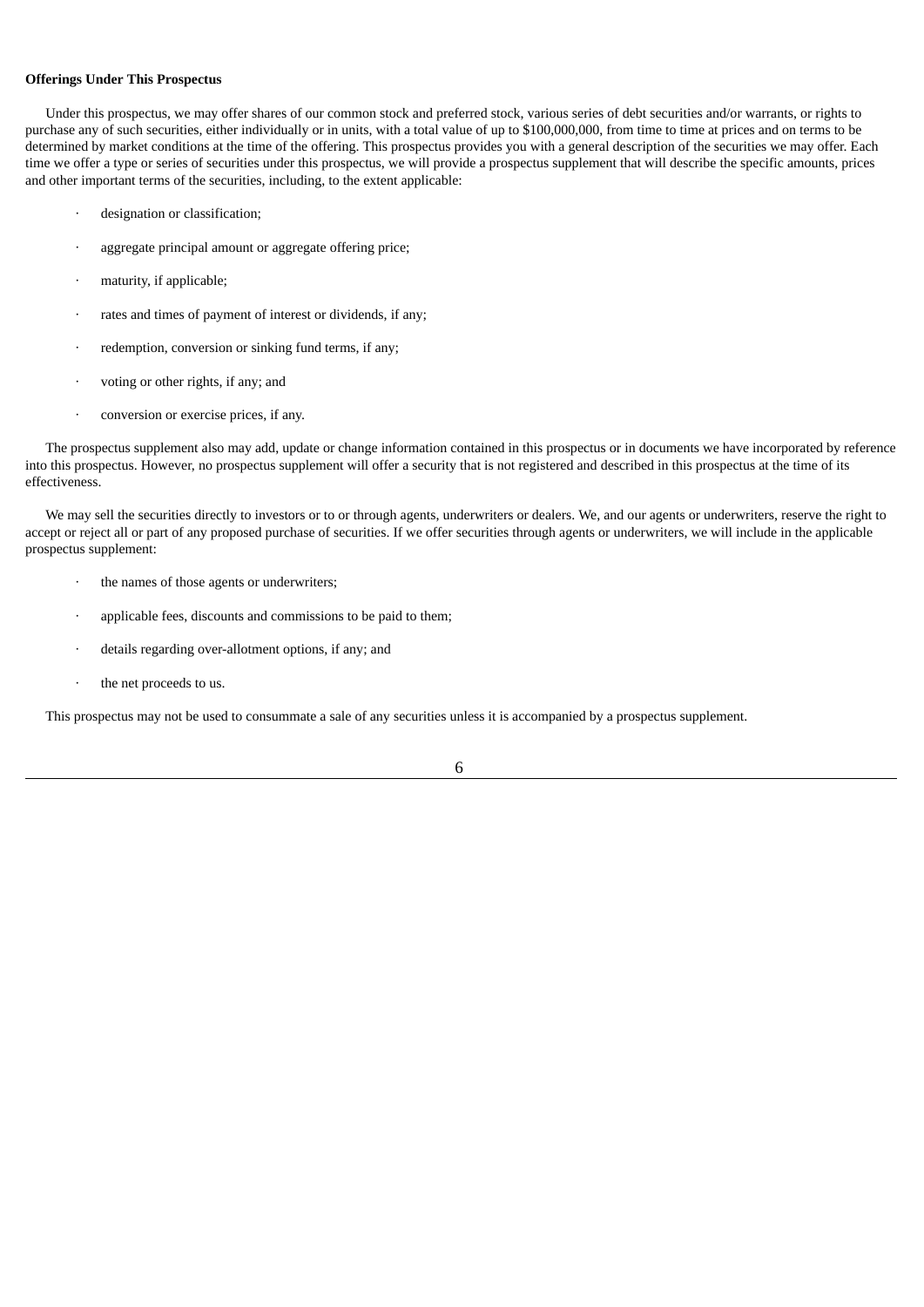**Offerings Under This Prospectus**

Under this prospectus, we may offer shares of our common stock and preferred stock, various series of debt securities and/or warrants, or rights to purchase any of such securities, either individually or in units, with a total value of up to $100,000,000, from time to time at prices and on terms to be determined by market conditions at the time of the offering. This prospectus provides you with a general description of the securities we may offer. Each time we offer a type or series of securities under this prospectus, we will provide a prospectus supplement that will describe the specific amounts, prices and other important terms of the securities, including, to the extent applicable:

- designation or classification;
- aggregate principal amount or aggregate offering price;
- maturity, if applicable;
- rates and times of payment of interest or dividends, if any;
- redemption, conversion or sinking fund terms, if any;
- voting or other rights, if any; and
- conversion or exercise prices, if any.

The prospectus supplement also may add, update or change information contained in this prospectus or in documents we have incorporated by reference into this prospectus. However, no prospectus supplement will offer a security that is not registered and described in this prospectus at the time of its effectiveness.

We may sell the securities directly to investors or to or through agents, underwriters or dealers. We, and our agents or underwriters, reserve the right to accept or reject all or part of any proposed purchase of securities. If we offer securities through agents or underwriters, we will include in the applicable prospectus supplement:

- the names of those agents or underwriters;
- applicable fees, discounts and commissions to be paid to them;
- details regarding over-allotment options, if any; and
- the net proceeds to us.

This prospectus may not be used to consummate a sale of any securities unless it is accompanied by a prospectus supplement.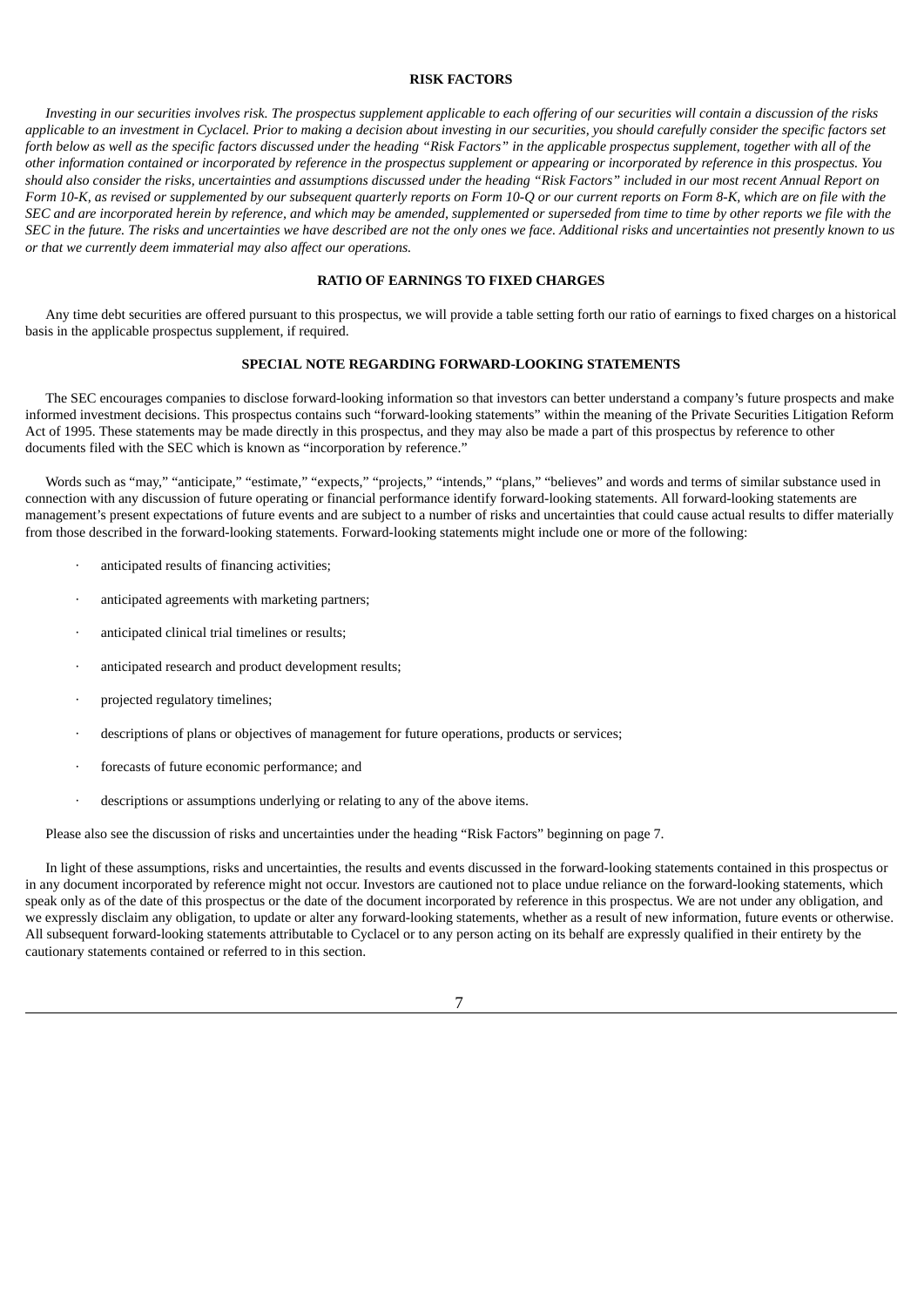## RISK FACTORS

*Investing in our securities involves risk. The prospectus supplement applicable to each offering of our securities will contain a discussion of the risks applicable to an investment in Cyclacel. Prior to making a decision about investing in our securities, you should carefully consider the specific factors set forth below as well as the specific factors discussed under the heading "Risk Factors" in the applicable prospectus supplement, together with all of the other information contained or incorporated by reference in the prospectus supplement or appearing or incorporated by reference in this prospectus. You should also consider the risks, uncertainties and assumptions discussed under the heading "Risk Factors" included in our most recent Annual Report on Form 10-K, as revised or supplemented by our subsequent quarterly reports on Form 10-Q or our current reports on Form 8-K, which are on file with the SEC and are incorporated herein by reference, and which may be amended, supplemented or superseded from time to time by other reports we file with the SEC in the future. The risks and uncertainties we have described are not the only ones we face. Additional risks and uncertainties not presently known to us or that we currently deem immaterial may also affect our operations.*

## RATIO OF EARNINGS TO FIXED CHARGES

Any time debt securities are offered pursuant to this prospectus, we will provide a table setting forth our ratio of earnings to fixed charges on a historical basis in the applicable prospectus supplement, if required.

## SPECIAL NOTE REGARDING FORWARD-LOOKING STATEMENTS

The SEC encourages companies to disclose forward-looking information so that investors can better understand a company's future prospects and make informed investment decisions. This prospectus contains such "forward-looking statements" within the meaning of the Private Securities Litigation Reform Act of 1995. These statements may be made directly in this prospectus, and they may also be made a part of this prospectus by reference to other documents filed with the SEC which is known as "incorporation by reference."

Words such as "may," "anticipate," "estimate," "expects," "projects," "intends," "plans," "believes" and words and terms of similar substance used in connection with any discussion of future operating or financial performance identify forward-looking statements. All forward-looking statements are management's present expectations of future events and are subject to a number of risks and uncertainties that could cause actual results to differ materially from those described in the forward-looking statements. Forward-looking statements might include one or more of the following:

- anticipated results of financing activities;
- anticipated agreements with marketing partners;
- anticipated clinical trial timelines or results;
- anticipated research and product development results;
- projected regulatory timelines;
- descriptions of plans or objectives of management for future operations, products or services;
- forecasts of future economic performance; and
- descriptions or assumptions underlying or relating to any of the above items.

Please also see the discussion of risks and uncertainties under the heading "Risk Factors" beginning on page 7.

In light of these assumptions, risks and uncertainties, the results and events discussed in the forward-looking statements contained in this prospectus or in any document incorporated by reference might not occur. Investors are cautioned not to place undue reliance on the forward-looking statements, which speak only as of the date of this prospectus or the date of the document incorporated by reference in this prospectus. We are not under any obligation, and we expressly disclaim any obligation, to update or alter any forward-looking statements, whether as a result of new information, future events or otherwise. All subsequent forward-looking statements attributable to Cyclacel or to any person acting on its behalf are expressly qualified in their entirety by the cautionary statements contained or referred to in this section.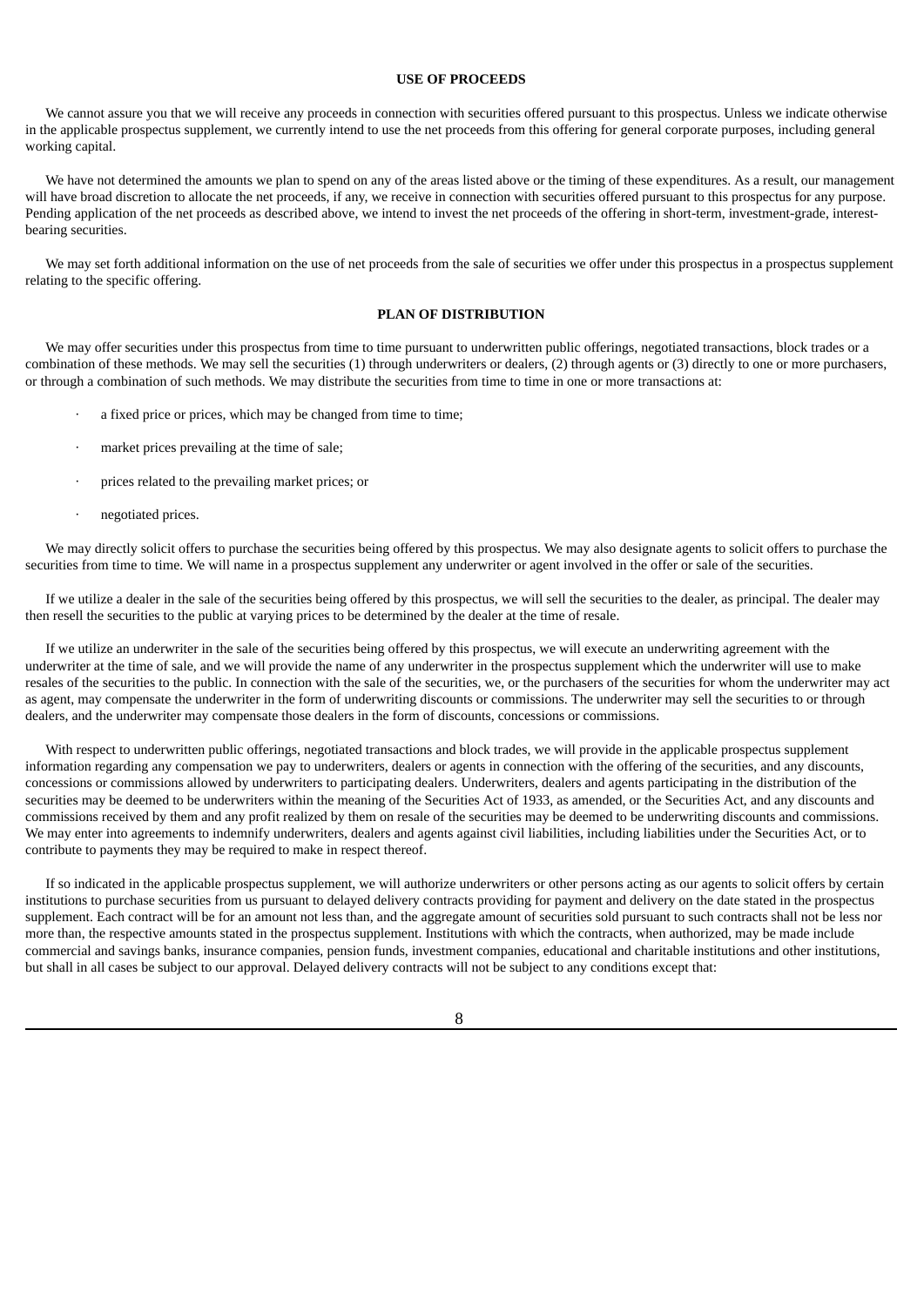## USE OF PROCEEDS

We cannot assure you that we will receive any proceeds in connection with securities offered pursuant to this prospectus. Unless we indicate otherwise in the applicable prospectus supplement, we currently intend to use the net proceeds from this offering for general corporate purposes, including general working capital.

We have not determined the amounts we plan to spend on any of the areas listed above or the timing of these expenditures. As a result, our management will have broad discretion to allocate the net proceeds, if any, we receive in connection with securities offered pursuant to this prospectus for any purpose. Pending application of the net proceeds as described above, we intend to invest the net proceeds of the offering in short-term, investment-grade, interest-bearing securities.

We may set forth additional information on the use of net proceeds from the sale of securities we offer under this prospectus in a prospectus supplement relating to the specific offering.

## PLAN OF DISTRIBUTION

We may offer securities under this prospectus from time to time pursuant to underwritten public offerings, negotiated transactions, block trades or a combination of these methods. We may sell the securities (1) through underwriters or dealers, (2) through agents or (3) directly to one or more purchasers, or through a combination of such methods. We may distribute the securities from time to time in one or more transactions at:

- a fixed price or prices, which may be changed from time to time;
- market prices prevailing at the time of sale;
- prices related to the prevailing market prices; or
- negotiated prices.

We may directly solicit offers to purchase the securities being offered by this prospectus. We may also designate agents to solicit offers to purchase the securities from time to time. We will name in a prospectus supplement any underwriter or agent involved in the offer or sale of the securities.

If we utilize a dealer in the sale of the securities being offered by this prospectus, we will sell the securities to the dealer, as principal. The dealer may then resell the securities to the public at varying prices to be determined by the dealer at the time of resale.

If we utilize an underwriter in the sale of the securities being offered by this prospectus, we will execute an underwriting agreement with the underwriter at the time of sale, and we will provide the name of any underwriter in the prospectus supplement which the underwriter will use to make resales of the securities to the public. In connection with the sale of the securities, we, or the purchasers of the securities for whom the underwriter may act as agent, may compensate the underwriter in the form of underwriting discounts or commissions. The underwriter may sell the securities to or through dealers, and the underwriter may compensate those dealers in the form of discounts, concessions or commissions.

With respect to underwritten public offerings, negotiated transactions and block trades, we will provide in the applicable prospectus supplement information regarding any compensation we pay to underwriters, dealers or agents in connection with the offering of the securities, and any discounts, concessions or commissions allowed by underwriters to participating dealers. Underwriters, dealers and agents participating in the distribution of the securities may be deemed to be underwriters within the meaning of the Securities Act of 1933, as amended, or the Securities Act, and any discounts and commissions received by them and any profit realized by them on resale of the securities may be deemed to be underwriting discounts and commissions. We may enter into agreements to indemnify underwriters, dealers and agents against civil liabilities, including liabilities under the Securities Act, or to contribute to payments they may be required to make in respect thereof.

If so indicated in the applicable prospectus supplement, we will authorize underwriters or other persons acting as our agents to solicit offers by certain institutions to purchase securities from us pursuant to delayed delivery contracts providing for payment and delivery on the date stated in the prospectus supplement. Each contract will be for an amount not less than, and the aggregate amount of securities sold pursuant to such contracts shall not be less nor more than, the respective amounts stated in the prospectus supplement. Institutions with which the contracts, when authorized, may be made include commercial and savings banks, insurance companies, pension funds, investment companies, educational and charitable institutions and other institutions, but shall in all cases be subject to our approval. Delayed delivery contracts will not be subject to any conditions except that: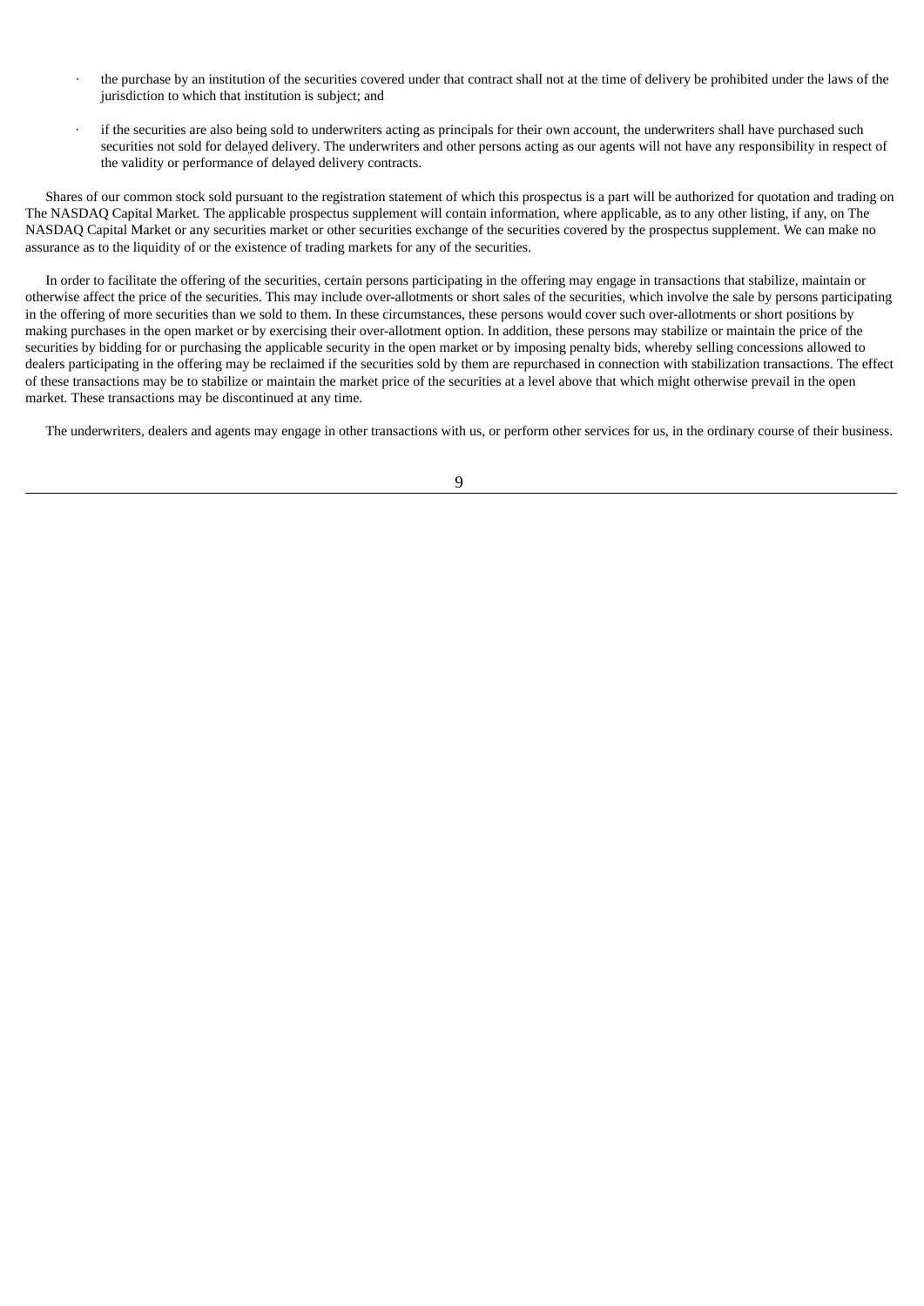- the purchase by an institution of the securities covered under that contract shall not at the time of delivery be prohibited under the laws of the jurisdiction to which that institution is subject; and

- if the securities are also being sold to underwriters acting as principals for their own account, the underwriters shall have purchased such securities not sold for delayed delivery. The underwriters and other persons acting as our agents will not have any responsibility in respect of the validity or performance of delayed delivery contracts.

Shares of our common stock sold pursuant to the registration statement of which this prospectus is a part will be authorized for quotation and trading on The NASDAQ Capital Market. The applicable prospectus supplement will contain information, where applicable, as to any other listing, if any, on The NASDAQ Capital Market or any securities market or other securities exchange of the securities covered by the prospectus supplement. We can make no assurance as to the liquidity of or the existence of trading markets for any of the securities.

In order to facilitate the offering of the securities, certain persons participating in the offering may engage in transactions that stabilize, maintain or otherwise affect the price of the securities. This may include over-allotments or short sales of the securities, which involve the sale by persons participating in the offering of more securities than we sold to them. In these circumstances, these persons would cover such over-allotments or short positions by making purchases in the open market or by exercising their over-allotment option. In addition, these persons may stabilize or maintain the price of the securities by bidding for or purchasing the applicable security in the open market or by imposing penalty bids, whereby selling concessions allowed to dealers participating in the offering may be reclaimed if the securities sold by them are repurchased in connection with stabilization transactions. The effect of these transactions may be to stabilize or maintain the market price of the securities at a level above that which might otherwise prevail in the open market. These transactions may be discontinued at any time.

The underwriters, dealers and agents may engage in other transactions with us, or perform other services for us, in the ordinary course of their business.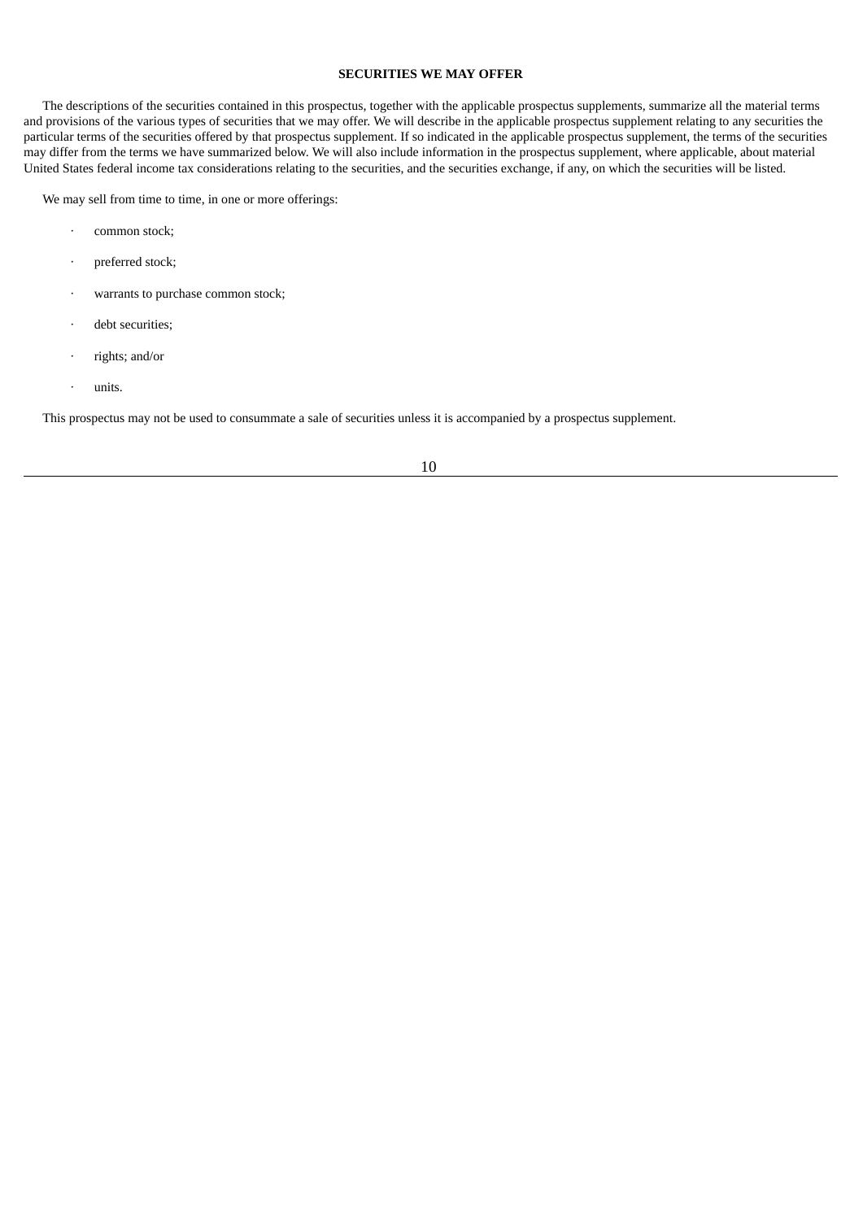## SECURITIES WE MAY OFFER

The descriptions of the securities contained in this prospectus, together with the applicable prospectus supplements, summarize all the material terms and provisions of the various types of securities that we may offer. We will describe in the applicable prospectus supplement relating to any securities the particular terms of the securities offered by that prospectus supplement. If so indicated in the applicable prospectus supplement, the terms of the securities may differ from the terms we have summarized below. We will also include information in the prospectus supplement, where applicable, about material United States federal income tax considerations relating to the securities, and the securities exchange, if any, on which the securities will be listed.

We may sell from time to time, in one or more offerings:

- common stock;
- preferred stock;
- warrants to purchase common stock;
- debt securities;
- rights; and/or
- units.

This prospectus may not be used to consummate a sale of securities unless it is accompanied by a prospectus supplement.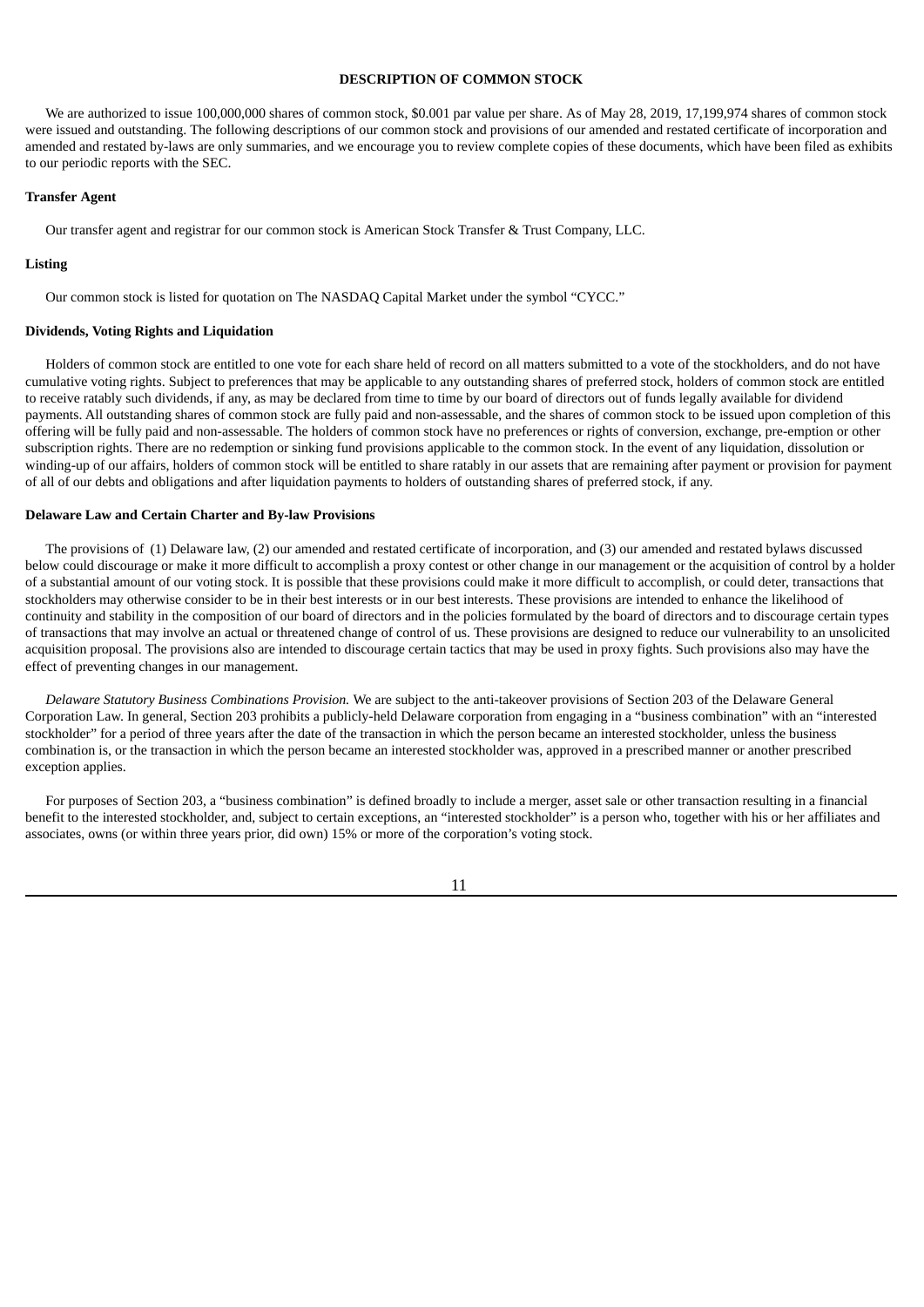## DESCRIPTION OF COMMON STOCK

We are authorized to issue 100,000,000 shares of common stock, $0.001 par value per share. As of May 28, 2019, 17,199,974 shares of common stock were issued and outstanding. The following descriptions of our common stock and provisions of our amended and restated certificate of incorporation and amended and restated by-laws are only summaries, and we encourage you to review complete copies of these documents, which have been filed as exhibits to our periodic reports with the SEC.

### Transfer Agent

Our transfer agent and registrar for our common stock is American Stock Transfer & Trust Company, LLC.

### Listing

Our common stock is listed for quotation on The NASDAQ Capital Market under the symbol "CYCC."

### Dividends, Voting Rights and Liquidation

Holders of common stock are entitled to one vote for each share held of record on all matters submitted to a vote of the stockholders, and do not have cumulative voting rights. Subject to preferences that may be applicable to any outstanding shares of preferred stock, holders of common stock are entitled to receive ratably such dividends, if any, as may be declared from time to time by our board of directors out of funds legally available for dividend payments. All outstanding shares of common stock are fully paid and non-assessable, and the shares of common stock to be issued upon completion of this offering will be fully paid and non-assessable. The holders of common stock have no preferences or rights of conversion, exchange, pre-emption or other subscription rights. There are no redemption or sinking fund provisions applicable to the common stock. In the event of any liquidation, dissolution or winding-up of our affairs, holders of common stock will be entitled to share ratably in our assets that are remaining after payment or provision for payment of all of our debts and obligations and after liquidation payments to holders of outstanding shares of preferred stock, if any.

### Delaware Law and Certain Charter and By-law Provisions

The provisions of (1) Delaware law, (2) our amended and restated certificate of incorporation, and (3) our amended and restated bylaws discussed below could discourage or make it more difficult to accomplish a proxy contest or other change in our management or the acquisition of control by a holder of a substantial amount of our voting stock. It is possible that these provisions could make it more difficult to accomplish, or could deter, transactions that stockholders may otherwise consider to be in their best interests or in our best interests. These provisions are intended to enhance the likelihood of continuity and stability in the composition of our board of directors and in the policies formulated by the board of directors and to discourage certain types of transactions that may involve an actual or threatened change of control of us. These provisions are designed to reduce our vulnerability to an unsolicited acquisition proposal. The provisions also are intended to discourage certain tactics that may be used in proxy fights. Such provisions also may have the effect of preventing changes in our management.

*Delaware Statutory Business Combinations Provision.* We are subject to the anti-takeover provisions of Section 203 of the Delaware General Corporation Law. In general, Section 203 prohibits a publicly-held Delaware corporation from engaging in a "business combination" with an "interested stockholder" for a period of three years after the date of the transaction in which the person became an interested stockholder, unless the business combination is, or the transaction in which the person became an interested stockholder was, approved in a prescribed manner or another prescribed exception applies.

For purposes of Section 203, a "business combination" is defined broadly to include a merger, asset sale or other transaction resulting in a financial benefit to the interested stockholder, and, subject to certain exceptions, an "interested stockholder" is a person who, together with his or her affiliates and associates, owns (or within three years prior, did own) 15% or more of the corporation's voting stock.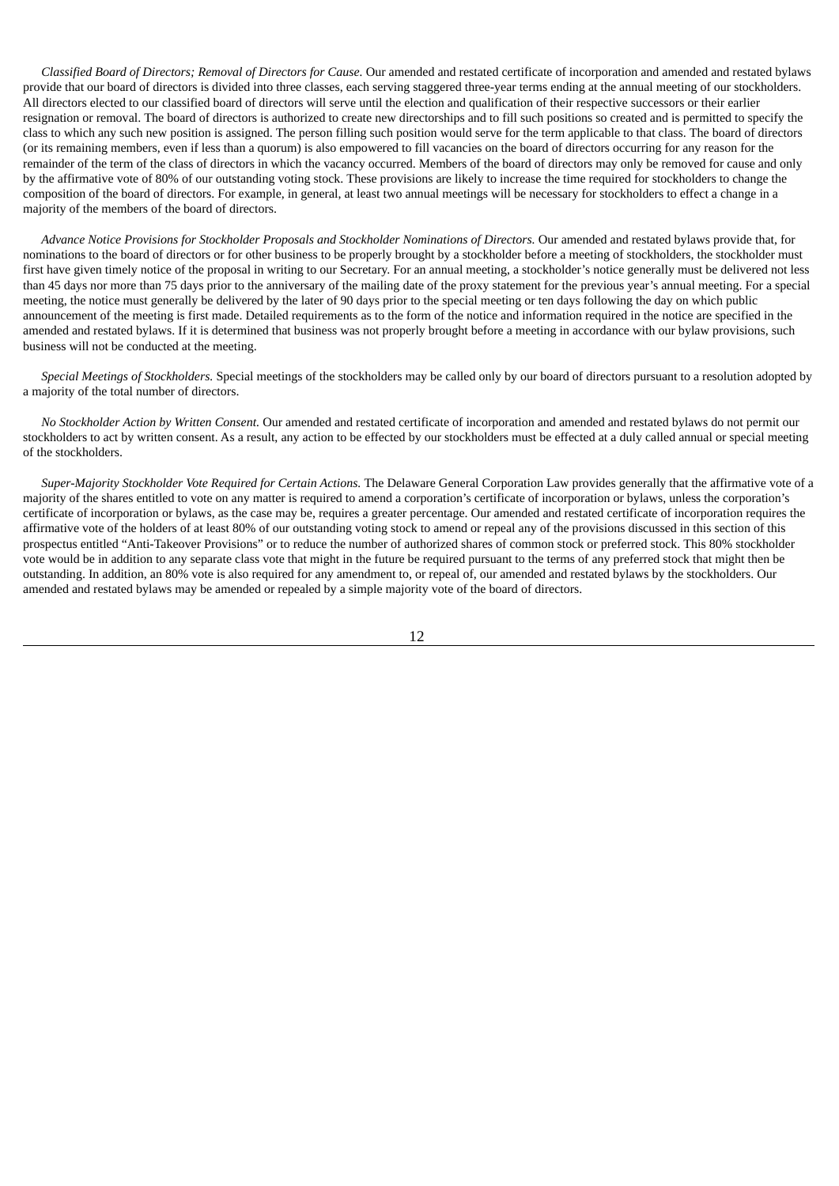*Classified Board of Directors; Removal of Directors for Cause.* Our amended and restated certificate of incorporation and amended and restated bylaws provide that our board of directors is divided into three classes, each serving staggered three-year terms ending at the annual meeting of our stockholders. All directors elected to our classified board of directors will serve until the election and qualification of their respective successors or their earlier resignation or removal. The board of directors is authorized to create new directorships and to fill such positions so created and is permitted to specify the class to which any such new position is assigned. The person filling such position would serve for the term applicable to that class. The board of directors (or its remaining members, even if less than a quorum) is also empowered to fill vacancies on the board of directors occurring for any reason for the remainder of the term of the class of directors in which the vacancy occurred. Members of the board of directors may only be removed for cause and only by the affirmative vote of 80% of our outstanding voting stock. These provisions are likely to increase the time required for stockholders to change the composition of the board of directors. For example, in general, at least two annual meetings will be necessary for stockholders to effect a change in a majority of the members of the board of directors.

*Advance Notice Provisions for Stockholder Proposals and Stockholder Nominations of Directors.* Our amended and restated bylaws provide that, for nominations to the board of directors or for other business to be properly brought by a stockholder before a meeting of stockholders, the stockholder must first have given timely notice of the proposal in writing to our Secretary. For an annual meeting, a stockholder's notice generally must be delivered not less than 45 days nor more than 75 days prior to the anniversary of the mailing date of the proxy statement for the previous year's annual meeting. For a special meeting, the notice must generally be delivered by the later of 90 days prior to the special meeting or ten days following the day on which public announcement of the meeting is first made. Detailed requirements as to the form of the notice and information required in the notice are specified in the amended and restated bylaws. If it is determined that business was not properly brought before a meeting in accordance with our bylaw provisions, such business will not be conducted at the meeting.

*Special Meetings of Stockholders.* Special meetings of the stockholders may be called only by our board of directors pursuant to a resolution adopted by a majority of the total number of directors.

*No Stockholder Action by Written Consent.* Our amended and restated certificate of incorporation and amended and restated bylaws do not permit our stockholders to act by written consent. As a result, any action to be effected by our stockholders must be effected at a duly called annual or special meeting of the stockholders.

*Super-Majority Stockholder Vote Required for Certain Actions.* The Delaware General Corporation Law provides generally that the affirmative vote of a majority of the shares entitled to vote on any matter is required to amend a corporation's certificate of incorporation or bylaws, unless the corporation's certificate of incorporation or bylaws, as the case may be, requires a greater percentage. Our amended and restated certificate of incorporation requires the affirmative vote of the holders of at least 80% of our outstanding voting stock to amend or repeal any of the provisions discussed in this section of this prospectus entitled "Anti-Takeover Provisions" or to reduce the number of authorized shares of common stock or preferred stock. This 80% stockholder vote would be in addition to any separate class vote that might in the future be required pursuant to the terms of any preferred stock that might then be outstanding. In addition, an 80% vote is also required for any amendment to, or repeal of, our amended and restated bylaws by the stockholders. Our amended and restated bylaws may be amended or repealed by a simple majority vote of the board of directors.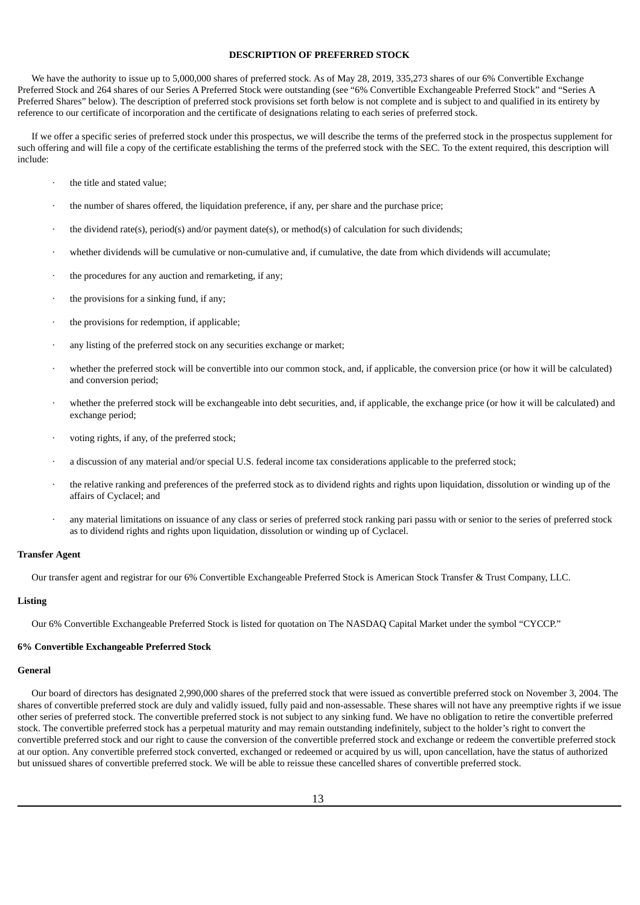## DESCRIPTION OF PREFERRED STOCK

We have the authority to issue up to 5,000,000 shares of preferred stock. As of May 28, 2019, 335,273 shares of our 6% Convertible Exchange Preferred Stock and 264 shares of our Series A Preferred Stock were outstanding (see "6% Convertible Exchangeable Preferred Stock" and "Series A Preferred Shares" below). The description of preferred stock provisions set forth below is not complete and is subject to and qualified in its entirety by reference to our certificate of incorporation and the certificate of designations relating to each series of preferred stock.

If we offer a specific series of preferred stock under this prospectus, we will describe the terms of the preferred stock in the prospectus supplement for such offering and will file a copy of the certificate establishing the terms of the preferred stock with the SEC. To the extent required, this description will include:

- the title and stated value;
- the number of shares offered, the liquidation preference, if any, per share and the purchase price;
- the dividend rate(s), period(s) and/or payment date(s), or method(s) of calculation for such dividends;
- whether dividends will be cumulative or non-cumulative and, if cumulative, the date from which dividends will accumulate;
- the procedures for any auction and remarketing, if any;
- the provisions for a sinking fund, if any;
- the provisions for redemption, if applicable;
- any listing of the preferred stock on any securities exchange or market;
- whether the preferred stock will be convertible into our common stock, and, if applicable, the conversion price (or how it will be calculated) and conversion period;
- whether the preferred stock will be exchangeable into debt securities, and, if applicable, the exchange price (or how it will be calculated) and exchange period;
- voting rights, if any, of the preferred stock;
- a discussion of any material and/or special U.S. federal income tax considerations applicable to the preferred stock;
- the relative ranking and preferences of the preferred stock as to dividend rights and rights upon liquidation, dissolution or winding up of the affairs of Cyclacel; and
- any material limitations on issuance of any class or series of preferred stock ranking pari passu with or senior to the series of preferred stock as to dividend rights and rights upon liquidation, dissolution or winding up of Cyclacel.

### Transfer Agent

Our transfer agent and registrar for our 6% Convertible Exchangeable Preferred Stock is American Stock Transfer & Trust Company, LLC.

### Listing

Our 6% Convertible Exchangeable Preferred Stock is listed for quotation on The NASDAQ Capital Market under the symbol "CYCCP."

### 6% Convertible Exchangeable Preferred Stock

#### General

Our board of directors has designated 2,990,000 shares of the preferred stock that were issued as convertible preferred stock on November 3, 2004. The shares of convertible preferred stock are duly and validly issued, fully paid and non-assessable. These shares will not have any preemptive rights if we issue other series of preferred stock. The convertible preferred stock is not subject to any sinking fund. We have no obligation to retire the convertible preferred stock. The convertible preferred stock has a perpetual maturity and may remain outstanding indefinitely, subject to the holder's right to convert the convertible preferred stock and our right to cause the conversion of the convertible preferred stock and exchange or redeem the convertible preferred stock at our option. Any convertible preferred stock converted, exchanged or redeemed or acquired by us will, upon cancellation, have the status of authorized but unissued shares of convertible preferred stock. We will be able to reissue these cancelled shares of convertible preferred stock.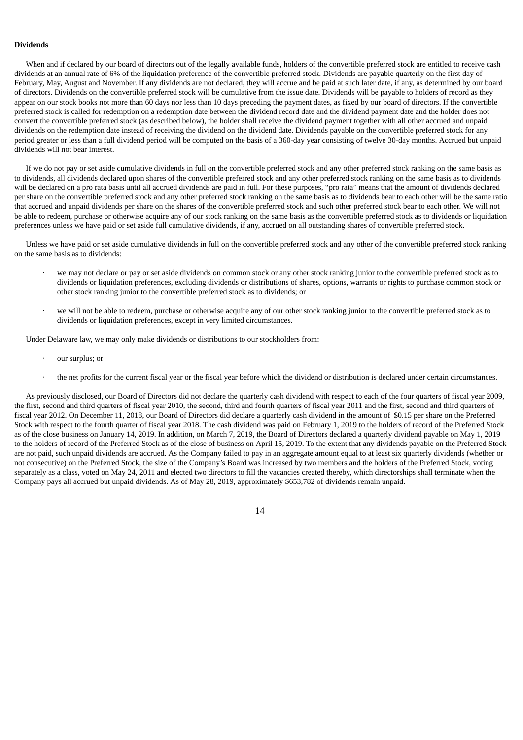**Dividends**

When and if declared by our board of directors out of the legally available funds, holders of the convertible preferred stock are entitled to receive cash dividends at an annual rate of 6% of the liquidation preference of the convertible preferred stock. Dividends are payable quarterly on the first day of February, May, August and November. If any dividends are not declared, they will accrue and be paid at such later date, if any, as determined by our board of directors. Dividends on the convertible preferred stock will be cumulative from the issue date. Dividends will be payable to holders of record as they appear on our stock books not more than 60 days nor less than 10 days preceding the payment dates, as fixed by our board of directors. If the convertible preferred stock is called for redemption on a redemption date between the dividend record date and the dividend payment date and the holder does not convert the convertible preferred stock (as described below), the holder shall receive the dividend payment together with all other accrued and unpaid dividends on the redemption date instead of receiving the dividend on the dividend date. Dividends payable on the convertible preferred stock for any period greater or less than a full dividend period will be computed on the basis of a 360-day year consisting of twelve 30-day months. Accrued but unpaid dividends will not bear interest.

If we do not pay or set aside cumulative dividends in full on the convertible preferred stock and any other preferred stock ranking on the same basis as to dividends, all dividends declared upon shares of the convertible preferred stock and any other preferred stock ranking on the same basis as to dividends will be declared on a pro rata basis until all accrued dividends are paid in full. For these purposes, "pro rata" means that the amount of dividends declared per share on the convertible preferred stock and any other preferred stock ranking on the same basis as to dividends bear to each other will be the same ratio that accrued and unpaid dividends per share on the shares of the convertible preferred stock and such other preferred stock bear to each other. We will not be able to redeem, purchase or otherwise acquire any of our stock ranking on the same basis as the convertible preferred stock as to dividends or liquidation preferences unless we have paid or set aside full cumulative dividends, if any, accrued on all outstanding shares of convertible preferred stock.

Unless we have paid or set aside cumulative dividends in full on the convertible preferred stock and any other of the convertible preferred stock ranking on the same basis as to dividends:

- we may not declare or pay or set aside dividends on common stock or any other stock ranking junior to the convertible preferred stock as to dividends or liquidation preferences, excluding dividends or distributions of shares, options, warrants or rights to purchase common stock or other stock ranking junior to the convertible preferred stock as to dividends; or

- we will not be able to redeem, purchase or otherwise acquire any of our other stock ranking junior to the convertible preferred stock as to dividends or liquidation preferences, except in very limited circumstances.

Under Delaware law, we may only make dividends or distributions to our stockholders from:

- our surplus; or

- the net profits for the current fiscal year or the fiscal year before which the dividend or distribution is declared under certain circumstances.

As previously disclosed, our Board of Directors did not declare the quarterly cash dividend with respect to each of the four quarters of fiscal year 2009, the first, second and third quarters of fiscal year 2010, the second, third and fourth quarters of fiscal year 2011 and the first, second and third quarters of fiscal year 2012. On December 11, 2018, our Board of Directors did declare a quarterly cash dividend in the amount of $0.15 per share on the Preferred Stock with respect to the fourth quarter of fiscal year 2018. The cash dividend was paid on February 1, 2019 to the holders of record of the Preferred Stock as of the close business on January 14, 2019. In addition, on March 7, 2019, the Board of Directors declared a quarterly dividend payable on May 1, 2019 to the holders of record of the Preferred Stock as of the close of business on April 15, 2019. To the extent that any dividends payable on the Preferred Stock are not paid, such unpaid dividends are accrued. As the Company failed to pay in an aggregate amount equal to at least six quarterly dividends (whether or not consecutive) on the Preferred Stock, the size of the Company's Board was increased by two members and the holders of the Preferred Stock, voting separately as a class, voted on May 24, 2011 and elected two directors to fill the vacancies created thereby, which directorships shall terminate when the Company pays all accrued but unpaid dividends. As of May 28, 2019, approximately $653,782 of dividends remain unpaid.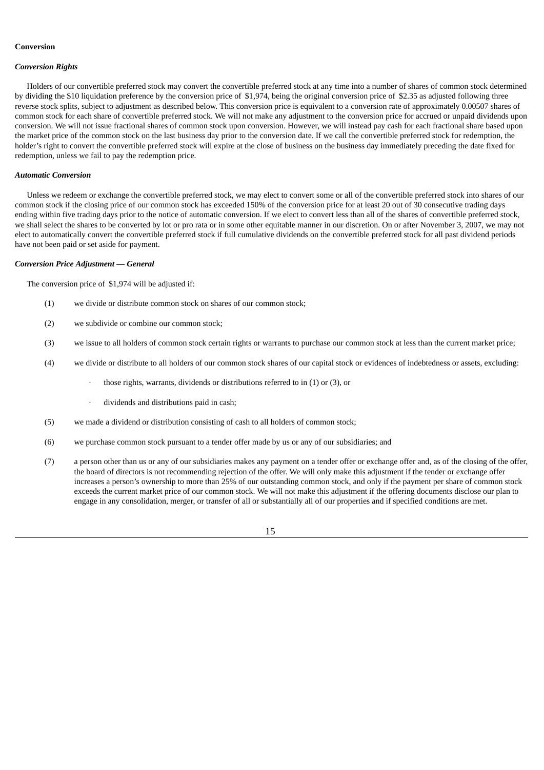**Conversion**

***Conversion Rights***

Holders of our convertible preferred stock may convert the convertible preferred stock at any time into a number of shares of common stock determined by dividing the $10 liquidation preference by the conversion price of $1,974, being the original conversion price of $2.35 as adjusted following three reverse stock splits, subject to adjustment as described below. This conversion price is equivalent to a conversion rate of approximately 0.00507 shares of common stock for each share of convertible preferred stock. We will not make any adjustment to the conversion price for accrued or unpaid dividends upon conversion. We will not issue fractional shares of common stock upon conversion. However, we will instead pay cash for each fractional share based upon the market price of the common stock on the last business day prior to the conversion date. If we call the convertible preferred stock for redemption, the holder's right to convert the convertible preferred stock will expire at the close of business on the business day immediately preceding the date fixed for redemption, unless we fail to pay the redemption price.

***Automatic Conversion***

Unless we redeem or exchange the convertible preferred stock, we may elect to convert some or all of the convertible preferred stock into shares of our common stock if the closing price of our common stock has exceeded 150% of the conversion price for at least 20 out of 30 consecutive trading days ending within five trading days prior to the notice of automatic conversion. If we elect to convert less than all of the shares of convertible preferred stock, we shall select the shares to be converted by lot or pro rata or in some other equitable manner in our discretion. On or after November 3, 2007, we may not elect to automatically convert the convertible preferred stock if full cumulative dividends on the convertible preferred stock for all past dividend periods have not been paid or set aside for payment.

***Conversion Price Adjustment — General***

The conversion price of $1,974 will be adjusted if:

(1) we divide or distribute common stock on shares of our common stock;

(2) we subdivide or combine our common stock;

(3) we issue to all holders of common stock certain rights or warrants to purchase our common stock at less than the current market price;

(4) we divide or distribute to all holders of our common stock shares of our capital stock or evidences of indebtedness or assets, excluding:

- those rights, warrants, dividends or distributions referred to in (1) or (3), or
- dividends and distributions paid in cash;

(5) we made a dividend or distribution consisting of cash to all holders of common stock;

(6) we purchase common stock pursuant to a tender offer made by us or any of our subsidiaries; and

(7) a person other than us or any of our subsidiaries makes any payment on a tender offer or exchange offer and, as of the closing of the offer, the board of directors is not recommending rejection of the offer. We will only make this adjustment if the tender or exchange offer increases a person's ownership to more than 25% of our outstanding common stock, and only if the payment per share of common stock exceeds the current market price of our common stock. We will not make this adjustment if the offering documents disclose our plan to engage in any consolidation, merger, or transfer of all or substantially all of our properties and if specified conditions are met.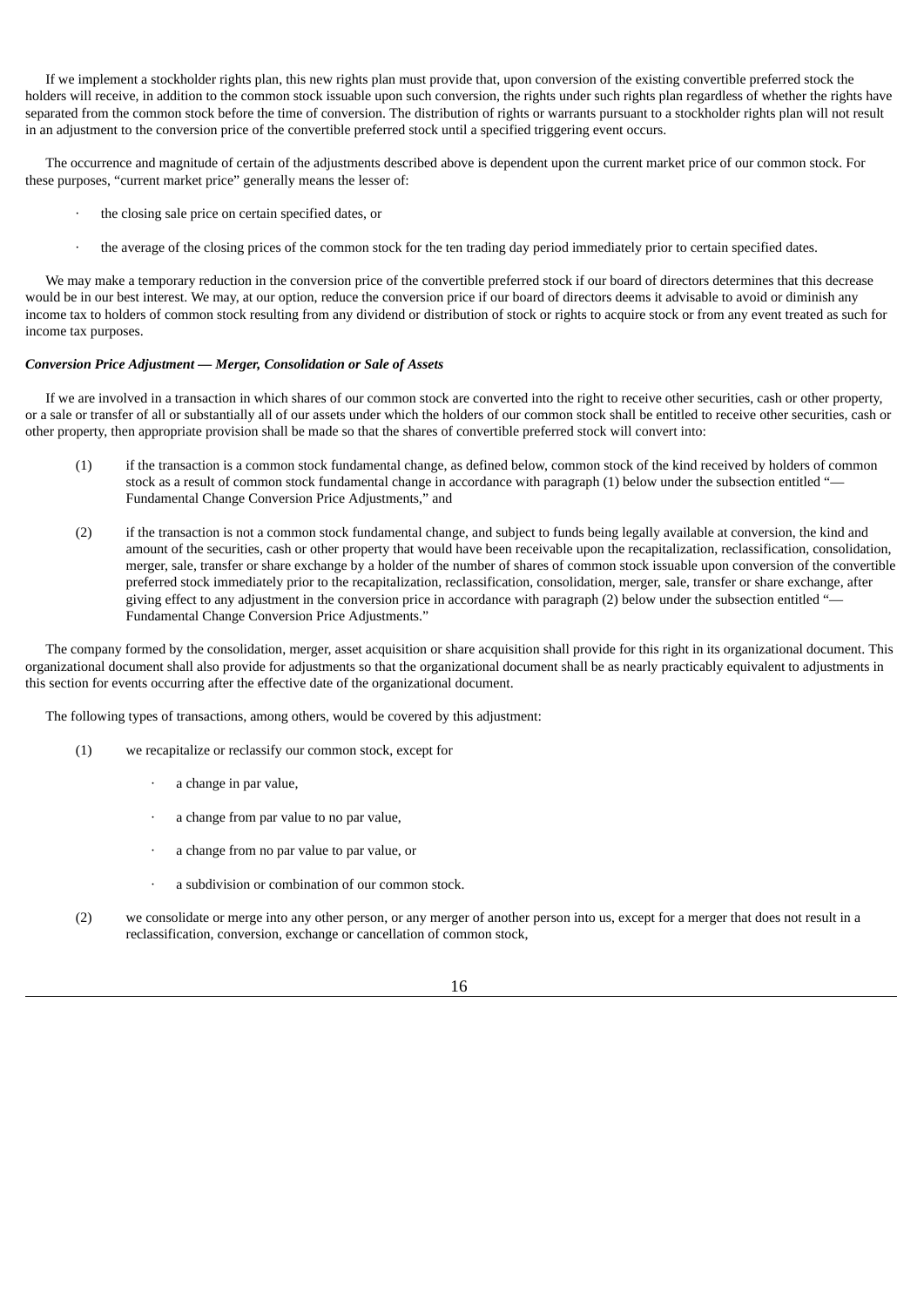If we implement a stockholder rights plan, this new rights plan must provide that, upon conversion of the existing convertible preferred stock the holders will receive, in addition to the common stock issuable upon such conversion, the rights under such rights plan regardless of whether the rights have separated from the common stock before the time of conversion. The distribution of rights or warrants pursuant to a stockholder rights plan will not result in an adjustment to the conversion price of the convertible preferred stock until a specified triggering event occurs.

The occurrence and magnitude of certain of the adjustments described above is dependent upon the current market price of our common stock. For these purposes, "current market price" generally means the lesser of:

- the closing sale price on certain specified dates, or
- the average of the closing prices of the common stock for the ten trading day period immediately prior to certain specified dates.

We may make a temporary reduction in the conversion price of the convertible preferred stock if our board of directors determines that this decrease would be in our best interest. We may, at our option, reduce the conversion price if our board of directors deems it advisable to avoid or diminish any income tax to holders of common stock resulting from any dividend or distribution of stock or rights to acquire stock or from any event treated as such for income tax purposes.

***Conversion Price Adjustment — Merger, Consolidation or Sale of Assets***

If we are involved in a transaction in which shares of our common stock are converted into the right to receive other securities, cash or other property, or a sale or transfer of all or substantially all of our assets under which the holders of our common stock shall be entitled to receive other securities, cash or other property, then appropriate provision shall be made so that the shares of convertible preferred stock will convert into:

(1) if the transaction is a common stock fundamental change, as defined below, common stock of the kind received by holders of common stock as a result of common stock fundamental change in accordance with paragraph (1) below under the subsection entitled "— Fundamental Change Conversion Price Adjustments," and

(2) if the transaction is not a common stock fundamental change, and subject to funds being legally available at conversion, the kind and amount of the securities, cash or other property that would have been receivable upon the recapitalization, reclassification, consolidation, merger, sale, transfer or share exchange by a holder of the number of shares of common stock issuable upon conversion of the convertible preferred stock immediately prior to the recapitalization, reclassification, consolidation, merger, sale, transfer or share exchange, after giving effect to any adjustment in the conversion price in accordance with paragraph (2) below under the subsection entitled "— Fundamental Change Conversion Price Adjustments."

The company formed by the consolidation, merger, asset acquisition or share acquisition shall provide for this right in its organizational document. This organizational document shall also provide for adjustments so that the organizational document shall be as nearly practicably equivalent to adjustments in this section for events occurring after the effective date of the organizational document.

The following types of transactions, among others, would be covered by this adjustment:

(1) we recapitalize or reclassify our common stock, except for

- a change in par value,
- a change from par value to no par value,
- a change from no par value to par value, or
- a subdivision or combination of our common stock.

(2) we consolidate or merge into any other person, or any merger of another person into us, except for a merger that does not result in a reclassification, conversion, exchange or cancellation of common stock,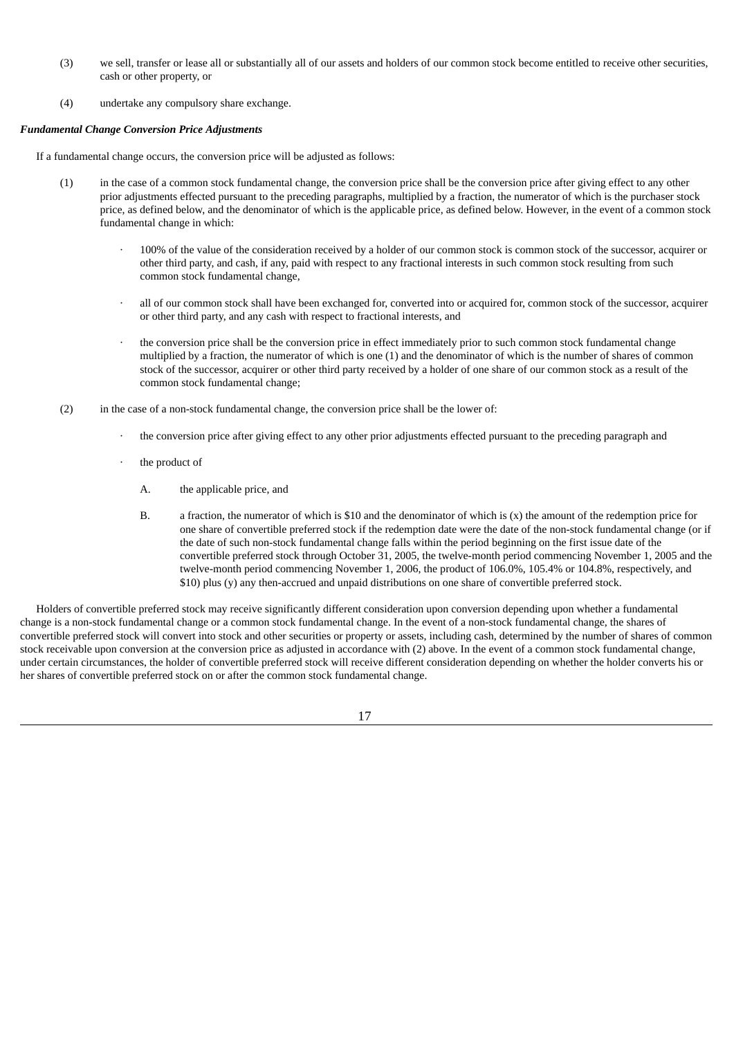(3) we sell, transfer or lease all or substantially all of our assets and holders of our common stock become entitled to receive other securities, cash or other property, or

(4) undertake any compulsory share exchange.

***Fundamental Change Conversion Price Adjustments***

If a fundamental change occurs, the conversion price will be adjusted as follows:

(1) in the case of a common stock fundamental change, the conversion price shall be the conversion price after giving effect to any other prior adjustments effected pursuant to the preceding paragraphs, multiplied by a fraction, the numerator of which is the purchaser stock price, as defined below, and the denominator of which is the applicable price, as defined below. However, in the event of a common stock fundamental change in which:

- 100% of the value of the consideration received by a holder of our common stock is common stock of the successor, acquirer or other third party, and cash, if any, paid with respect to any fractional interests in such common stock resulting from such common stock fundamental change,
- all of our common stock shall have been exchanged for, converted into or acquired for, common stock of the successor, acquirer or other third party, and any cash with respect to fractional interests, and
- the conversion price shall be the conversion price in effect immediately prior to such common stock fundamental change multiplied by a fraction, the numerator of which is one (1) and the denominator of which is the number of shares of common stock of the successor, acquirer or other third party received by a holder of one share of our common stock as a result of the common stock fundamental change;

(2) in the case of a non-stock fundamental change, the conversion price shall be the lower of:

- the conversion price after giving effect to any other prior adjustments effected pursuant to the preceding paragraph and
- the product of
  - A. the applicable price, and
  - B. a fraction, the numerator of which is $10 and the denominator of which is (x) the amount of the redemption price for one share of convertible preferred stock if the redemption date were the date of the non-stock fundamental change (or if the date of such non-stock fundamental change falls within the period beginning on the first issue date of the convertible preferred stock through October 31, 2005, the twelve-month period commencing November 1, 2005 and the twelve-month period commencing November 1, 2006, the product of 106.0%, 105.4% or 104.8%, respectively, and $10) plus (y) any then-accrued and unpaid distributions on one share of convertible preferred stock.

Holders of convertible preferred stock may receive significantly different consideration upon conversion depending upon whether a fundamental change is a non-stock fundamental change or a common stock fundamental change. In the event of a non-stock fundamental change, the shares of convertible preferred stock will convert into stock and other securities or property or assets, including cash, determined by the number of shares of common stock receivable upon conversion at the conversion price as adjusted in accordance with (2) above. In the event of a common stock fundamental change, under certain circumstances, the holder of convertible preferred stock will receive different consideration depending on whether the holder converts his or her shares of convertible preferred stock on or after the common stock fundamental change.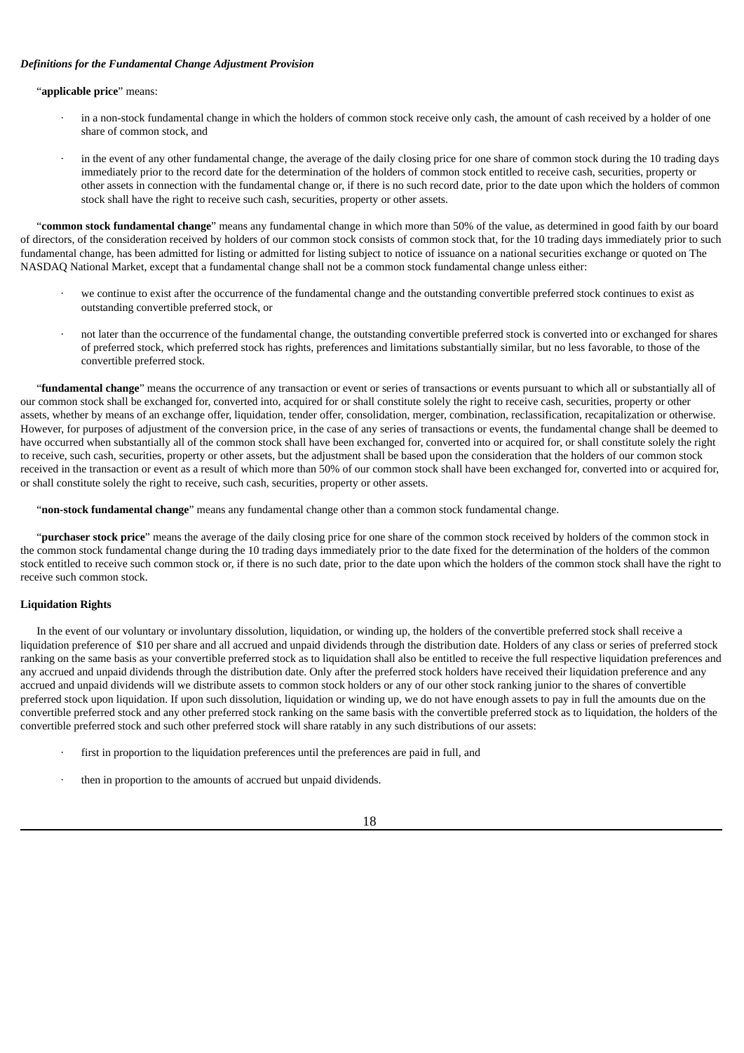***Definitions for the Fundamental Change Adjustment Provision***

"**applicable price**" means:

- in a non-stock fundamental change in which the holders of common stock receive only cash, the amount of cash received by a holder of one share of common stock, and
- in the event of any other fundamental change, the average of the daily closing price for one share of common stock during the 10 trading days immediately prior to the record date for the determination of the holders of common stock entitled to receive cash, securities, property or other assets in connection with the fundamental change or, if there is no such record date, prior to the date upon which the holders of common stock shall have the right to receive such cash, securities, property or other assets.

"**common stock fundamental change**" means any fundamental change in which more than 50% of the value, as determined in good faith by our board of directors, of the consideration received by holders of our common stock consists of common stock that, for the 10 trading days immediately prior to such fundamental change, has been admitted for listing or admitted for listing subject to notice of issuance on a national securities exchange or quoted on The NASDAQ National Market, except that a fundamental change shall not be a common stock fundamental change unless either:

- we continue to exist after the occurrence of the fundamental change and the outstanding convertible preferred stock continues to exist as outstanding convertible preferred stock, or
- not later than the occurrence of the fundamental change, the outstanding convertible preferred stock is converted into or exchanged for shares of preferred stock, which preferred stock has rights, preferences and limitations substantially similar, but no less favorable, to those of the convertible preferred stock.

"**fundamental change**" means the occurrence of any transaction or event or series of transactions or events pursuant to which all or substantially all of our common stock shall be exchanged for, converted into, acquired for or shall constitute solely the right to receive cash, securities, property or other assets, whether by means of an exchange offer, liquidation, tender offer, consolidation, merger, combination, reclassification, recapitalization or otherwise. However, for purposes of adjustment of the conversion price, in the case of any series of transactions or events, the fundamental change shall be deemed to have occurred when substantially all of the common stock shall have been exchanged for, converted into or acquired for, or shall constitute solely the right to receive, such cash, securities, property or other assets, but the adjustment shall be based upon the consideration that the holders of our common stock received in the transaction or event as a result of which more than 50% of our common stock shall have been exchanged for, converted into or acquired for, or shall constitute solely the right to receive, such cash, securities, property or other assets.

"**non-stock fundamental change**" means any fundamental change other than a common stock fundamental change.

"**purchaser stock price**" means the average of the daily closing price for one share of the common stock received by holders of the common stock in the common stock fundamental change during the 10 trading days immediately prior to the date fixed for the determination of the holders of the common stock entitled to receive such common stock or, if there is no such date, prior to the date upon which the holders of the common stock shall have the right to receive such common stock.

**Liquidation Rights**

In the event of our voluntary or involuntary dissolution, liquidation, or winding up, the holders of the convertible preferred stock shall receive a liquidation preference of $10 per share and all accrued and unpaid dividends through the distribution date. Holders of any class or series of preferred stock ranking on the same basis as your convertible preferred stock as to liquidation shall also be entitled to receive the full respective liquidation preferences and any accrued and unpaid dividends through the distribution date. Only after the preferred stock holders have received their liquidation preference and any accrued and unpaid dividends will we distribute assets to common stock holders or any of our other stock ranking junior to the shares of convertible preferred stock upon liquidation. If upon such dissolution, liquidation or winding up, we do not have enough assets to pay in full the amounts due on the convertible preferred stock and any other preferred stock ranking on the same basis with the convertible preferred stock as to liquidation, the holders of the convertible preferred stock and such other preferred stock will share ratably in any such distributions of our assets:

- first in proportion to the liquidation preferences until the preferences are paid in full, and
- then in proportion to the amounts of accrued but unpaid dividends.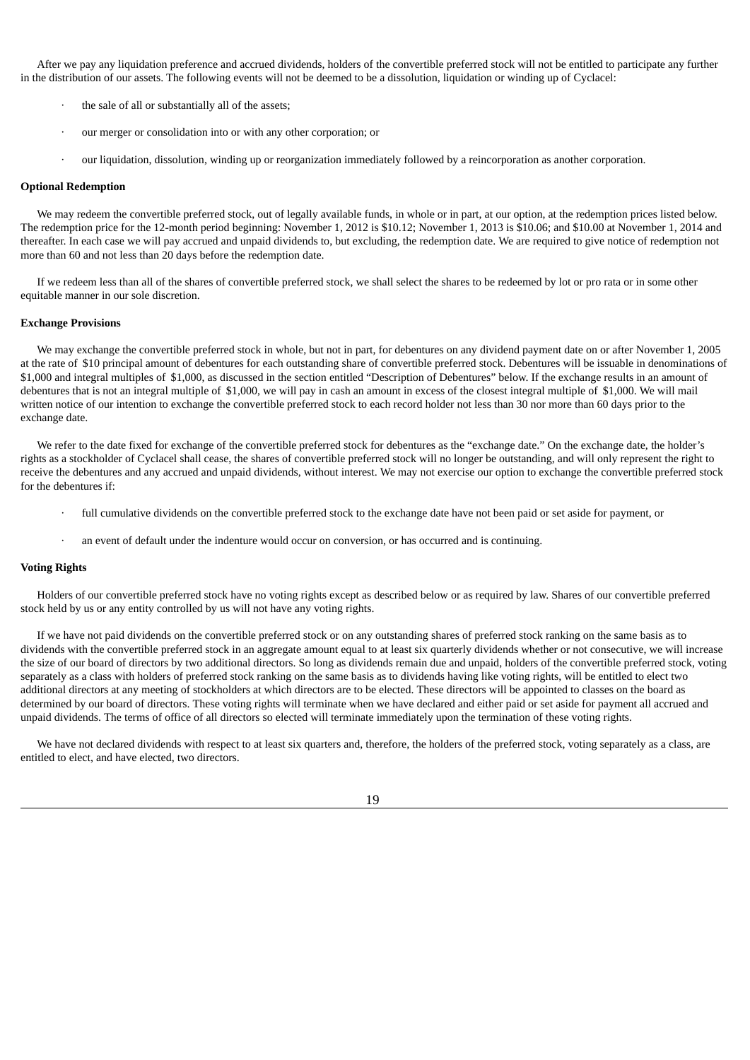After we pay any liquidation preference and accrued dividends, holders of the convertible preferred stock will not be entitled to participate any further in the distribution of our assets. The following events will not be deemed to be a dissolution, liquidation or winding up of Cyclacel:

- the sale of all or substantially all of the assets;
- our merger or consolidation into or with any other corporation; or
- our liquidation, dissolution, winding up or reorganization immediately followed by a reincorporation as another corporation.

**Optional Redemption**

We may redeem the convertible preferred stock, out of legally available funds, in whole or in part, at our option, at the redemption prices listed below. The redemption price for the 12-month period beginning: November 1, 2012 is $10.12; November 1, 2013 is $10.06; and $10.00 at November 1, 2014 and thereafter. In each case we will pay accrued and unpaid dividends to, but excluding, the redemption date. We are required to give notice of redemption not more than 60 and not less than 20 days before the redemption date.

If we redeem less than all of the shares of convertible preferred stock, we shall select the shares to be redeemed by lot or pro rata or in some other equitable manner in our sole discretion.

**Exchange Provisions**

We may exchange the convertible preferred stock in whole, but not in part, for debentures on any dividend payment date on or after November 1, 2005 at the rate of $10 principal amount of debentures for each outstanding share of convertible preferred stock. Debentures will be issuable in denominations of $1,000 and integral multiples of $1,000, as discussed in the section entitled "Description of Debentures" below. If the exchange results in an amount of debentures that is not an integral multiple of $1,000, we will pay in cash an amount in excess of the closest integral multiple of $1,000. We will mail written notice of our intention to exchange the convertible preferred stock to each record holder not less than 30 nor more than 60 days prior to the exchange date.

We refer to the date fixed for exchange of the convertible preferred stock for debentures as the "exchange date." On the exchange date, the holder's rights as a stockholder of Cyclacel shall cease, the shares of convertible preferred stock will no longer be outstanding, and will only represent the right to receive the debentures and any accrued and unpaid dividends, without interest. We may not exercise our option to exchange the convertible preferred stock for the debentures if:

- full cumulative dividends on the convertible preferred stock to the exchange date have not been paid or set aside for payment, or
- an event of default under the indenture would occur on conversion, or has occurred and is continuing.

**Voting Rights**

Holders of our convertible preferred stock have no voting rights except as described below or as required by law. Shares of our convertible preferred stock held by us or any entity controlled by us will not have any voting rights.

If we have not paid dividends on the convertible preferred stock or on any outstanding shares of preferred stock ranking on the same basis as to dividends with the convertible preferred stock in an aggregate amount equal to at least six quarterly dividends whether or not consecutive, we will increase the size of our board of directors by two additional directors. So long as dividends remain due and unpaid, holders of the convertible preferred stock, voting separately as a class with holders of preferred stock ranking on the same basis as to dividends having like voting rights, will be entitled to elect two additional directors at any meeting of stockholders at which directors are to be elected. These directors will be appointed to classes on the board as determined by our board of directors. These voting rights will terminate when we have declared and either paid or set aside for payment all accrued and unpaid dividends. The terms of office of all directors so elected will terminate immediately upon the termination of these voting rights.

We have not declared dividends with respect to at least six quarters and, therefore, the holders of the preferred stock, voting separately as a class, are entitled to elect, and have elected, two directors.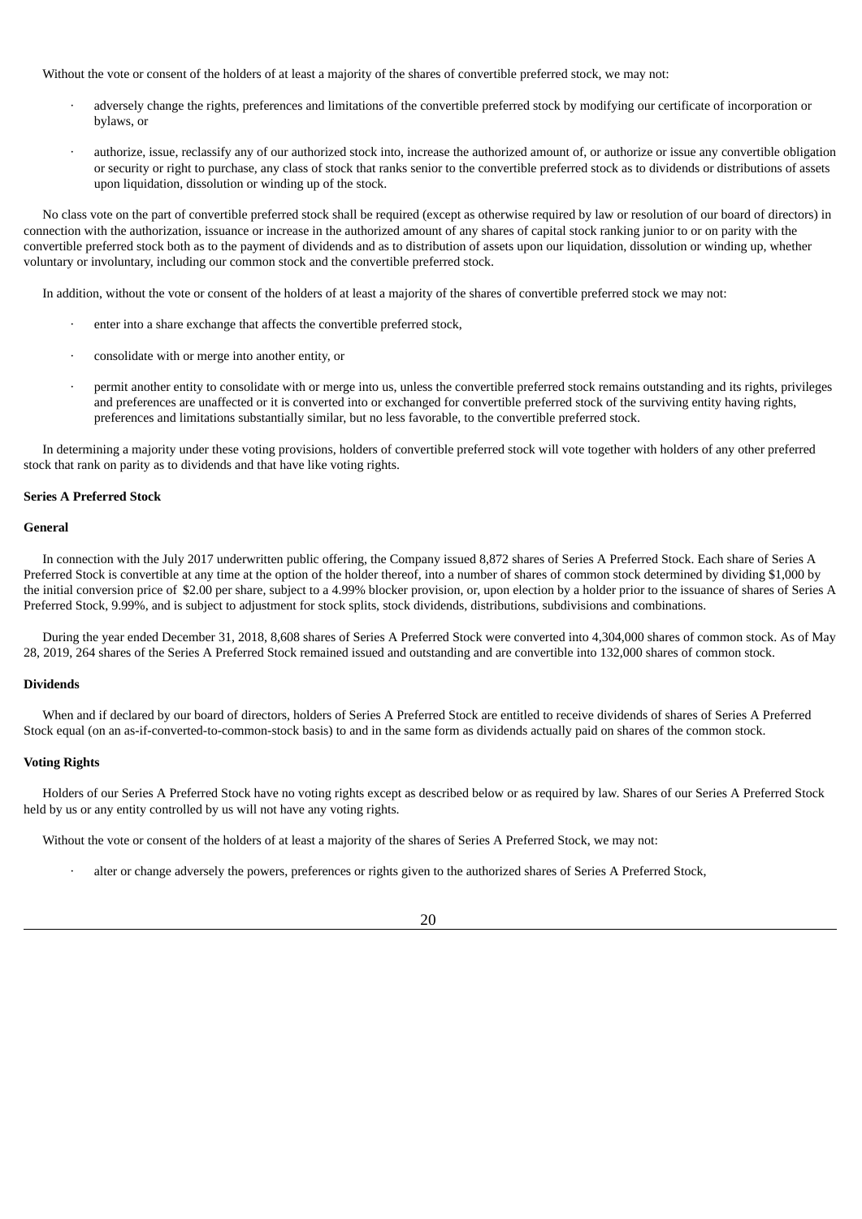Without the vote or consent of the holders of at least a majority of the shares of convertible preferred stock, we may not:

- adversely change the rights, preferences and limitations of the convertible preferred stock by modifying our certificate of incorporation or bylaws, or
- authorize, issue, reclassify any of our authorized stock into, increase the authorized amount of, or authorize or issue any convertible obligation or security or right to purchase, any class of stock that ranks senior to the convertible preferred stock as to dividends or distributions of assets upon liquidation, dissolution or winding up of the stock.

No class vote on the part of convertible preferred stock shall be required (except as otherwise required by law or resolution of our board of directors) in connection with the authorization, issuance or increase in the authorized amount of any shares of capital stock ranking junior to or on parity with the convertible preferred stock both as to the payment of dividends and as to distribution of assets upon our liquidation, dissolution or winding up, whether voluntary or involuntary, including our common stock and the convertible preferred stock.

In addition, without the vote or consent of the holders of at least a majority of the shares of convertible preferred stock we may not:

- enter into a share exchange that affects the convertible preferred stock,
- consolidate with or merge into another entity, or
- permit another entity to consolidate with or merge into us, unless the convertible preferred stock remains outstanding and its rights, privileges and preferences are unaffected or it is converted into or exchanged for convertible preferred stock of the surviving entity having rights, preferences and limitations substantially similar, but no less favorable, to the convertible preferred stock.

In determining a majority under these voting provisions, holders of convertible preferred stock will vote together with holders of any other preferred stock that rank on parity as to dividends and that have like voting rights.

**Series A Preferred Stock**

**General**

In connection with the July 2017 underwritten public offering, the Company issued 8,872 shares of Series A Preferred Stock. Each share of Series A Preferred Stock is convertible at any time at the option of the holder thereof, into a number of shares of common stock determined by dividing $1,000 by the initial conversion price of $2.00 per share, subject to a 4.99% blocker provision, or, upon election by a holder prior to the issuance of shares of Series A Preferred Stock, 9.99%, and is subject to adjustment for stock splits, stock dividends, distributions, subdivisions and combinations.

During the year ended December 31, 2018, 8,608 shares of Series A Preferred Stock were converted into 4,304,000 shares of common stock. As of May 28, 2019, 264 shares of the Series A Preferred Stock remained issued and outstanding and are convertible into 132,000 shares of common stock.

**Dividends**

When and if declared by our board of directors, holders of Series A Preferred Stock are entitled to receive dividends of shares of Series A Preferred Stock equal (on an as-if-converted-to-common-stock basis) to and in the same form as dividends actually paid on shares of the common stock.

**Voting Rights**

Holders of our Series A Preferred Stock have no voting rights except as described below or as required by law. Shares of our Series A Preferred Stock held by us or any entity controlled by us will not have any voting rights.

Without the vote or consent of the holders of at least a majority of the shares of Series A Preferred Stock, we may not:

- alter or change adversely the powers, preferences or rights given to the authorized shares of Series A Preferred Stock,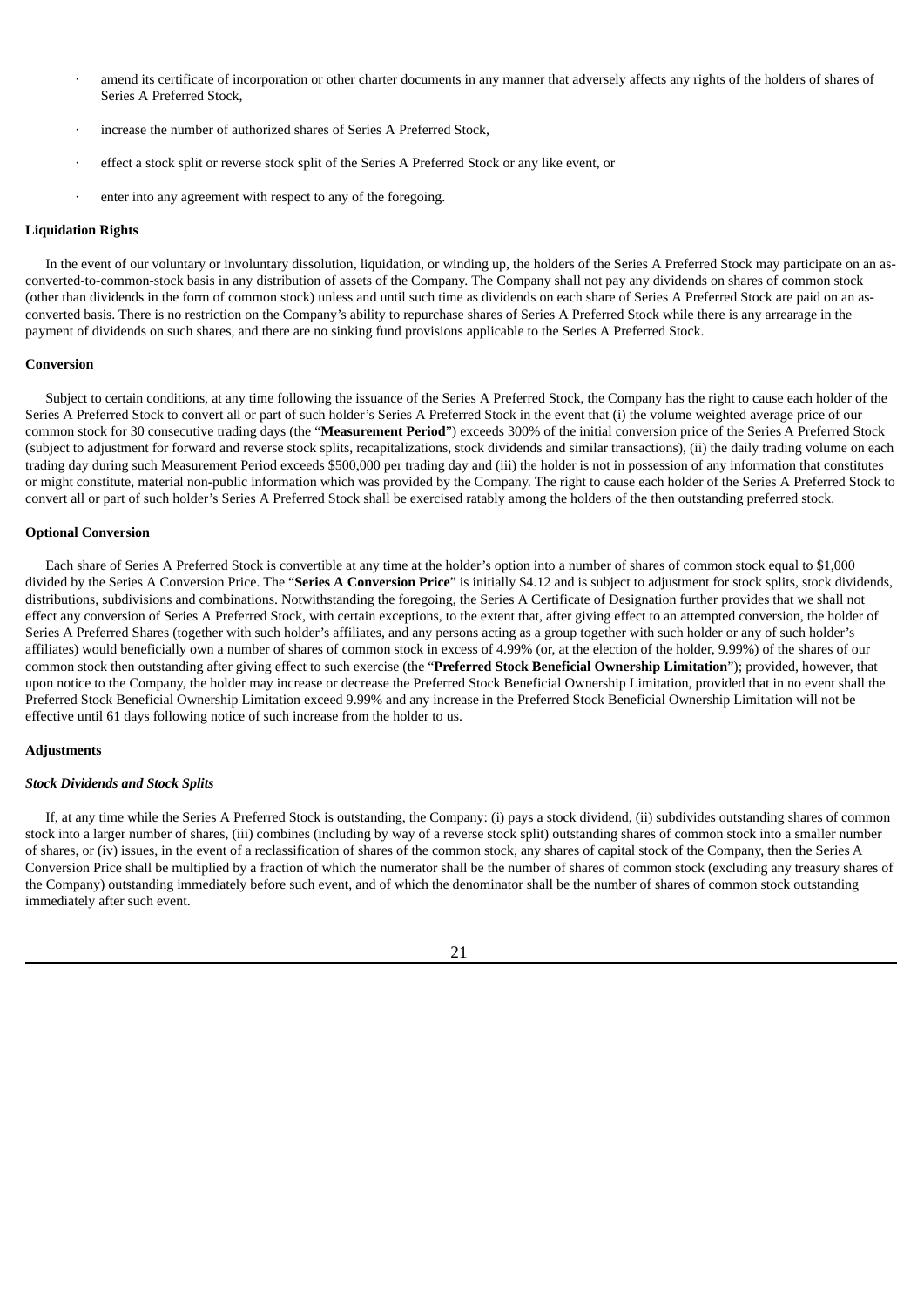- amend its certificate of incorporation or other charter documents in any manner that adversely affects any rights of the holders of shares of Series A Preferred Stock,
- increase the number of authorized shares of Series A Preferred Stock,
- effect a stock split or reverse stock split of the Series A Preferred Stock or any like event, or
- enter into any agreement with respect to any of the foregoing.

**Liquidation Rights**

In the event of our voluntary or involuntary dissolution, liquidation, or winding up, the holders of the Series A Preferred Stock may participate on an as-converted-to-common-stock basis in any distribution of assets of the Company. The Company shall not pay any dividends on shares of common stock (other than dividends in the form of common stock) unless and until such time as dividends on each share of Series A Preferred Stock are paid on an as-converted basis. There is no restriction on the Company's ability to repurchase shares of Series A Preferred Stock while there is any arrearage in the payment of dividends on such shares, and there are no sinking fund provisions applicable to the Series A Preferred Stock.

**Conversion**

Subject to certain conditions, at any time following the issuance of the Series A Preferred Stock, the Company has the right to cause each holder of the Series A Preferred Stock to convert all or part of such holder's Series A Preferred Stock in the event that (i) the volume weighted average price of our common stock for 30 consecutive trading days (the "**Measurement Period**") exceeds 300% of the initial conversion price of the Series A Preferred Stock (subject to adjustment for forward and reverse stock splits, recapitalizations, stock dividends and similar transactions), (ii) the daily trading volume on each trading day during such Measurement Period exceeds $500,000 per trading day and (iii) the holder is not in possession of any information that constitutes or might constitute, material non-public information which was provided by the Company. The right to cause each holder of the Series A Preferred Stock to convert all or part of such holder's Series A Preferred Stock shall be exercised ratably among the holders of the then outstanding preferred stock.

**Optional Conversion**

Each share of Series A Preferred Stock is convertible at any time at the holder's option into a number of shares of common stock equal to $1,000 divided by the Series A Conversion Price. The "**Series A Conversion Price**" is initially $4.12 and is subject to adjustment for stock splits, stock dividends, distributions, subdivisions and combinations. Notwithstanding the foregoing, the Series A Certificate of Designation further provides that we shall not effect any conversion of Series A Preferred Stock, with certain exceptions, to the extent that, after giving effect to an attempted conversion, the holder of Series A Preferred Shares (together with such holder's affiliates, and any persons acting as a group together with such holder or any of such holder's affiliates) would beneficially own a number of shares of common stock in excess of 4.99% (or, at the election of the holder, 9.99%) of the shares of our common stock then outstanding after giving effect to such exercise (the "**Preferred Stock Beneficial Ownership Limitation**"); provided, however, that upon notice to the Company, the holder may increase or decrease the Preferred Stock Beneficial Ownership Limitation, provided that in no event shall the Preferred Stock Beneficial Ownership Limitation exceed 9.99% and any increase in the Preferred Stock Beneficial Ownership Limitation will not be effective until 61 days following notice of such increase from the holder to us.

**Adjustments**

***Stock Dividends and Stock Splits***

If, at any time while the Series A Preferred Stock is outstanding, the Company: (i) pays a stock dividend, (ii) subdivides outstanding shares of common stock into a larger number of shares, (iii) combines (including by way of a reverse stock split) outstanding shares of common stock into a smaller number of shares, or (iv) issues, in the event of a reclassification of shares of the common stock, any shares of capital stock of the Company, then the Series A Conversion Price shall be multiplied by a fraction of which the numerator shall be the number of shares of common stock (excluding any treasury shares of the Company) outstanding immediately before such event, and of which the denominator shall be the number of shares of common stock outstanding immediately after such event.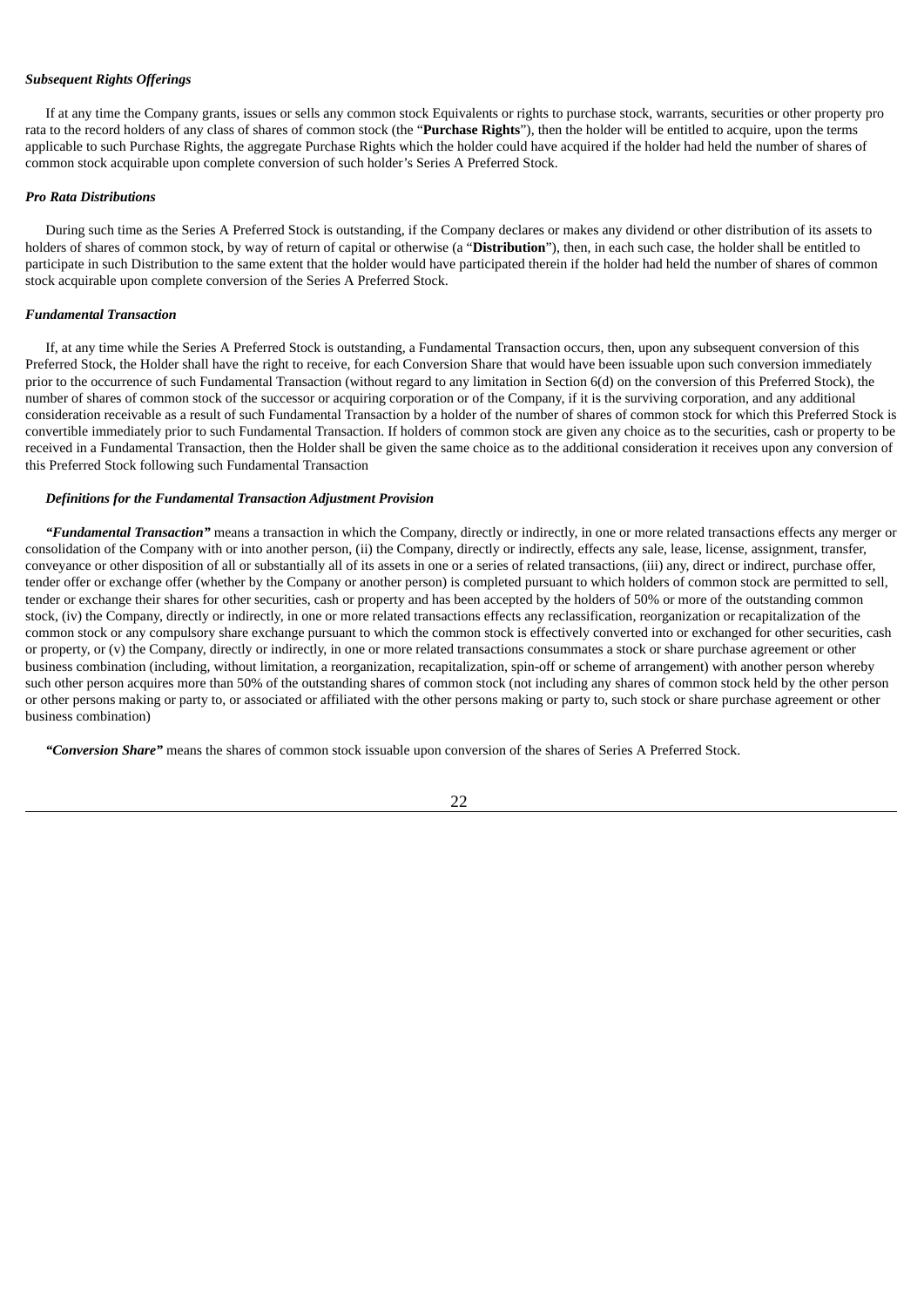***Subsequent Rights Offerings***

If at any time the Company grants, issues or sells any common stock Equivalents or rights to purchase stock, warrants, securities or other property pro rata to the record holders of any class of shares of common stock (the "**Purchase Rights**"), then the holder will be entitled to acquire, upon the terms applicable to such Purchase Rights, the aggregate Purchase Rights which the holder could have acquired if the holder had held the number of shares of common stock acquirable upon complete conversion of such holder's Series A Preferred Stock.

***Pro Rata Distributions***

During such time as the Series A Preferred Stock is outstanding, if the Company declares or makes any dividend or other distribution of its assets to holders of shares of common stock, by way of return of capital or otherwise (a "**Distribution**"), then, in each such case, the holder shall be entitled to participate in such Distribution to the same extent that the holder would have participated therein if the holder had held the number of shares of common stock acquirable upon complete conversion of the Series A Preferred Stock.

***Fundamental Transaction***

If, at any time while the Series A Preferred Stock is outstanding, a Fundamental Transaction occurs, then, upon any subsequent conversion of this Preferred Stock, the Holder shall have the right to receive, for each Conversion Share that would have been issuable upon such conversion immediately prior to the occurrence of such Fundamental Transaction (without regard to any limitation in Section 6(d) on the conversion of this Preferred Stock), the number of shares of common stock of the successor or acquiring corporation or of the Company, if it is the surviving corporation, and any additional consideration receivable as a result of such Fundamental Transaction by a holder of the number of shares of common stock for which this Preferred Stock is convertible immediately prior to such Fundamental Transaction. If holders of common stock are given any choice as to the securities, cash or property to be received in a Fundamental Transaction, then the Holder shall be given the same choice as to the additional consideration it receives upon any conversion of this Preferred Stock following such Fundamental Transaction

***Definitions for the Fundamental Transaction Adjustment Provision***

***"Fundamental Transaction"*** means a transaction in which the Company, directly or indirectly, in one or more related transactions effects any merger or consolidation of the Company with or into another person, (ii) the Company, directly or indirectly, effects any sale, lease, license, assignment, transfer, conveyance or other disposition of all or substantially all of its assets in one or a series of related transactions, (iii) any, direct or indirect, purchase offer, tender offer or exchange offer (whether by the Company or another person) is completed pursuant to which holders of common stock are permitted to sell, tender or exchange their shares for other securities, cash or property and has been accepted by the holders of 50% or more of the outstanding common stock, (iv) the Company, directly or indirectly, in one or more related transactions effects any reclassification, reorganization or recapitalization of the common stock or any compulsory share exchange pursuant to which the common stock is effectively converted into or exchanged for other securities, cash or property, or (v) the Company, directly or indirectly, in one or more related transactions consummates a stock or share purchase agreement or other business combination (including, without limitation, a reorganization, recapitalization, spin-off or scheme of arrangement) with another person whereby such other person acquires more than 50% of the outstanding shares of common stock (not including any shares of common stock held by the other person or other persons making or party to, or associated or affiliated with the other persons making or party to, such stock or share purchase agreement or other business combination)

***"Conversion Share"*** means the shares of common stock issuable upon conversion of the shares of Series A Preferred Stock.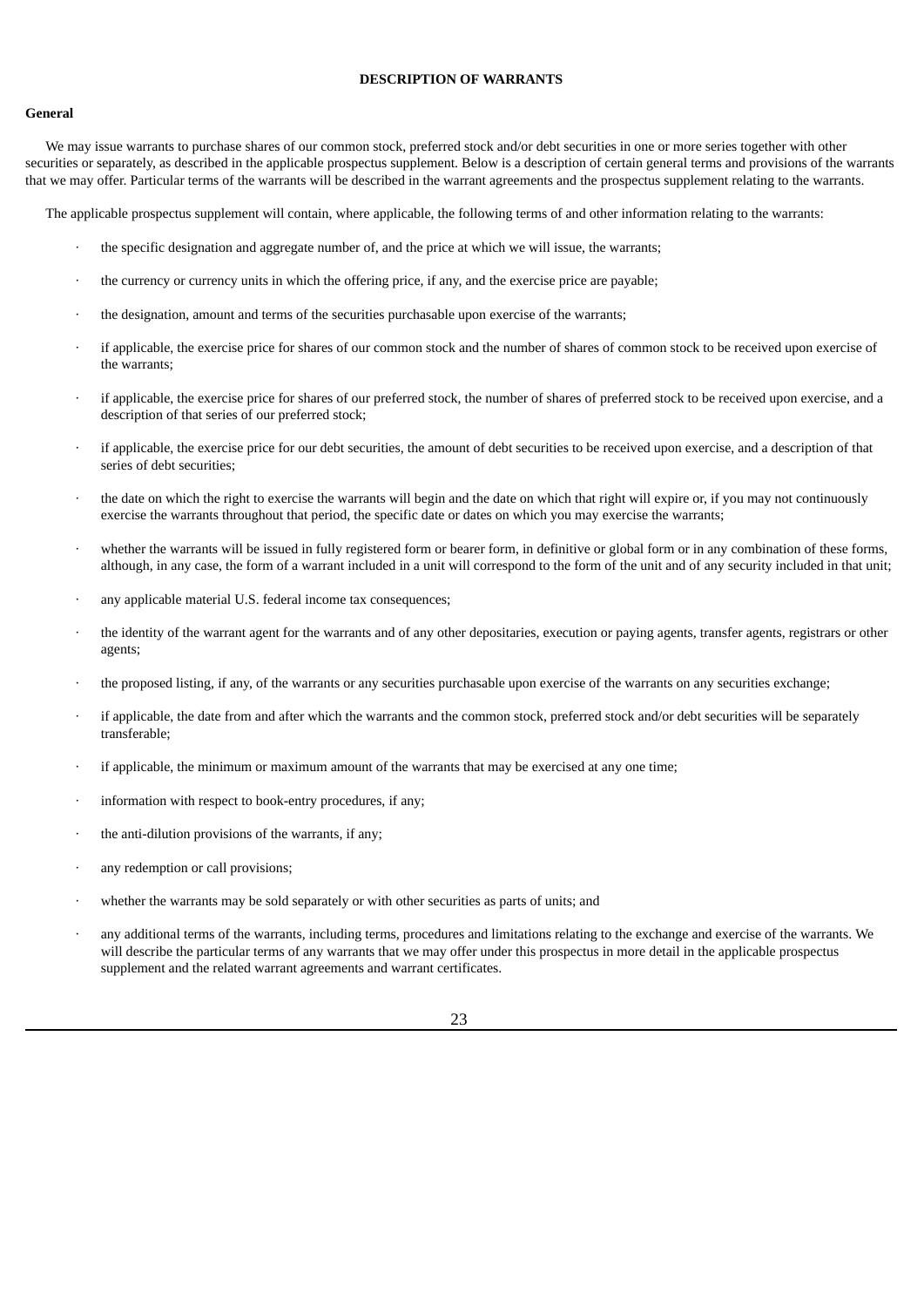## DESCRIPTION OF WARRANTS

### General

We may issue warrants to purchase shares of our common stock, preferred stock and/or debt securities in one or more series together with other securities or separately, as described in the applicable prospectus supplement. Below is a description of certain general terms and provisions of the warrants that we may offer. Particular terms of the warrants will be described in the warrant agreements and the prospectus supplement relating to the warrants.

The applicable prospectus supplement will contain, where applicable, the following terms of and other information relating to the warrants:

- the specific designation and aggregate number of, and the price at which we will issue, the warrants;
- the currency or currency units in which the offering price, if any, and the exercise price are payable;
- the designation, amount and terms of the securities purchasable upon exercise of the warrants;
- if applicable, the exercise price for shares of our common stock and the number of shares of common stock to be received upon exercise of the warrants;
- if applicable, the exercise price for shares of our preferred stock, the number of shares of preferred stock to be received upon exercise, and a description of that series of our preferred stock;
- if applicable, the exercise price for our debt securities, the amount of debt securities to be received upon exercise, and a description of that series of debt securities;
- the date on which the right to exercise the warrants will begin and the date on which that right will expire or, if you may not continuously exercise the warrants throughout that period, the specific date or dates on which you may exercise the warrants;
- whether the warrants will be issued in fully registered form or bearer form, in definitive or global form or in any combination of these forms, although, in any case, the form of a warrant included in a unit will correspond to the form of the unit and of any security included in that unit;
- any applicable material U.S. federal income tax consequences;
- the identity of the warrant agent for the warrants and of any other depositaries, execution or paying agents, transfer agents, registrars or other agents;
- the proposed listing, if any, of the warrants or any securities purchasable upon exercise of the warrants on any securities exchange;
- if applicable, the date from and after which the warrants and the common stock, preferred stock and/or debt securities will be separately transferable;
- if applicable, the minimum or maximum amount of the warrants that may be exercised at any one time;
- information with respect to book-entry procedures, if any;
- the anti-dilution provisions of the warrants, if any;
- any redemption or call provisions;
- whether the warrants may be sold separately or with other securities as parts of units; and
- any additional terms of the warrants, including terms, procedures and limitations relating to the exchange and exercise of the warrants. We will describe the particular terms of any warrants that we may offer under this prospectus in more detail in the applicable prospectus supplement and the related warrant agreements and warrant certificates.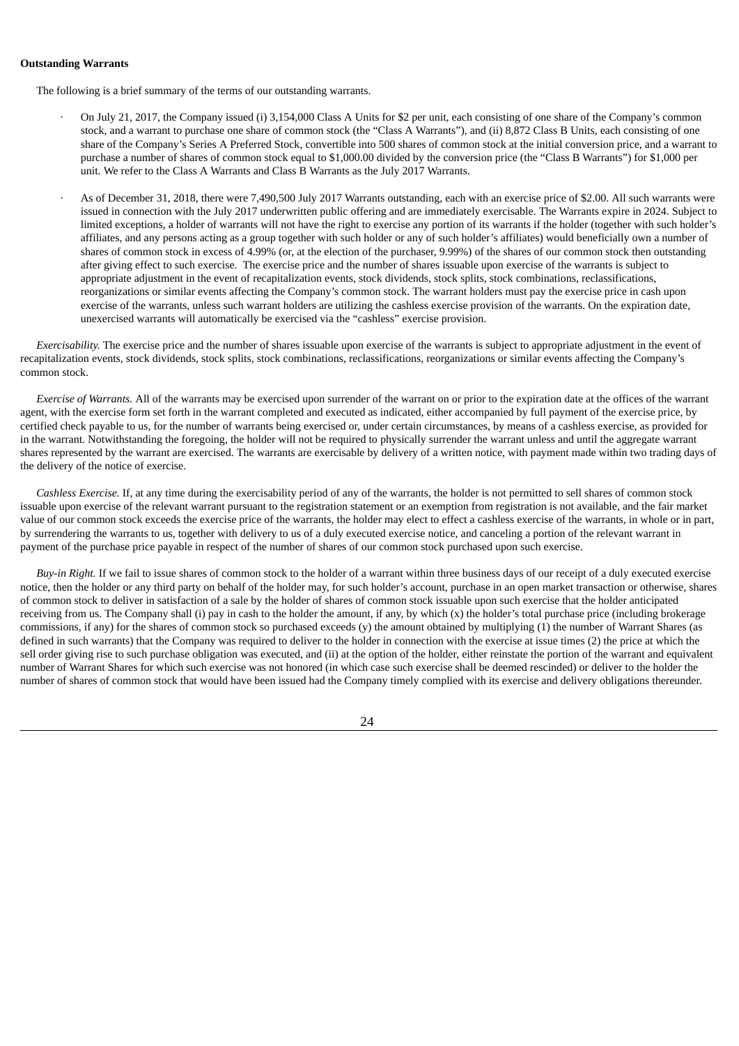**Outstanding Warrants**

The following is a brief summary of the terms of our outstanding warrants.

- On July 21, 2017, the Company issued (i) 3,154,000 Class A Units for $2 per unit, each consisting of one share of the Company's common stock, and a warrant to purchase one share of common stock (the "Class A Warrants"), and (ii) 8,872 Class B Units, each consisting of one share of the Company's Series A Preferred Stock, convertible into 500 shares of common stock at the initial conversion price, and a warrant to purchase a number of shares of common stock equal to $1,000.00 divided by the conversion price (the "Class B Warrants") for $1,000 per unit. We refer to the Class A Warrants and Class B Warrants as the July 2017 Warrants.

- As of December 31, 2018, there were 7,490,500 July 2017 Warrants outstanding, each with an exercise price of $2.00. All such warrants were issued in connection with the July 2017 underwritten public offering and are immediately exercisable. The Warrants expire in 2024. Subject to limited exceptions, a holder of warrants will not have the right to exercise any portion of its warrants if the holder (together with such holder's affiliates, and any persons acting as a group together with such holder or any of such holder's affiliates) would beneficially own a number of shares of common stock in excess of 4.99% (or, at the election of the purchaser, 9.99%) of the shares of our common stock then outstanding after giving effect to such exercise. The exercise price and the number of shares issuable upon exercise of the warrants is subject to appropriate adjustment in the event of recapitalization events, stock dividends, stock splits, stock combinations, reclassifications, reorganizations or similar events affecting the Company's common stock. The warrant holders must pay the exercise price in cash upon exercise of the warrants, unless such warrant holders are utilizing the cashless exercise provision of the warrants. On the expiration date, unexercised warrants will automatically be exercised via the "cashless" exercise provision.

*Exercisability.* The exercise price and the number of shares issuable upon exercise of the warrants is subject to appropriate adjustment in the event of recapitalization events, stock dividends, stock splits, stock combinations, reclassifications, reorganizations or similar events affecting the Company's common stock.

*Exercise of Warrants.* All of the warrants may be exercised upon surrender of the warrant on or prior to the expiration date at the offices of the warrant agent, with the exercise form set forth in the warrant completed and executed as indicated, either accompanied by full payment of the exercise price, by certified check payable to us, for the number of warrants being exercised or, under certain circumstances, by means of a cashless exercise, as provided for in the warrant. Notwithstanding the foregoing, the holder will not be required to physically surrender the warrant unless and until the aggregate warrant shares represented by the warrant are exercised. The warrants are exercisable by delivery of a written notice, with payment made within two trading days of the delivery of the notice of exercise.

*Cashless Exercise.* If, at any time during the exercisability period of any of the warrants, the holder is not permitted to sell shares of common stock issuable upon exercise of the relevant warrant pursuant to the registration statement or an exemption from registration is not available, and the fair market value of our common stock exceeds the exercise price of the warrants, the holder may elect to effect a cashless exercise of the warrants, in whole or in part, by surrendering the warrants to us, together with delivery to us of a duly executed exercise notice, and canceling a portion of the relevant warrant in payment of the purchase price payable in respect of the number of shares of our common stock purchased upon such exercise.

*Buy-in Right.* If we fail to issue shares of common stock to the holder of a warrant within three business days of our receipt of a duly executed exercise notice, then the holder or any third party on behalf of the holder may, for such holder's account, purchase in an open market transaction or otherwise, shares of common stock to deliver in satisfaction of a sale by the holder of shares of common stock issuable upon such exercise that the holder anticipated receiving from us. The Company shall (i) pay in cash to the holder the amount, if any, by which (x) the holder's total purchase price (including brokerage commissions, if any) for the shares of common stock so purchased exceeds (y) the amount obtained by multiplying (1) the number of Warrant Shares (as defined in such warrants) that the Company was required to deliver to the holder in connection with the exercise at issue times (2) the price at which the sell order giving rise to such purchase obligation was executed, and (ii) at the option of the holder, either reinstate the portion of the warrant and equivalent number of Warrant Shares for which such exercise was not honored (in which case such exercise shall be deemed rescinded) or deliver to the holder the number of shares of common stock that would have been issued had the Company timely complied with its exercise and delivery obligations thereunder.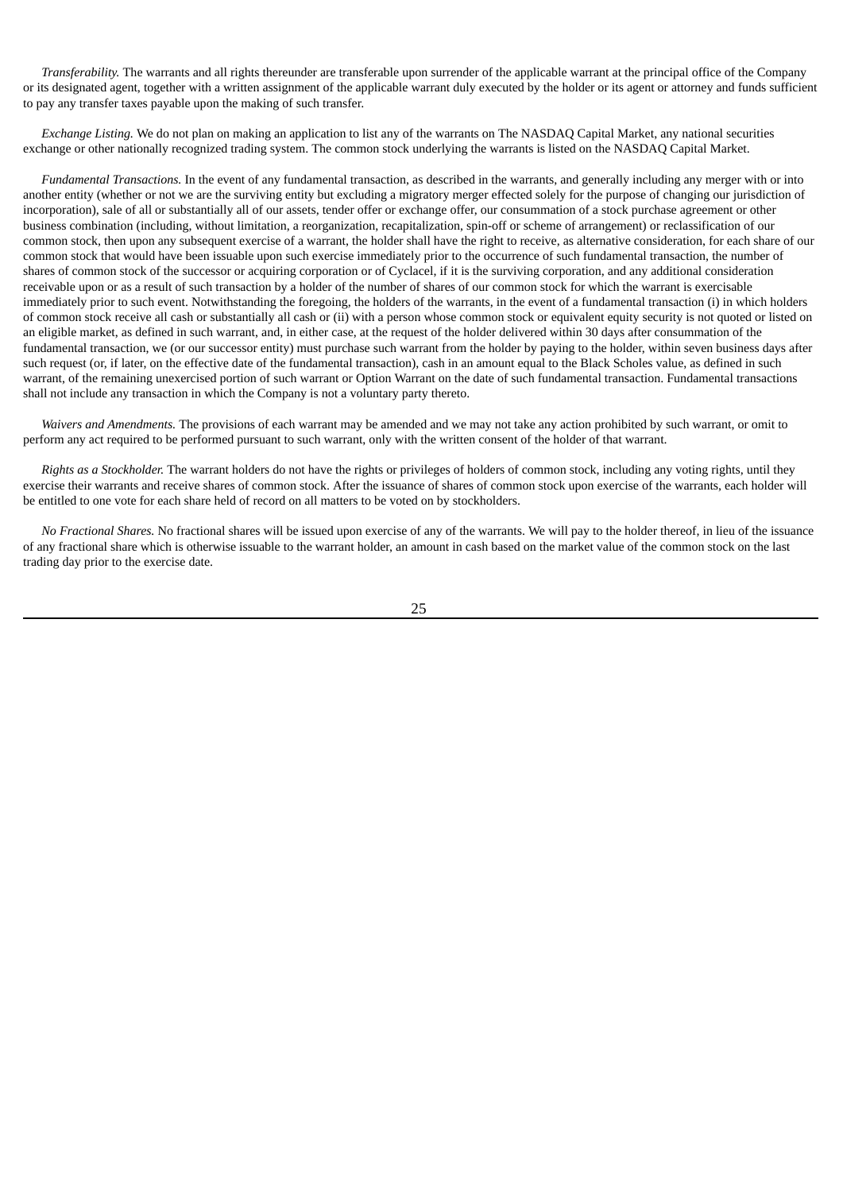*Transferability.* The warrants and all rights thereunder are transferable upon surrender of the applicable warrant at the principal office of the Company or its designated agent, together with a written assignment of the applicable warrant duly executed by the holder or its agent or attorney and funds sufficient to pay any transfer taxes payable upon the making of such transfer.

*Exchange Listing.* We do not plan on making an application to list any of the warrants on The NASDAQ Capital Market, any national securities exchange or other nationally recognized trading system. The common stock underlying the warrants is listed on the NASDAQ Capital Market.

*Fundamental Transactions.* In the event of any fundamental transaction, as described in the warrants, and generally including any merger with or into another entity (whether or not we are the surviving entity but excluding a migratory merger effected solely for the purpose of changing our jurisdiction of incorporation), sale of all or substantially all of our assets, tender offer or exchange offer, our consummation of a stock purchase agreement or other business combination (including, without limitation, a reorganization, recapitalization, spin-off or scheme of arrangement) or reclassification of our common stock, then upon any subsequent exercise of a warrant, the holder shall have the right to receive, as alternative consideration, for each share of our common stock that would have been issuable upon such exercise immediately prior to the occurrence of such fundamental transaction, the number of shares of common stock of the successor or acquiring corporation or of Cyclacel, if it is the surviving corporation, and any additional consideration receivable upon or as a result of such transaction by a holder of the number of shares of our common stock for which the warrant is exercisable immediately prior to such event. Notwithstanding the foregoing, the holders of the warrants, in the event of a fundamental transaction (i) in which holders of common stock receive all cash or substantially all cash or (ii) with a person whose common stock or equivalent equity security is not quoted or listed on an eligible market, as defined in such warrant, and, in either case, at the request of the holder delivered within 30 days after consummation of the fundamental transaction, we (or our successor entity) must purchase such warrant from the holder by paying to the holder, within seven business days after such request (or, if later, on the effective date of the fundamental transaction), cash in an amount equal to the Black Scholes value, as defined in such warrant, of the remaining unexercised portion of such warrant or Option Warrant on the date of such fundamental transaction. Fundamental transactions shall not include any transaction in which the Company is not a voluntary party thereto.

*Waivers and Amendments.* The provisions of each warrant may be amended and we may not take any action prohibited by such warrant, or omit to perform any act required to be performed pursuant to such warrant, only with the written consent of the holder of that warrant.

*Rights as a Stockholder.* The warrant holders do not have the rights or privileges of holders of common stock, including any voting rights, until they exercise their warrants and receive shares of common stock. After the issuance of shares of common stock upon exercise of the warrants, each holder will be entitled to one vote for each share held of record on all matters to be voted on by stockholders.

*No Fractional Shares.* No fractional shares will be issued upon exercise of any of the warrants. We will pay to the holder thereof, in lieu of the issuance of any fractional share which is otherwise issuable to the warrant holder, an amount in cash based on the market value of the common stock on the last trading day prior to the exercise date.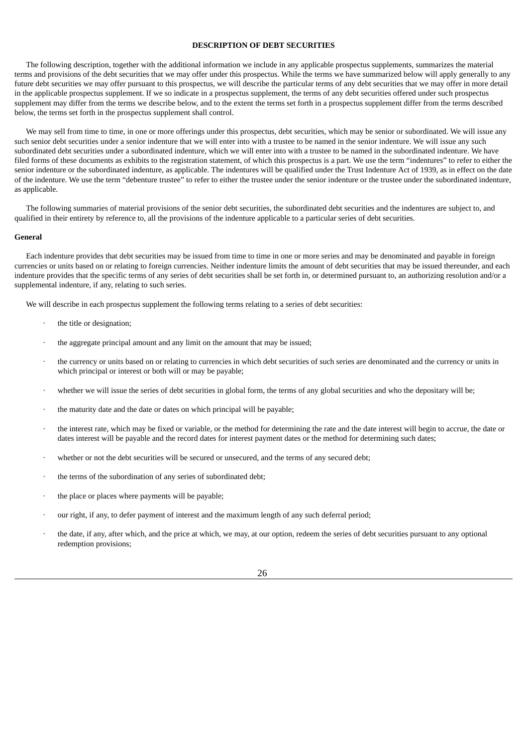## DESCRIPTION OF DEBT SECURITIES

The following description, together with the additional information we include in any applicable prospectus supplements, summarizes the material terms and provisions of the debt securities that we may offer under this prospectus. While the terms we have summarized below will apply generally to any future debt securities we may offer pursuant to this prospectus, we will describe the particular terms of any debt securities that we may offer in more detail in the applicable prospectus supplement. If we so indicate in a prospectus supplement, the terms of any debt securities offered under such prospectus supplement may differ from the terms we describe below, and to the extent the terms set forth in a prospectus supplement differ from the terms described below, the terms set forth in the prospectus supplement shall control.

We may sell from time to time, in one or more offerings under this prospectus, debt securities, which may be senior or subordinated. We will issue any such senior debt securities under a senior indenture that we will enter into with a trustee to be named in the senior indenture. We will issue any such subordinated debt securities under a subordinated indenture, which we will enter into with a trustee to be named in the subordinated indenture. We have filed forms of these documents as exhibits to the registration statement, of which this prospectus is a part. We use the term "indentures" to refer to either the senior indenture or the subordinated indenture, as applicable. The indentures will be qualified under the Trust Indenture Act of 1939, as in effect on the date of the indenture. We use the term "debenture trustee" to refer to either the trustee under the senior indenture or the trustee under the subordinated indenture, as applicable.

The following summaries of material provisions of the senior debt securities, the subordinated debt securities and the indentures are subject to, and qualified in their entirety by reference to, all the provisions of the indenture applicable to a particular series of debt securities.

### General

Each indenture provides that debt securities may be issued from time to time in one or more series and may be denominated and payable in foreign currencies or units based on or relating to foreign currencies. Neither indenture limits the amount of debt securities that may be issued thereunder, and each indenture provides that the specific terms of any series of debt securities shall be set forth in, or determined pursuant to, an authorizing resolution and/or a supplemental indenture, if any, relating to such series.

We will describe in each prospectus supplement the following terms relating to a series of debt securities:

- the title or designation;
- the aggregate principal amount and any limit on the amount that may be issued;
- the currency or units based on or relating to currencies in which debt securities of such series are denominated and the currency or units in which principal or interest or both will or may be payable;
- whether we will issue the series of debt securities in global form, the terms of any global securities and who the depositary will be;
- the maturity date and the date or dates on which principal will be payable;
- the interest rate, which may be fixed or variable, or the method for determining the rate and the date interest will begin to accrue, the date or dates interest will be payable and the record dates for interest payment dates or the method for determining such dates;
- whether or not the debt securities will be secured or unsecured, and the terms of any secured debt;
- the terms of the subordination of any series of subordinated debt;
- the place or places where payments will be payable;
- our right, if any, to defer payment of interest and the maximum length of any such deferral period;
- the date, if any, after which, and the price at which, we may, at our option, redeem the series of debt securities pursuant to any optional redemption provisions;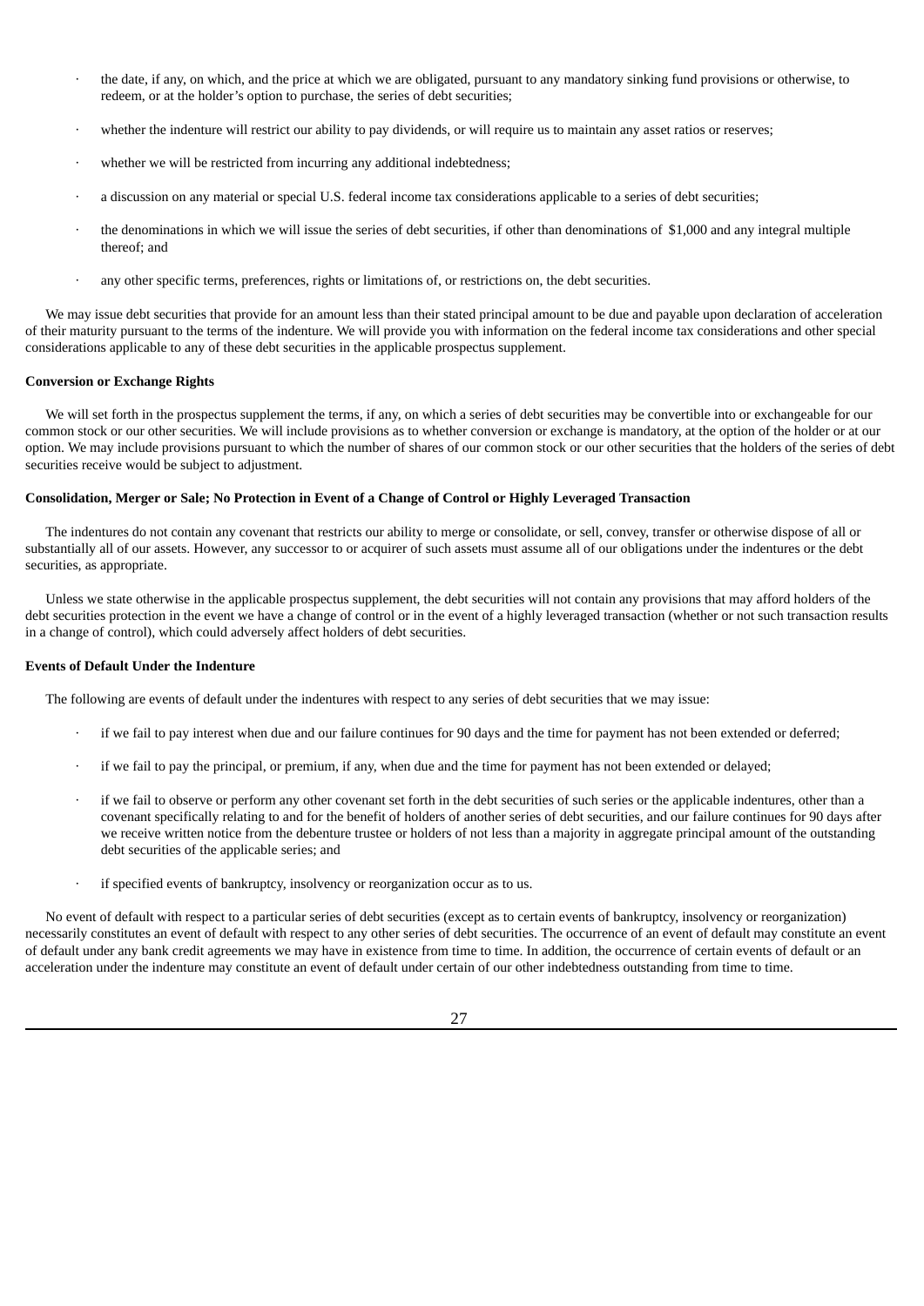- the date, if any, on which, and the price at which we are obligated, pursuant to any mandatory sinking fund provisions or otherwise, to redeem, or at the holder's option to purchase, the series of debt securities;
- whether the indenture will restrict our ability to pay dividends, or will require us to maintain any asset ratios or reserves;
- whether we will be restricted from incurring any additional indebtedness;
- a discussion on any material or special U.S. federal income tax considerations applicable to a series of debt securities;
- the denominations in which we will issue the series of debt securities, if other than denominations of $1,000 and any integral multiple thereof; and
- any other specific terms, preferences, rights or limitations of, or restrictions on, the debt securities.

We may issue debt securities that provide for an amount less than their stated principal amount to be due and payable upon declaration of acceleration of their maturity pursuant to the terms of the indenture. We will provide you with information on the federal income tax considerations and other special considerations applicable to any of these debt securities in the applicable prospectus supplement.

**Conversion or Exchange Rights**

We will set forth in the prospectus supplement the terms, if any, on which a series of debt securities may be convertible into or exchangeable for our common stock or our other securities. We will include provisions as to whether conversion or exchange is mandatory, at the option of the holder or at our option. We may include provisions pursuant to which the number of shares of our common stock or our other securities that the holders of the series of debt securities receive would be subject to adjustment.

**Consolidation, Merger or Sale; No Protection in Event of a Change of Control or Highly Leveraged Transaction**

The indentures do not contain any covenant that restricts our ability to merge or consolidate, or sell, convey, transfer or otherwise dispose of all or substantially all of our assets. However, any successor to or acquirer of such assets must assume all of our obligations under the indentures or the debt securities, as appropriate.

Unless we state otherwise in the applicable prospectus supplement, the debt securities will not contain any provisions that may afford holders of the debt securities protection in the event we have a change of control or in the event of a highly leveraged transaction (whether or not such transaction results in a change of control), which could adversely affect holders of debt securities.

**Events of Default Under the Indenture**

The following are events of default under the indentures with respect to any series of debt securities that we may issue:

- if we fail to pay interest when due and our failure continues for 90 days and the time for payment has not been extended or deferred;
- if we fail to pay the principal, or premium, if any, when due and the time for payment has not been extended or delayed;
- if we fail to observe or perform any other covenant set forth in the debt securities of such series or the applicable indentures, other than a covenant specifically relating to and for the benefit of holders of another series of debt securities, and our failure continues for 90 days after we receive written notice from the debenture trustee or holders of not less than a majority in aggregate principal amount of the outstanding debt securities of the applicable series; and
- if specified events of bankruptcy, insolvency or reorganization occur as to us.

No event of default with respect to a particular series of debt securities (except as to certain events of bankruptcy, insolvency or reorganization) necessarily constitutes an event of default with respect to any other series of debt securities. The occurrence of an event of default may constitute an event of default under any bank credit agreements we may have in existence from time to time. In addition, the occurrence of certain events of default or an acceleration under the indenture may constitute an event of default under certain of our other indebtedness outstanding from time to time.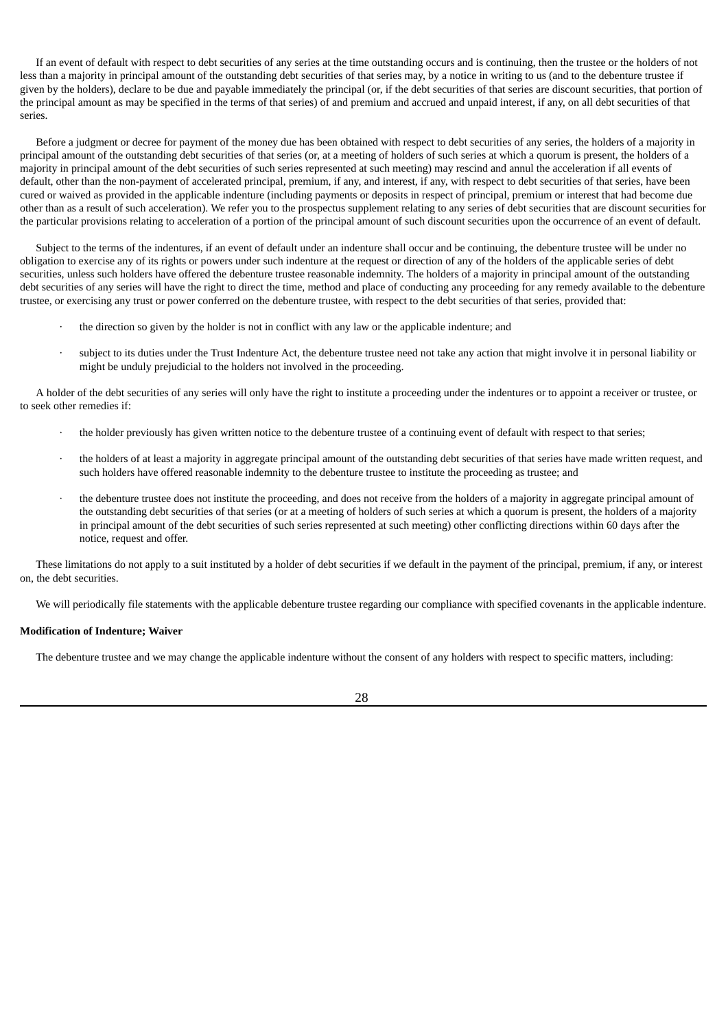If an event of default with respect to debt securities of any series at the time outstanding occurs and is continuing, then the trustee or the holders of not less than a majority in principal amount of the outstanding debt securities of that series may, by a notice in writing to us (and to the debenture trustee if given by the holders), declare to be due and payable immediately the principal (or, if the debt securities of that series are discount securities, that portion of the principal amount as may be specified in the terms of that series) of and premium and accrued and unpaid interest, if any, on all debt securities of that series.

Before a judgment or decree for payment of the money due has been obtained with respect to debt securities of any series, the holders of a majority in principal amount of the outstanding debt securities of that series (or, at a meeting of holders of such series at which a quorum is present, the holders of a majority in principal amount of the debt securities of such series represented at such meeting) may rescind and annul the acceleration if all events of default, other than the non-payment of accelerated principal, premium, if any, and interest, if any, with respect to debt securities of that series, have been cured or waived as provided in the applicable indenture (including payments or deposits in respect of principal, premium or interest that had become due other than as a result of such acceleration). We refer you to the prospectus supplement relating to any series of debt securities that are discount securities for the particular provisions relating to acceleration of a portion of the principal amount of such discount securities upon the occurrence of an event of default.

Subject to the terms of the indentures, if an event of default under an indenture shall occur and be continuing, the debenture trustee will be under no obligation to exercise any of its rights or powers under such indenture at the request or direction of any of the holders of the applicable series of debt securities, unless such holders have offered the debenture trustee reasonable indemnity. The holders of a majority in principal amount of the outstanding debt securities of any series will have the right to direct the time, method and place of conducting any proceeding for any remedy available to the debenture trustee, or exercising any trust or power conferred on the debenture trustee, with respect to the debt securities of that series, provided that:

- the direction so given by the holder is not in conflict with any law or the applicable indenture; and
- subject to its duties under the Trust Indenture Act, the debenture trustee need not take any action that might involve it in personal liability or might be unduly prejudicial to the holders not involved in the proceeding.

A holder of the debt securities of any series will only have the right to institute a proceeding under the indentures or to appoint a receiver or trustee, or to seek other remedies if:

- the holder previously has given written notice to the debenture trustee of a continuing event of default with respect to that series;
- the holders of at least a majority in aggregate principal amount of the outstanding debt securities of that series have made written request, and such holders have offered reasonable indemnity to the debenture trustee to institute the proceeding as trustee; and
- the debenture trustee does not institute the proceeding, and does not receive from the holders of a majority in aggregate principal amount of the outstanding debt securities of that series (or at a meeting of holders of such series at which a quorum is present, the holders of a majority in principal amount of the debt securities of such series represented at such meeting) other conflicting directions within 60 days after the notice, request and offer.

These limitations do not apply to a suit instituted by a holder of debt securities if we default in the payment of the principal, premium, if any, or interest on, the debt securities.

We will periodically file statements with the applicable debenture trustee regarding our compliance with specified covenants in the applicable indenture.

**Modification of Indenture; Waiver**

The debenture trustee and we may change the applicable indenture without the consent of any holders with respect to specific matters, including: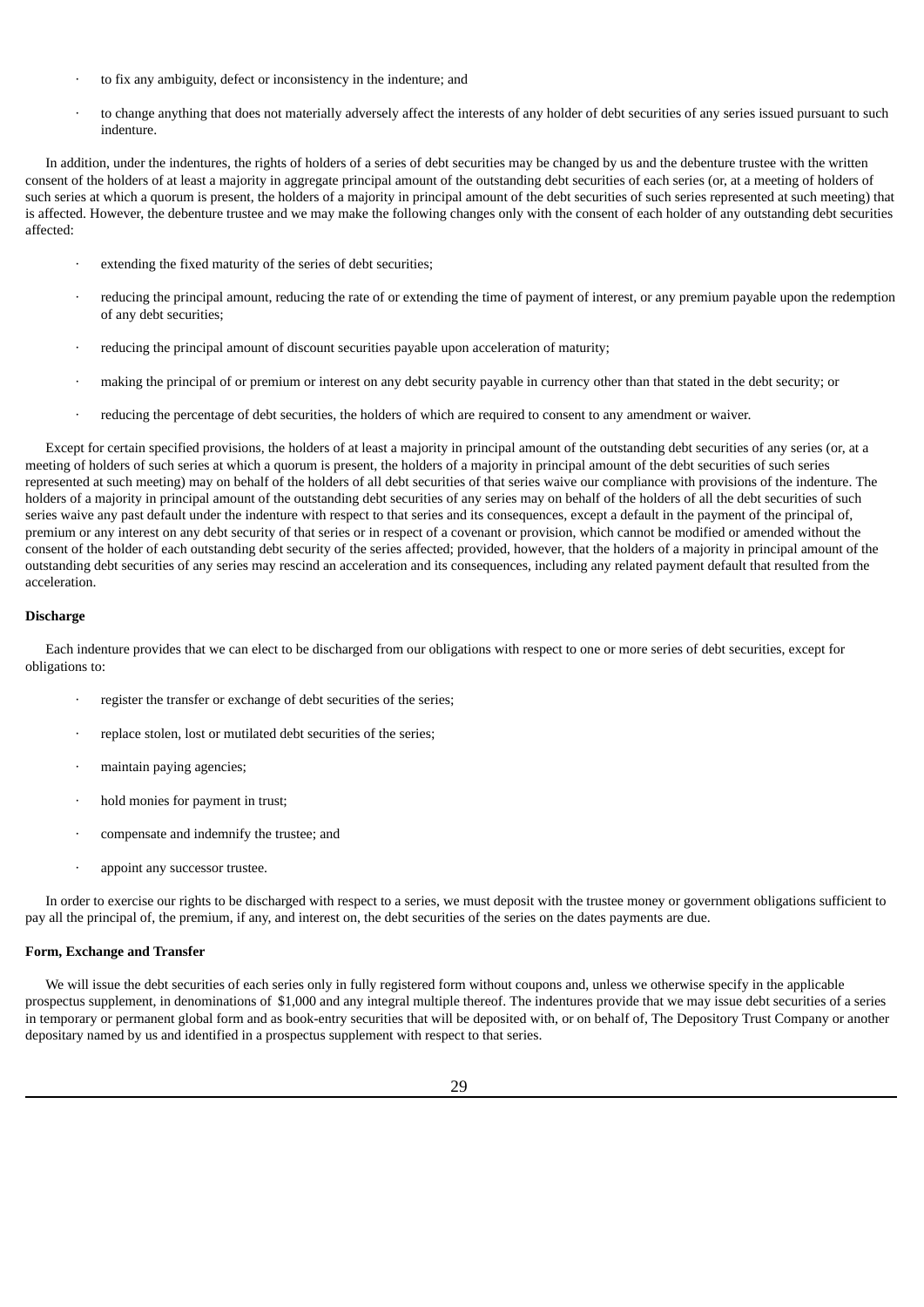- to fix any ambiguity, defect or inconsistency in the indenture; and
- to change anything that does not materially adversely affect the interests of any holder of debt securities of any series issued pursuant to such indenture.

In addition, under the indentures, the rights of holders of a series of debt securities may be changed by us and the debenture trustee with the written consent of the holders of at least a majority in aggregate principal amount of the outstanding debt securities of each series (or, at a meeting of holders of such series at which a quorum is present, the holders of a majority in principal amount of the debt securities of such series represented at such meeting) that is affected. However, the debenture trustee and we may make the following changes only with the consent of each holder of any outstanding debt securities affected:

- extending the fixed maturity of the series of debt securities;
- reducing the principal amount, reducing the rate of or extending the time of payment of interest, or any premium payable upon the redemption of any debt securities;
- reducing the principal amount of discount securities payable upon acceleration of maturity;
- making the principal of or premium or interest on any debt security payable in currency other than that stated in the debt security; or
- reducing the percentage of debt securities, the holders of which are required to consent to any amendment or waiver.

Except for certain specified provisions, the holders of at least a majority in principal amount of the outstanding debt securities of any series (or, at a meeting of holders of such series at which a quorum is present, the holders of a majority in principal amount of the debt securities of such series represented at such meeting) may on behalf of the holders of all debt securities of that series waive our compliance with provisions of the indenture. The holders of a majority in principal amount of the outstanding debt securities of any series may on behalf of the holders of all the debt securities of such series waive any past default under the indenture with respect to that series and its consequences, except a default in the payment of the principal of, premium or any interest on any debt security of that series or in respect of a covenant or provision, which cannot be modified or amended without the consent of the holder of each outstanding debt security of the series affected; provided, however, that the holders of a majority in principal amount of the outstanding debt securities of any series may rescind an acceleration and its consequences, including any related payment default that resulted from the acceleration.

**Discharge**

Each indenture provides that we can elect to be discharged from our obligations with respect to one or more series of debt securities, except for obligations to:

- register the transfer or exchange of debt securities of the series;
- replace stolen, lost or mutilated debt securities of the series;
- maintain paying agencies;
- hold monies for payment in trust;
- compensate and indemnify the trustee; and
- appoint any successor trustee.

In order to exercise our rights to be discharged with respect to a series, we must deposit with the trustee money or government obligations sufficient to pay all the principal of, the premium, if any, and interest on, the debt securities of the series on the dates payments are due.

**Form, Exchange and Transfer**

We will issue the debt securities of each series only in fully registered form without coupons and, unless we otherwise specify in the applicable prospectus supplement, in denominations of $1,000 and any integral multiple thereof. The indentures provide that we may issue debt securities of a series in temporary or permanent global form and as book-entry securities that will be deposited with, or on behalf of, The Depository Trust Company or another depositary named by us and identified in a prospectus supplement with respect to that series.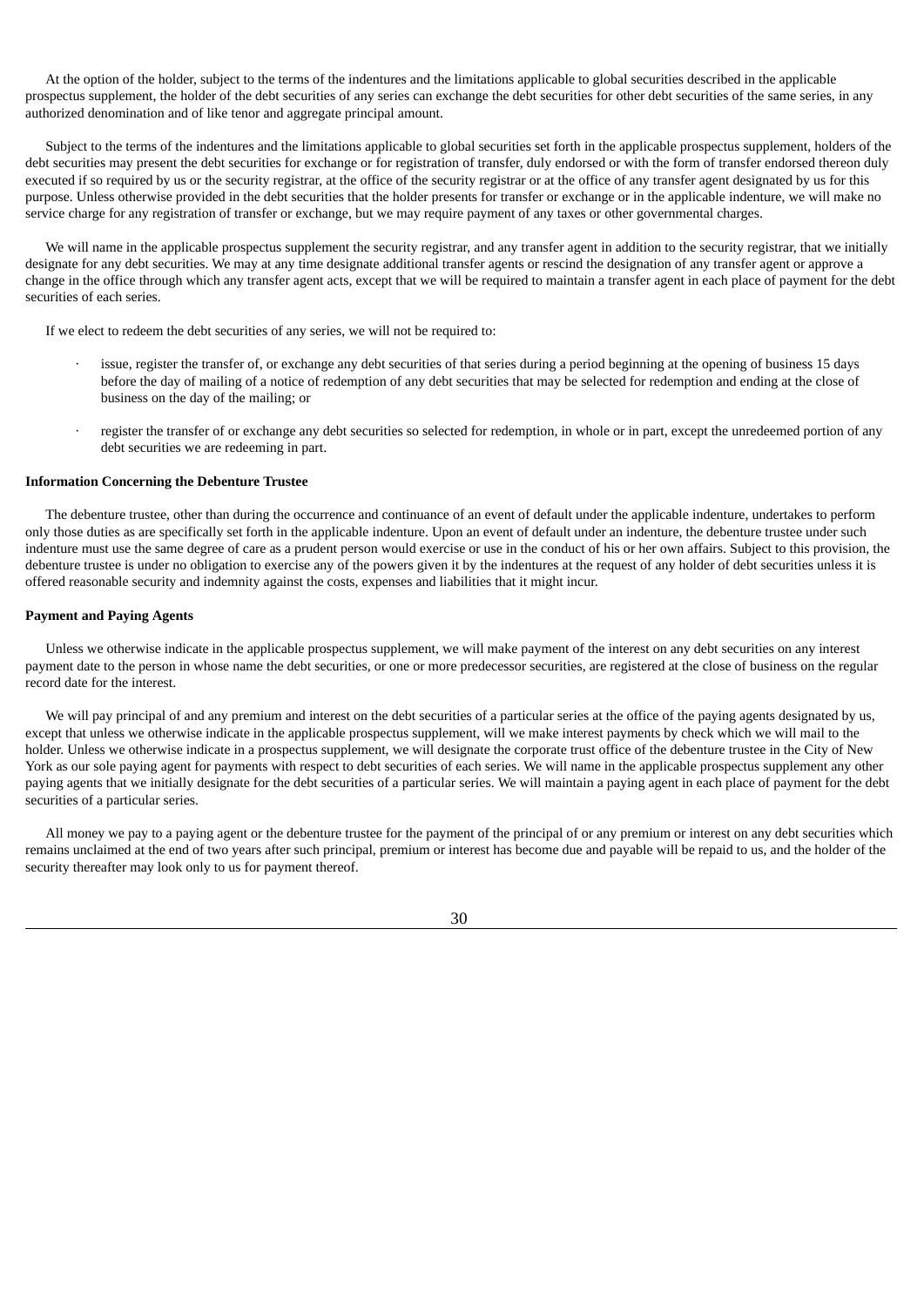At the option of the holder, subject to the terms of the indentures and the limitations applicable to global securities described in the applicable prospectus supplement, the holder of the debt securities of any series can exchange the debt securities for other debt securities of the same series, in any authorized denomination and of like tenor and aggregate principal amount.

Subject to the terms of the indentures and the limitations applicable to global securities set forth in the applicable prospectus supplement, holders of the debt securities may present the debt securities for exchange or for registration of transfer, duly endorsed or with the form of transfer endorsed thereon duly executed if so required by us or the security registrar, at the office of the security registrar or at the office of any transfer agent designated by us for this purpose. Unless otherwise provided in the debt securities that the holder presents for transfer or exchange or in the applicable indenture, we will make no service charge for any registration of transfer or exchange, but we may require payment of any taxes or other governmental charges.

We will name in the applicable prospectus supplement the security registrar, and any transfer agent in addition to the security registrar, that we initially designate for any debt securities. We may at any time designate additional transfer agents or rescind the designation of any transfer agent or approve a change in the office through which any transfer agent acts, except that we will be required to maintain a transfer agent in each place of payment for the debt securities of each series.

If we elect to redeem the debt securities of any series, we will not be required to:

- issue, register the transfer of, or exchange any debt securities of that series during a period beginning at the opening of business 15 days before the day of mailing of a notice of redemption of any debt securities that may be selected for redemption and ending at the close of business on the day of the mailing; or
- register the transfer of or exchange any debt securities so selected for redemption, in whole or in part, except the unredeemed portion of any debt securities we are redeeming in part.

**Information Concerning the Debenture Trustee**

The debenture trustee, other than during the occurrence and continuance of an event of default under the applicable indenture, undertakes to perform only those duties as are specifically set forth in the applicable indenture. Upon an event of default under an indenture, the debenture trustee under such indenture must use the same degree of care as a prudent person would exercise or use in the conduct of his or her own affairs. Subject to this provision, the debenture trustee is under no obligation to exercise any of the powers given it by the indentures at the request of any holder of debt securities unless it is offered reasonable security and indemnity against the costs, expenses and liabilities that it might incur.

**Payment and Paying Agents**

Unless we otherwise indicate in the applicable prospectus supplement, we will make payment of the interest on any debt securities on any interest payment date to the person in whose name the debt securities, or one or more predecessor securities, are registered at the close of business on the regular record date for the interest.

We will pay principal of and any premium and interest on the debt securities of a particular series at the office of the paying agents designated by us, except that unless we otherwise indicate in the applicable prospectus supplement, will we make interest payments by check which we will mail to the holder. Unless we otherwise indicate in a prospectus supplement, we will designate the corporate trust office of the debenture trustee in the City of New York as our sole paying agent for payments with respect to debt securities of each series. We will name in the applicable prospectus supplement any other paying agents that we initially designate for the debt securities of a particular series. We will maintain a paying agent in each place of payment for the debt securities of a particular series.

All money we pay to a paying agent or the debenture trustee for the payment of the principal of or any premium or interest on any debt securities which remains unclaimed at the end of two years after such principal, premium or interest has become due and payable will be repaid to us, and the holder of the security thereafter may look only to us for payment thereof.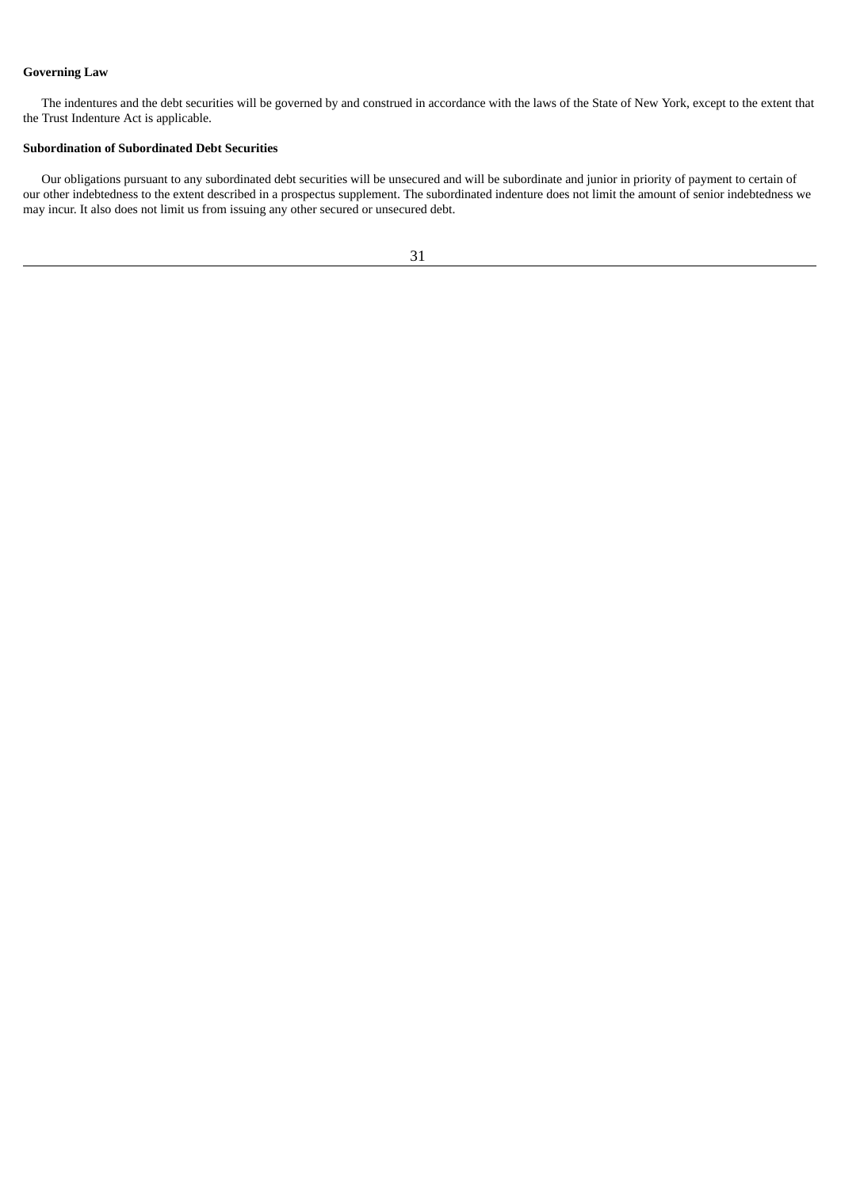**Governing Law**

The indentures and the debt securities will be governed by and construed in accordance with the laws of the State of New York, except to the extent that the Trust Indenture Act is applicable.

**Subordination of Subordinated Debt Securities**

Our obligations pursuant to any subordinated debt securities will be unsecured and will be subordinate and junior in priority of payment to certain of our other indebtedness to the extent described in a prospectus supplement. The subordinated indenture does not limit the amount of senior indebtedness we may incur. It also does not limit us from issuing any other secured or unsecured debt.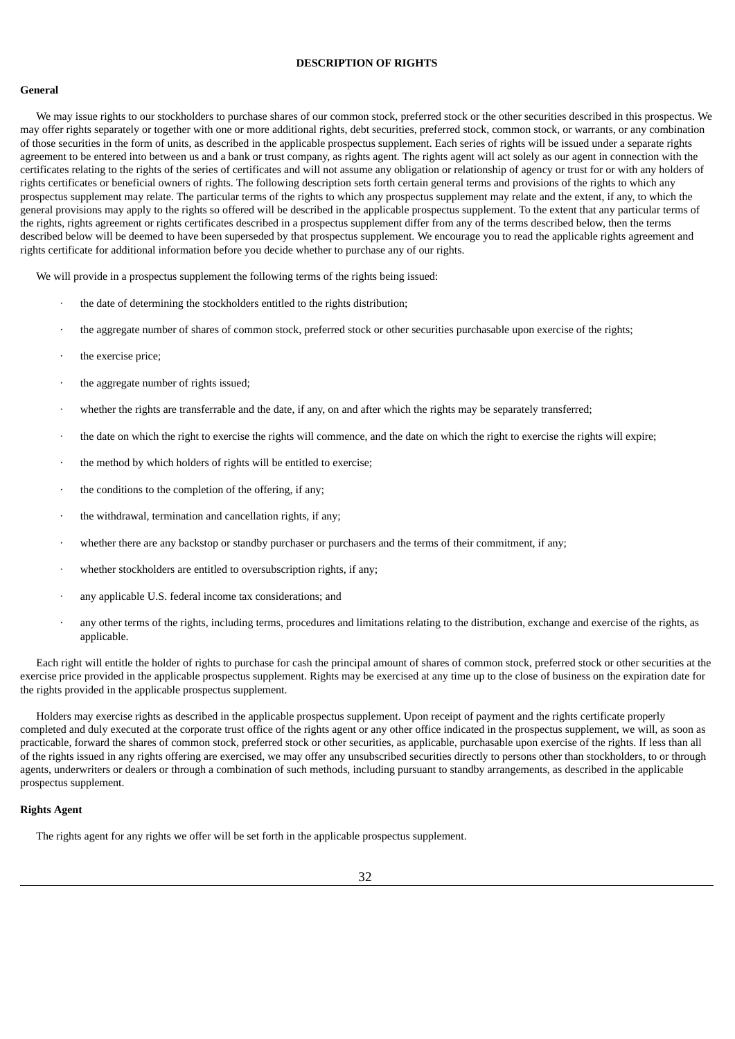## DESCRIPTION OF RIGHTS

### General

We may issue rights to our stockholders to purchase shares of our common stock, preferred stock or the other securities described in this prospectus. We may offer rights separately or together with one or more additional rights, debt securities, preferred stock, common stock, or warrants, or any combination of those securities in the form of units, as described in the applicable prospectus supplement. Each series of rights will be issued under a separate rights agreement to be entered into between us and a bank or trust company, as rights agent. The rights agent will act solely as our agent in connection with the certificates relating to the rights of the series of certificates and will not assume any obligation or relationship of agency or trust for or with any holders of rights certificates or beneficial owners of rights. The following description sets forth certain general terms and provisions of the rights to which any prospectus supplement may relate. The particular terms of the rights to which any prospectus supplement may relate and the extent, if any, to which the general provisions may apply to the rights so offered will be described in the applicable prospectus supplement. To the extent that any particular terms of the rights, rights agreement or rights certificates described in a prospectus supplement differ from any of the terms described below, then the terms described below will be deemed to have been superseded by that prospectus supplement. We encourage you to read the applicable rights agreement and rights certificate for additional information before you decide whether to purchase any of our rights.

We will provide in a prospectus supplement the following terms of the rights being issued:

- the date of determining the stockholders entitled to the rights distribution;
- the aggregate number of shares of common stock, preferred stock or other securities purchasable upon exercise of the rights;
- the exercise price;
- the aggregate number of rights issued;
- whether the rights are transferrable and the date, if any, on and after which the rights may be separately transferred;
- the date on which the right to exercise the rights will commence, and the date on which the right to exercise the rights will expire;
- the method by which holders of rights will be entitled to exercise;
- the conditions to the completion of the offering, if any;
- the withdrawal, termination and cancellation rights, if any;
- whether there are any backstop or standby purchaser or purchasers and the terms of their commitment, if any;
- whether stockholders are entitled to oversubscription rights, if any;
- any applicable U.S. federal income tax considerations; and
- any other terms of the rights, including terms, procedures and limitations relating to the distribution, exchange and exercise of the rights, as applicable.

Each right will entitle the holder of rights to purchase for cash the principal amount of shares of common stock, preferred stock or other securities at the exercise price provided in the applicable prospectus supplement. Rights may be exercised at any time up to the close of business on the expiration date for the rights provided in the applicable prospectus supplement.

Holders may exercise rights as described in the applicable prospectus supplement. Upon receipt of payment and the rights certificate properly completed and duly executed at the corporate trust office of the rights agent or any other office indicated in the prospectus supplement, we will, as soon as practicable, forward the shares of common stock, preferred stock or other securities, as applicable, purchasable upon exercise of the rights. If less than all of the rights issued in any rights offering are exercised, we may offer any unsubscribed securities directly to persons other than stockholders, to or through agents, underwriters or dealers or through a combination of such methods, including pursuant to standby arrangements, as described in the applicable prospectus supplement.

### Rights Agent

The rights agent for any rights we offer will be set forth in the applicable prospectus supplement.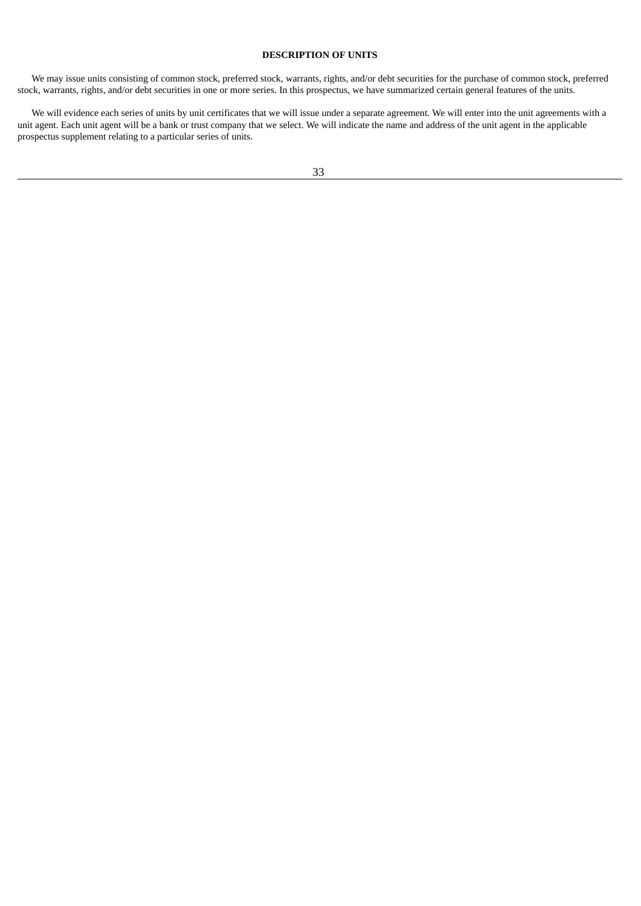## DESCRIPTION OF UNITS

We may issue units consisting of common stock, preferred stock, warrants, rights, and/or debt securities for the purchase of common stock, preferred stock, warrants, rights, and/or debt securities in one or more series. In this prospectus, we have summarized certain general features of the units.

We will evidence each series of units by unit certificates that we will issue under a separate agreement. We will enter into the unit agreements with a unit agent. Each unit agent will be a bank or trust company that we select. We will indicate the name and address of the unit agent in the applicable prospectus supplement relating to a particular series of units.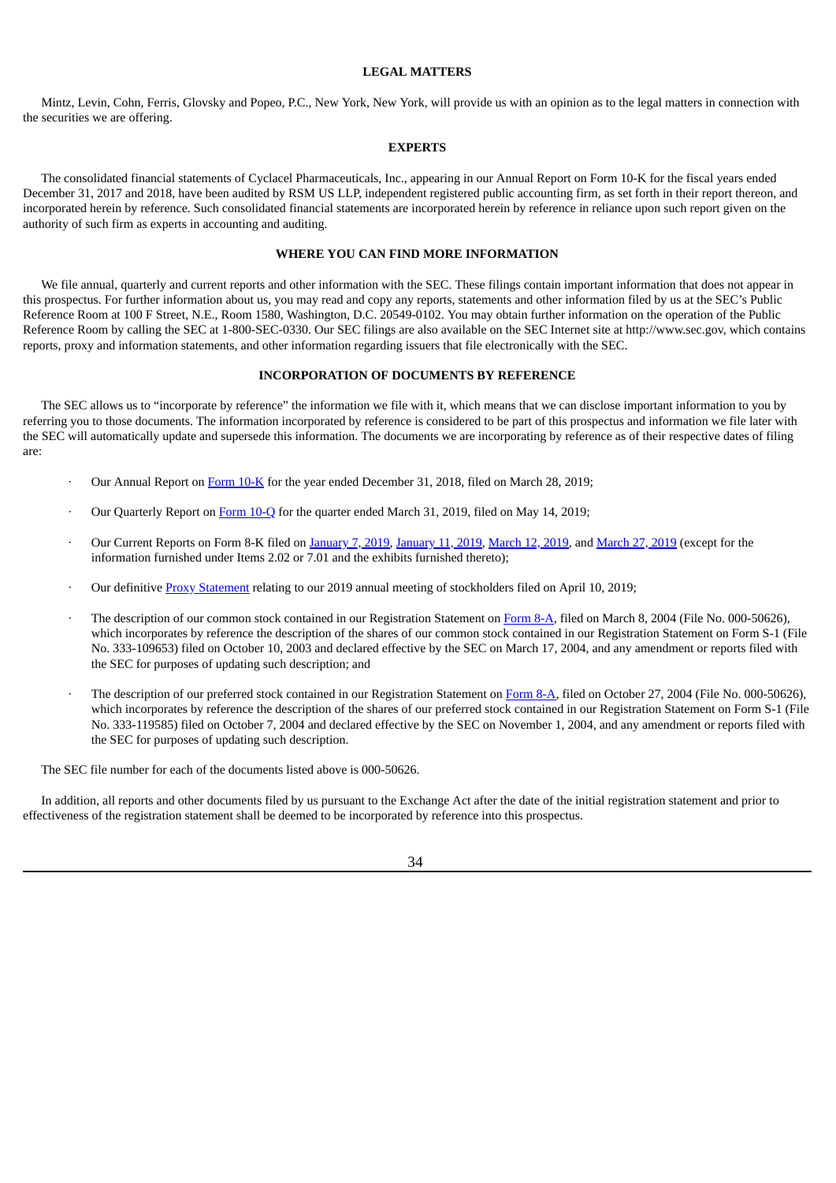## LEGAL MATTERS

Mintz, Levin, Cohn, Ferris, Glovsky and Popeo, P.C., New York, New York, will provide us with an opinion as to the legal matters in connection with the securities we are offering.

## EXPERTS

The consolidated financial statements of Cyclacel Pharmaceuticals, Inc., appearing in our Annual Report on Form 10-K for the fiscal years ended December 31, 2017 and 2018, have been audited by RSM US LLP, independent registered public accounting firm, as set forth in their report thereon, and incorporated herein by reference. Such consolidated financial statements are incorporated herein by reference in reliance upon such report given on the authority of such firm as experts in accounting and auditing.

## WHERE YOU CAN FIND MORE INFORMATION

We file annual, quarterly and current reports and other information with the SEC. These filings contain important information that does not appear in this prospectus. For further information about us, you may read and copy any reports, statements and other information filed by us at the SEC's Public Reference Room at 100 F Street, N.E., Room 1580, Washington, D.C. 20549-0102. You may obtain further information on the operation of the Public Reference Room by calling the SEC at 1-800-SEC-0330. Our SEC filings are also available on the SEC Internet site at http://www.sec.gov, which contains reports, proxy and information statements, and other information regarding issuers that file electronically with the SEC.

## INCORPORATION OF DOCUMENTS BY REFERENCE

The SEC allows us to "incorporate by reference" the information we file with it, which means that we can disclose important information to you by referring you to those documents. The information incorporated by reference is considered to be part of this prospectus and information we file later with the SEC will automatically update and supersede this information. The documents we are incorporating by reference as of their respective dates of filing are:

- Our Annual Report on Form 10-K for the year ended December 31, 2018, filed on March 28, 2019;
- Our Quarterly Report on Form 10-Q for the quarter ended March 31, 2019, filed on May 14, 2019;
- Our Current Reports on Form 8-K filed on January 7, 2019, January 11, 2019, March 12, 2019, and March 27, 2019 (except for the information furnished under Items 2.02 or 7.01 and the exhibits furnished thereto);
- Our definitive Proxy Statement relating to our 2019 annual meeting of stockholders filed on April 10, 2019;
- The description of our common stock contained in our Registration Statement on Form 8-A, filed on March 8, 2004 (File No. 000-50626), which incorporates by reference the description of the shares of our common stock contained in our Registration Statement on Form S-1 (File No. 333-109653) filed on October 10, 2003 and declared effective by the SEC on March 17, 2004, and any amendment or reports filed with the SEC for purposes of updating such description; and
- The description of our preferred stock contained in our Registration Statement on Form 8-A, filed on October 27, 2004 (File No. 000-50626), which incorporates by reference the description of the shares of our preferred stock contained in our Registration Statement on Form S-1 (File No. 333-119585) filed on October 7, 2004 and declared effective by the SEC on November 1, 2004, and any amendment or reports filed with the SEC for purposes of updating such description.

The SEC file number for each of the documents listed above is 000-50626.

In addition, all reports and other documents filed by us pursuant to the Exchange Act after the date of the initial registration statement and prior to effectiveness of the registration statement shall be deemed to be incorporated by reference into this prospectus.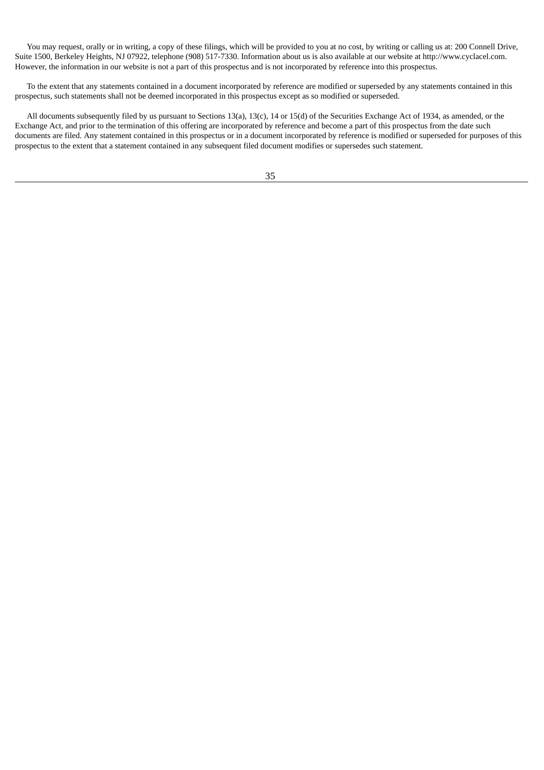You may request, orally or in writing, a copy of these filings, which will be provided to you at no cost, by writing or calling us at: 200 Connell Drive, Suite 1500, Berkeley Heights, NJ 07922, telephone (908) 517-7330. Information about us is also available at our website at http://www.cyclacel.com. However, the information in our website is not a part of this prospectus and is not incorporated by reference into this prospectus.

To the extent that any statements contained in a document incorporated by reference are modified or superseded by any statements contained in this prospectus, such statements shall not be deemed incorporated in this prospectus except as so modified or superseded.

All documents subsequently filed by us pursuant to Sections 13(a), 13(c), 14 or 15(d) of the Securities Exchange Act of 1934, as amended, or the Exchange Act, and prior to the termination of this offering are incorporated by reference and become a part of this prospectus from the date such documents are filed. Any statement contained in this prospectus or in a document incorporated by reference is modified or superseded for purposes of this prospectus to the extent that a statement contained in any subsequent filed document modifies or supersedes such statement.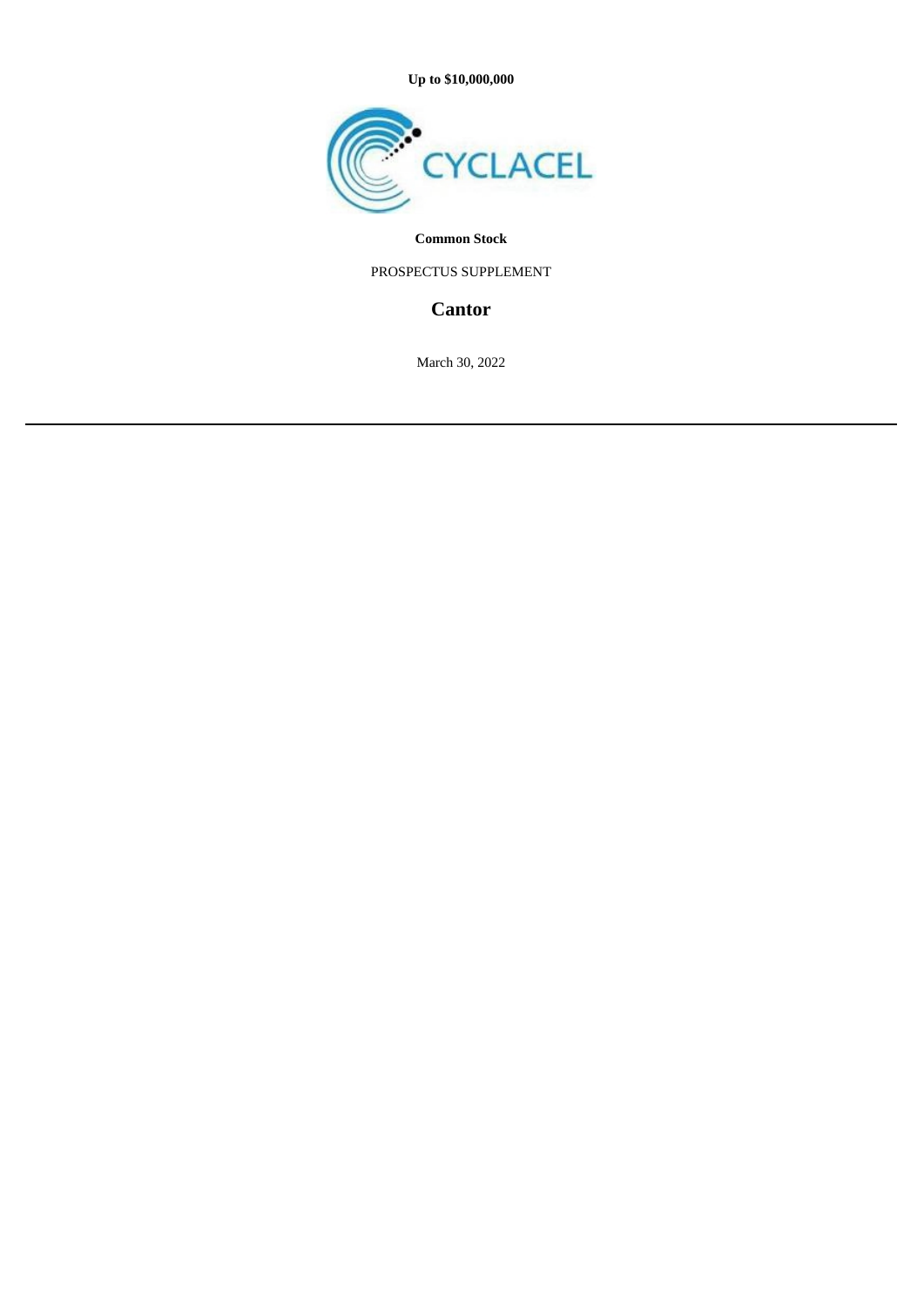**Up to $10,000,000**

CYCLACEL

**Common Stock**

PROSPECTUS SUPPLEMENT

**Cantor**

March 30, 2022